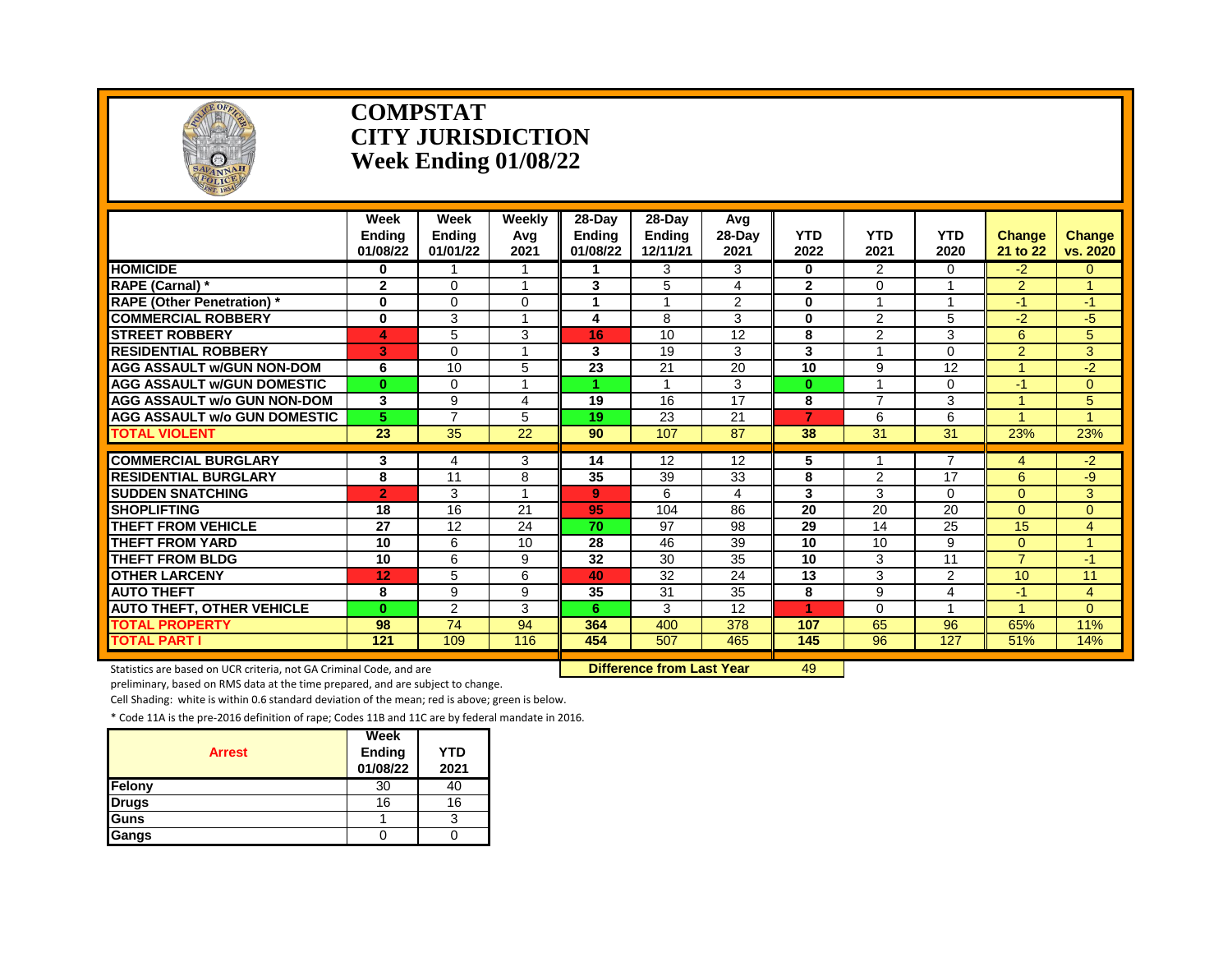# COMPSTAT
# CITY JURISDICTION
# Week Ending 01/08/22

| | Week Ending 01/08/22 | Week Ending 01/01/22 | Weekly Avg 2021 | 28-Day Ending 01/08/22 | 28-Day Ending 12/11/21 | Avg 28-Day 2021 | YTD 2022 | YTD 2021 | YTD 2020 | Change 21 to 22 | Change vs. 2020 |
|---|---|---|---|---|---|---|---|---|---|---|---|
| **HOMICIDE** | 0 | 1 | 1 | 1 | 3 | 3 | 0 | 2 | 0 | -2 | 0 |
| **RAPE (Carnal) *** | 2 | 0 | 1 | 3 | 5 | 4 | 2 | 0 | 1 | 2 | 1 |
| **RAPE (Other Penetration) *** | 0 | 0 | 0 | 1 | 1 | 2 | 0 | 1 | 1 | -1 | -1 |
| **COMMERCIAL ROBBERY** | 0 | 3 | 1 | 4 | 8 | 3 | 0 | 2 | 5 | -2 | -5 |
| **STREET ROBBERY** | 4 | 5 | 3 | 16 | 10 | 12 | 8 | 2 | 3 | 6 | 5 |
| **RESIDENTIAL ROBBERY** | 3 | 0 | 1 | 3 | 19 | 3 | 3 | 1 | 0 | 2 | 3 |
| **AGG ASSAULT w/GUN NON-DOM** | 6 | 10 | 5 | 23 | 21 | 20 | 10 | 9 | 12 | 1 | -2 |
| **AGG ASSAULT w/GUN DOMESTIC** | 0 | 0 | 1 | 1 | 1 | 3 | 0 | 1 | 0 | -1 | 0 |
| **AGG ASSAULT w/o GUN NON-DOM** | 3 | 9 | 4 | 19 | 16 | 17 | 8 | 7 | 3 | 1 | 5 |
| **AGG ASSAULT w/o GUN DOMESTIC** | 5 | 7 | 5 | 19 | 23 | 21 | 7 | 6 | 6 | 1 | 1 |
| **TOTAL VIOLENT** | 23 | 35 | 22 | 90 | 107 | 87 | 38 | 31 | 31 | 23% | 23% |
| **COMMERCIAL BURGLARY** | 3 | 4 | 3 | 14 | 12 | 12 | 5 | 1 | 7 | 4 | -2 |
| **RESIDENTIAL BURGLARY** | 8 | 11 | 8 | 35 | 39 | 33 | 8 | 2 | 17 | 6 | -9 |
| **SUDDEN SNATCHING** | 2 | 3 | 1 | 9 | 6 | 4 | 3 | 3 | 0 | 0 | 3 |
| **SHOPLIFTING** | 18 | 16 | 21 | 95 | 104 | 86 | 20 | 20 | 20 | 0 | 0 |
| **THEFT FROM VEHICLE** | 27 | 12 | 24 | 70 | 97 | 98 | 29 | 14 | 25 | 15 | 4 |
| **THEFT FROM YARD** | 10 | 6 | 10 | 28 | 46 | 39 | 10 | 10 | 9 | 0 | 1 |
| **THEFT FROM BLDG** | 10 | 6 | 9 | 32 | 30 | 35 | 10 | 3 | 11 | 7 | -1 |
| **OTHER LARCENY** | 12 | 5 | 6 | 40 | 32 | 24 | 13 | 3 | 2 | 10 | 11 |
| **AUTO THEFT** | 8 | 9 | 9 | 35 | 31 | 35 | 8 | 9 | 4 | -1 | 4 |
| **AUTO THEFT, OTHER VEHICLE** | 0 | 2 | 3 | 6 | 3 | 12 | 1 | 0 | 1 | 1 | 0 |
| **TOTAL PROPERTY** | 98 | 74 | 94 | 364 | 400 | 378 | 107 | 65 | 96 | 65% | 11% |
| **TOTAL PART I** | 121 | 109 | 116 | 454 | 507 | 465 | 145 | 96 | 127 | 51% | 14% |

**Difference from Last Year** 49

Statistics are based on UCR criteria, not GA Criminal Code, and are preliminary, based on RMS data at the time prepared, and are subject to change.

Cell Shading: white is within 0.6 standard deviation of the mean; red is above; green is below.

* Code 11A is the pre-2016 definition of rape; Codes 11B and 11C are by federal mandate in 2016.

| Arrest | Week Ending 01/08/22 | YTD 2021 |
|---|---|---|
| **Felony** | 30 | 40 |
| **Drugs** | 16 | 16 |
| **Guns** | 1 | 3 |
| **Gangs** | 0 | 0 |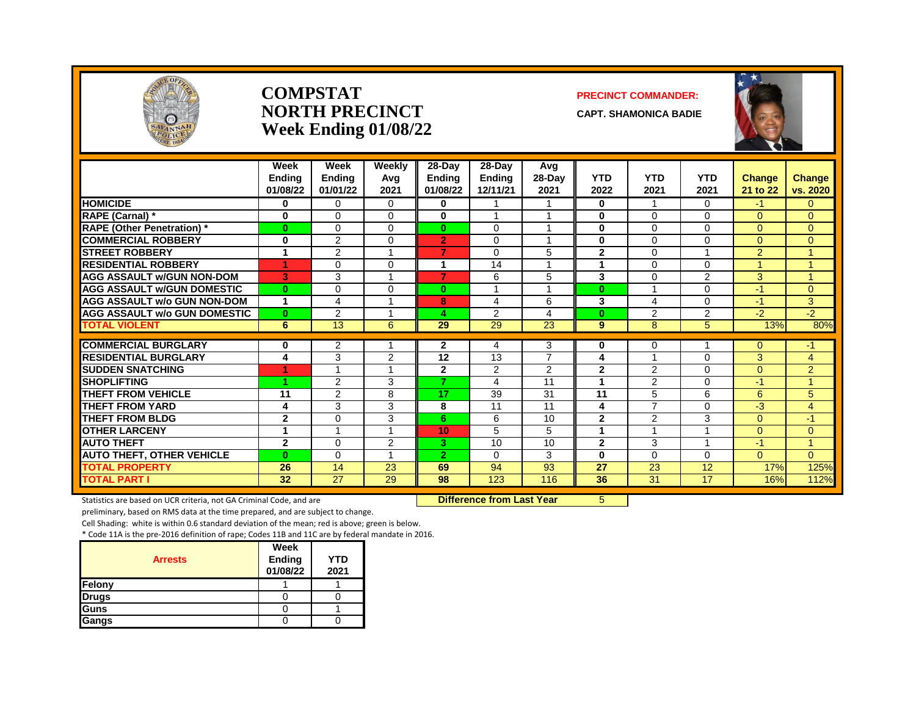# COMPSTAT
# NORTH PRECINCT
# Week Ending 01/08/22

**PRECINCT COMMANDER:**

**CAPT. SHAMONICA BADIE**

| | Week Ending 01/08/22 | Week Ending 01/01/22 | Weekly Avg 2021 | 28-Day Ending 01/08/22 | 28-Day Ending 12/11/21 | Avg 28-Day 2021 | YTD 2022 | YTD 2021 | YTD 2021 | Change 21 to 22 | Change vs. 2020 |
|---|---|---|---|---|---|---|---|---|---|---|---|
| **HOMICIDE** | 0 | 0 | 0 | 0 | 1 | 1 | 0 | 1 | 0 | -1 | 0 |
| **RAPE (Carnal) *** | 0 | 0 | 0 | 0 | 1 | 1 | 0 | 0 | 0 | 0 | 0 |
| **RAPE (Other Penetration) *** | 0 | 0 | 0 | 0 | 0 | 1 | 0 | 0 | 0 | 0 | 0 |
| **COMMERCIAL ROBBERY** | 0 | 2 | 0 | 2 | 0 | 1 | 0 | 0 | 0 | 0 | 0 |
| **STREET ROBBERY** | 1 | 2 | 1 | 7 | 0 | 5 | 2 | 0 | 1 | 2 | 1 |
| **RESIDENTIAL ROBBERY** | 1 | 0 | 0 | 1 | 14 | 1 | 1 | 0 | 0 | 1 | 1 |
| **AGG ASSAULT w/GUN NON-DOM** | 3 | 3 | 1 | 7 | 6 | 5 | 3 | 0 | 2 | 3 | 1 |
| **AGG ASSAULT w/GUN DOMESTIC** | 0 | 0 | 0 | 0 | 1 | 1 | 0 | 1 | 0 | -1 | 0 |
| **AGG ASSAULT w/o GUN NON-DOM** | 1 | 4 | 1 | 8 | 4 | 6 | 3 | 4 | 0 | -1 | 3 |
| **AGG ASSAULT w/o GUN DOMESTIC** | 0 | 2 | 1 | 4 | 2 | 4 | 0 | 2 | 2 | -2 | -2 |
| **TOTAL VIOLENT** | 6 | 13 | 6 | 29 | 29 | 23 | 9 | 8 | 5 | 13% | 80% |
| **COMMERCIAL BURGLARY** | 0 | 2 | 1 | 2 | 4 | 3 | 0 | 0 | 1 | 0 | -1 |
| **RESIDENTIAL BURGLARY** | 4 | 3 | 2 | 12 | 13 | 7 | 4 | 1 | 0 | 3 | 4 |
| **SUDDEN SNATCHING** | 1 | 1 | 1 | 2 | 2 | 2 | 2 | 2 | 0 | 0 | 2 |
| **SHOPLIFTING** | 1 | 2 | 3 | 7 | 4 | 11 | 1 | 2 | 0 | -1 | 1 |
| **THEFT FROM VEHICLE** | 11 | 2 | 8 | 17 | 39 | 31 | 11 | 5 | 6 | 6 | 5 |
| **THEFT FROM YARD** | 4 | 3 | 3 | 8 | 11 | 11 | 4 | 7 | 0 | -3 | 4 |
| **THEFT FROM BLDG** | 2 | 0 | 3 | 6 | 6 | 10 | 2 | 2 | 3 | 0 | -1 |
| **OTHER LARCENY** | 1 | 1 | 1 | 10 | 5 | 5 | 1 | 1 | 1 | 0 | 0 |
| **AUTO THEFT** | 2 | 0 | 2 | 3 | 10 | 10 | 2 | 3 | 1 | -1 | 1 |
| **AUTO THEFT, OTHER VEHICLE** | 0 | 0 | 1 | 2 | 0 | 3 | 0 | 0 | 0 | 0 | 0 |
| **TOTAL PROPERTY** | 26 | 14 | 23 | 69 | 94 | 93 | 27 | 23 | 12 | 17% | 125% |
| **TOTAL PART I** | 32 | 27 | 29 | 98 | 123 | 116 | 36 | 31 | 17 | 16% | 112% |

**Difference from Last Year** 5

Statistics are based on UCR criteria, not GA Criminal Code, and are preliminary, based on RMS data at the time prepared, and are subject to change.

Cell Shading: white is within 0.6 standard deviation of the mean; red is above; green is below.

* Code 11A is the pre-2016 definition of rape; Codes 11B and 11C are by federal mandate in 2016.

| Arrests | Week Ending 01/08/22 | YTD 2021 |
|---|---|---|
| Felony | 1 | 1 |
| Drugs | 0 | 0 |
| Guns | 0 | 1 |
| Gangs | 0 | 0 |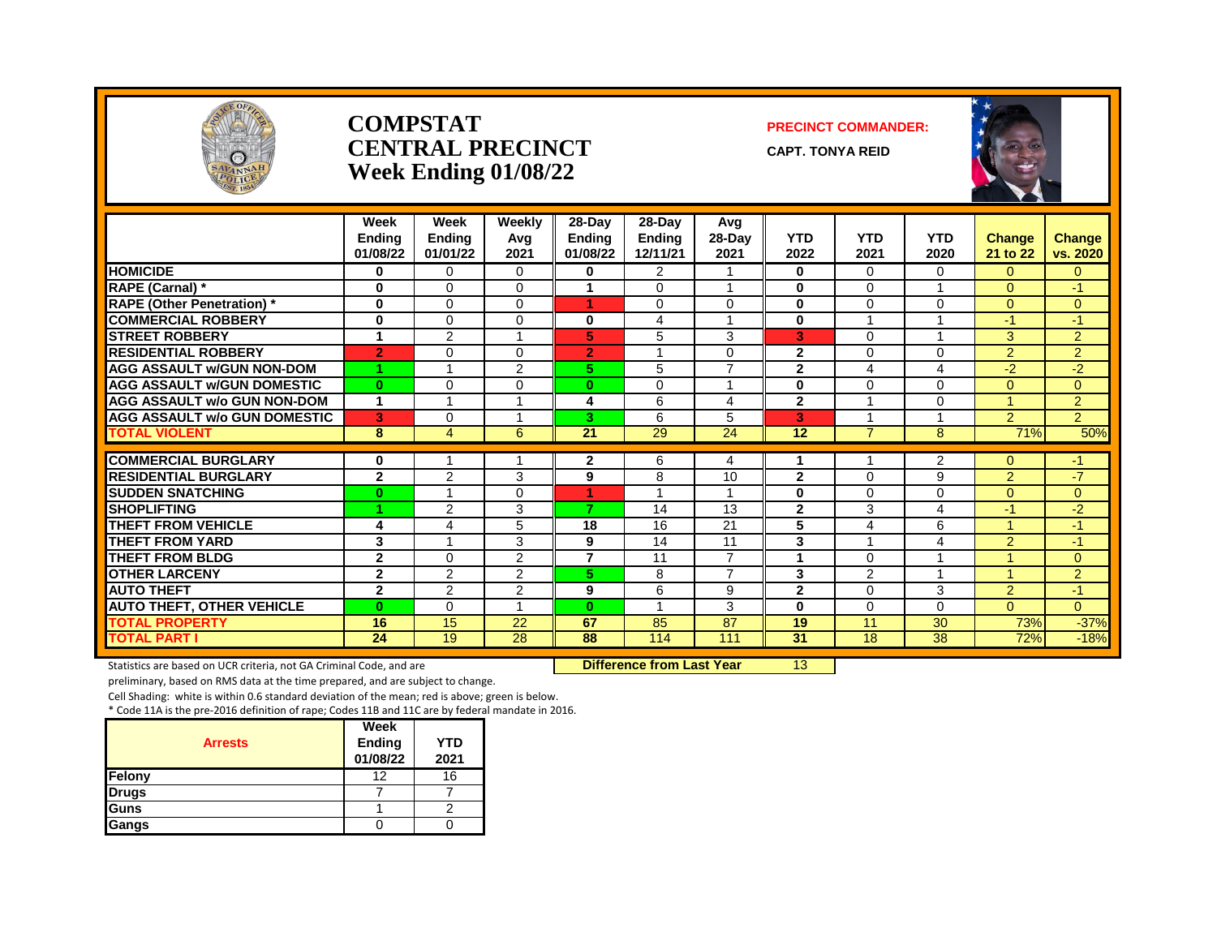# COMPSTAT
# CENTRAL PRECINCT
## Week Ending 01/08/22

**PRECINCT COMMANDER:**

**CAPT. TONYA REID**

| | Week Ending 01/08/22 | Week Ending 01/01/22 | Weekly Avg 2021 | 28-Day Ending 01/08/22 | 28-Day Ending 12/11/21 | Avg 28-Day 2021 | YTD 2022 | YTD 2021 | YTD 2020 | Change 21 to 22 | Change vs. 2020 |
|---|---|---|---|---|---|---|---|---|---|---|---|
| **HOMICIDE** | 0 | 0 | 0 | 0 | 2 | 1 | 0 | 0 | 0 | 0 | 0 |
| **RAPE (Carnal) *** | 0 | 0 | 0 | 1 | 0 | 1 | 0 | 0 | 1 | 0 | -1 |
| **RAPE (Other Penetration) *** | 0 | 0 | 0 | 1 | 0 | 0 | 0 | 0 | 0 | 0 | 0 |
| **COMMERCIAL ROBBERY** | 0 | 0 | 0 | 0 | 4 | 1 | 0 | 1 | 1 | -1 | -1 |
| **STREET ROBBERY** | 1 | 2 | 1 | 5 | 5 | 3 | 3 | 0 | 1 | 3 | 2 |
| **RESIDENTIAL ROBBERY** | 2 | 0 | 0 | 2 | 1 | 0 | 2 | 0 | 0 | 2 | 2 |
| **AGG ASSAULT w/GUN NON-DOM** | 1 | 1 | 2 | 5 | 5 | 7 | 2 | 4 | 4 | -2 | -2 |
| **AGG ASSAULT w/GUN DOMESTIC** | 0 | 0 | 0 | 0 | 0 | 1 | 0 | 0 | 0 | 0 | 0 |
| **AGG ASSAULT w/o GUN NON-DOM** | 1 | 1 | 1 | 4 | 6 | 4 | 2 | 1 | 0 | 1 | 2 |
| **AGG ASSAULT w/o GUN DOMESTIC** | 3 | 0 | 1 | 3 | 6 | 5 | 3 | 1 | 1 | 2 | 2 |
| **TOTAL VIOLENT** | 8 | 4 | 6 | 21 | 29 | 24 | 12 | 7 | 8 | 71% | 50% |
| **COMMERCIAL BURGLARY** | 0 | 1 | 1 | 2 | 6 | 4 | 1 | 1 | 2 | 0 | -1 |
| **RESIDENTIAL BURGLARY** | 2 | 2 | 3 | 9 | 8 | 10 | 2 | 0 | 9 | 2 | -7 |
| **SUDDEN SNATCHING** | 0 | 1 | 0 | 1 | 1 | 1 | 0 | 0 | 0 | 0 | 0 |
| **SHOPLIFTING** | 1 | 2 | 3 | 7 | 14 | 13 | 2 | 3 | 4 | -1 | -2 |
| **THEFT FROM VEHICLE** | 4 | 4 | 5 | 18 | 16 | 21 | 5 | 4 | 6 | 1 | -1 |
| **THEFT FROM YARD** | 3 | 1 | 3 | 9 | 14 | 11 | 3 | 1 | 4 | 2 | -1 |
| **THEFT FROM BLDG** | 2 | 0 | 2 | 7 | 11 | 7 | 1 | 0 | 1 | 1 | 0 |
| **OTHER LARCENY** | 2 | 2 | 2 | 5 | 8 | 7 | 3 | 2 | 1 | 1 | 2 |
| **AUTO THEFT** | 2 | 2 | 2 | 9 | 6 | 9 | 2 | 0 | 3 | 2 | -1 |
| **AUTO THEFT, OTHER VEHICLE** | 0 | 0 | 1 | 0 | 1 | 3 | 0 | 0 | 0 | 0 | 0 |
| **TOTAL PROPERTY** | 16 | 15 | 22 | 67 | 85 | 87 | 19 | 11 | 30 | 73% | -37% |
| **TOTAL PART I** | 24 | 19 | 28 | 88 | 114 | 111 | 31 | 18 | 38 | 72% | -18% |

**Difference from Last Year**: 13

Statistics are based on UCR criteria, not GA Criminal Code, and are preliminary, based on RMS data at the time prepared, and are subject to change.

Cell Shading: white is within 0.6 standard deviation of the mean; red is above; green is below.

* Code 11A is the pre-2016 definition of rape; Codes 11B and 11C are by federal mandate in 2016.

| Arrests | Week Ending 01/08/22 | YTD 2021 |
|---|---|---|
| **Felony** | 12 | 16 |
| **Drugs** | 7 | 7 |
| **Guns** | 1 | 2 |
| **Gangs** | 0 | 0 |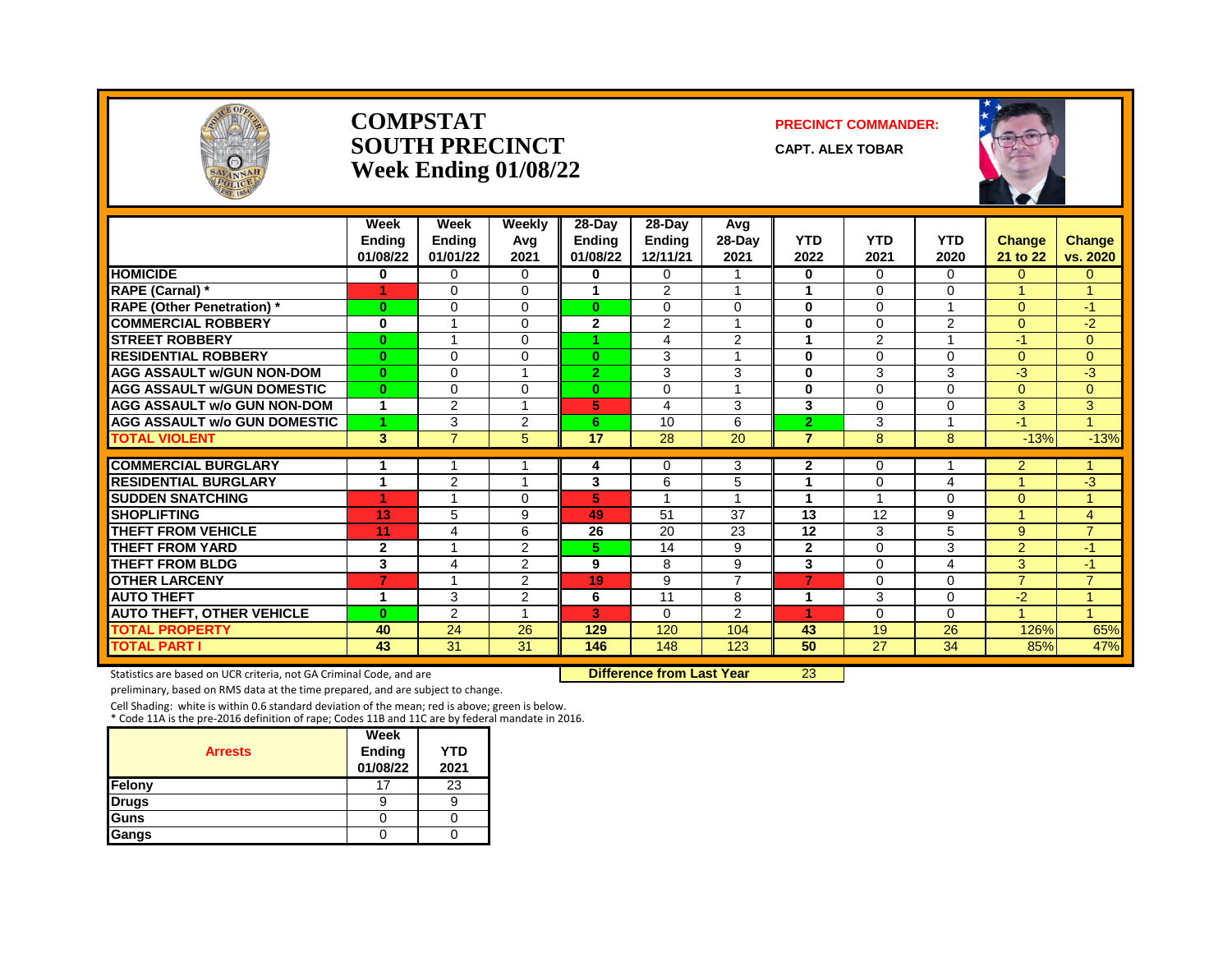# COMPSTAT
# SOUTH PRECINCT
# Week Ending 01/08/22

**PRECINCT COMMANDER:**

**CAPT. ALEX TOBAR**

| | Week Ending 01/08/22 | Week Ending 01/01/22 | Weekly Avg 2021 | 28-Day Ending 01/08/22 | 28-Day Ending 12/11/21 | Avg 28-Day 2021 | YTD 2022 | YTD 2021 | YTD 2020 | Change 21 to 22 | Change vs. 2020 |
|---|---|---|---|---|---|---|---|---|---|---|---|
| HOMICIDE | 0 | 0 | 0 | 0 | 0 | 1 | 0 | 0 | 0 | 0 | 0 |
| RAPE (Carnal) * | 1 | 0 | 0 | 1 | 2 | 1 | 1 | 0 | 0 | 1 | 1 |
| RAPE (Other Penetration) * | 0 | 0 | 0 | 0 | 0 | 0 | 0 | 0 | 1 | 0 | -1 |
| COMMERCIAL ROBBERY | 0 | 1 | 0 | 2 | 2 | 1 | 0 | 0 | 2 | 0 | -2 |
| STREET ROBBERY | 0 | 1 | 0 | 1 | 4 | 2 | 1 | 2 | 1 | -1 | 0 |
| RESIDENTIAL ROBBERY | 0 | 0 | 0 | 0 | 3 | 1 | 0 | 0 | 0 | 0 | 0 |
| AGG ASSAULT w/GUN NON-DOM | 0 | 0 | 1 | 2 | 3 | 3 | 0 | 3 | 3 | -3 | -3 |
| AGG ASSAULT w/GUN DOMESTIC | 0 | 0 | 0 | 0 | 0 | 1 | 0 | 0 | 0 | 0 | 0 |
| AGG ASSAULT w/o GUN NON-DOM | 1 | 2 | 1 | 5 | 4 | 3 | 3 | 0 | 0 | 3 | 3 |
| AGG ASSAULT w/o GUN DOMESTIC | 1 | 3 | 2 | 6 | 10 | 6 | 2 | 3 | 1 | -1 | 1 |
| TOTAL VIOLENT | 3 | 7 | 5 | 17 | 28 | 20 | 7 | 8 | 8 | -13% | -13% |
| COMMERCIAL BURGLARY | 1 | 1 | 1 | 4 | 0 | 3 | 2 | 0 | 1 | 2 | 1 |
| RESIDENTIAL BURGLARY | 1 | 2 | 1 | 3 | 6 | 5 | 1 | 0 | 4 | 1 | -3 |
| SUDDEN SNATCHING | 1 | 1 | 0 | 5 | 1 | 1 | 1 | 1 | 0 | 0 | 1 |
| SHOPLIFTING | 13 | 5 | 9 | 49 | 51 | 37 | 13 | 12 | 9 | 1 | 4 |
| THEFT FROM VEHICLE | 11 | 4 | 6 | 26 | 20 | 23 | 12 | 3 | 5 | 9 | 7 |
| THEFT FROM YARD | 2 | 1 | 2 | 5 | 14 | 9 | 2 | 0 | 3 | 2 | -1 |
| THEFT FROM BLDG | 3 | 4 | 2 | 9 | 8 | 9 | 3 | 0 | 4 | 3 | -1 |
| OTHER LARCENY | 7 | 1 | 2 | 19 | 9 | 7 | 7 | 0 | 0 | 7 | 7 |
| AUTO THEFT | 1 | 3 | 2 | 6 | 11 | 8 | 1 | 3 | 0 | -2 | 1 |
| AUTO THEFT, OTHER VEHICLE | 0 | 2 | 1 | 3 | 0 | 2 | 1 | 0 | 0 | 1 | 1 |
| TOTAL PROPERTY | 40 | 24 | 26 | 129 | 120 | 104 | 43 | 19 | 26 | 126% | 65% |
| TOTAL PART I | 43 | 31 | 31 | 146 | 148 | 123 | 50 | 27 | 34 | 85% | 47% |

**Difference from Last Year** 23

Statistics are based on UCR criteria, not GA Criminal Code, and are preliminary, based on RMS data at the time prepared, and are subject to change.

Cell Shading: white is within 0.6 standard deviation of the mean; red is above; green is below.
* Code 11A is the pre-2016 definition of rape; Codes 11B and 11C are by federal mandate in 2016.

| Arrests | Week Ending 01/08/22 | YTD 2021 |
|---|---|---|
| Felony | 17 | 23 |
| Drugs | 9 | 9 |
| Guns | 0 | 0 |
| Gangs | 0 | 0 |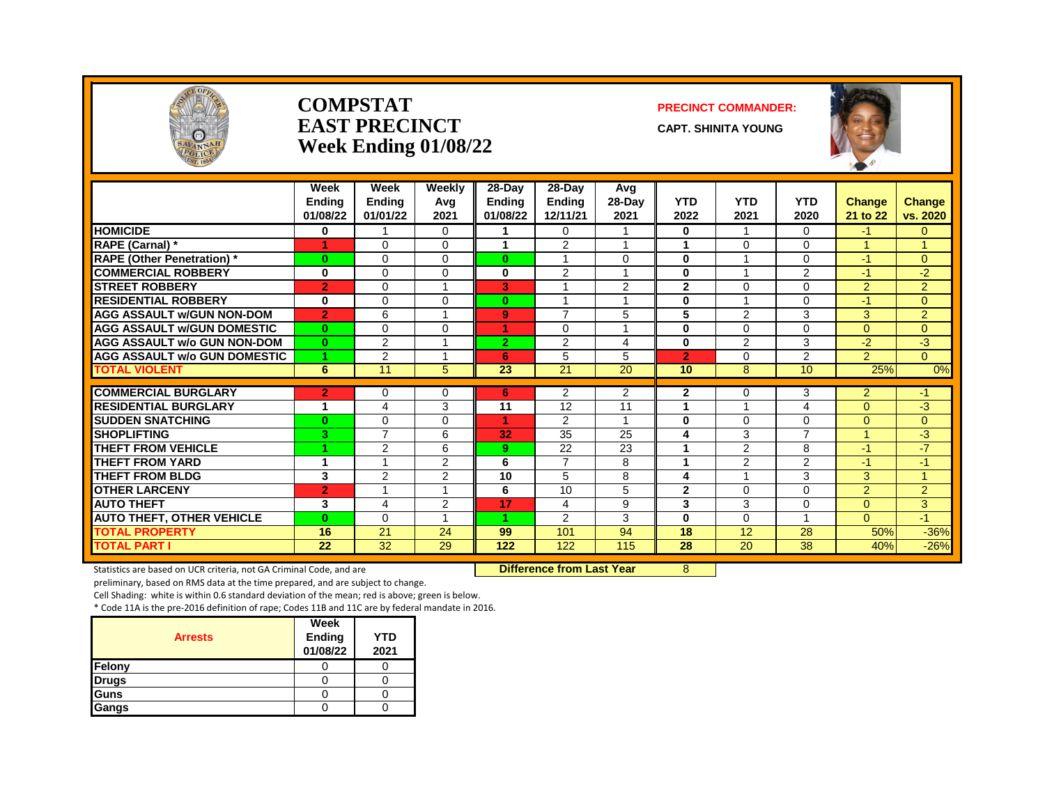# COMPSTAT
# EAST PRECINCT
# Week Ending 01/08/22

**PRECINCT COMMANDER:**

**CAPT. SHINITA YOUNG**

| | Week Ending 01/08/22 | Week Ending 01/01/22 | Weekly Avg 2021 | 28-Day Ending 01/08/22 | 28-Day Ending 12/11/21 | Avg 28-Day 2021 | YTD 2022 | YTD 2021 | YTD 2020 | Change 21 to 22 | Change vs. 2020 |
|---|---|---|---|---|---|---|---|---|---|---|---|
| HOMICIDE | 0 | 1 | 0 | 1 | 0 | 1 | 0 | 1 | 0 | -1 | 0 |
| RAPE (Carnal) * | 1 | 0 | 0 | 1 | 2 | 1 | 1 | 0 | 0 | 1 | 1 |
| RAPE (Other Penetration) * | 0 | 0 | 0 | 0 | 1 | 0 | 0 | 1 | 0 | -1 | 0 |
| COMMERCIAL ROBBERY | 0 | 0 | 0 | 0 | 2 | 1 | 0 | 1 | 2 | -1 | -2 |
| STREET ROBBERY | 2 | 0 | 1 | 3 | 1 | 2 | 2 | 0 | 0 | 2 | 2 |
| RESIDENTIAL ROBBERY | 0 | 0 | 0 | 0 | 1 | 1 | 0 | 1 | 0 | -1 | 0 |
| AGG ASSAULT w/GUN NON-DOM | 2 | 6 | 1 | 9 | 7 | 5 | 5 | 2 | 3 | 3 | 2 |
| AGG ASSAULT w/GUN DOMESTIC | 0 | 0 | 0 | 1 | 0 | 1 | 0 | 0 | 0 | 0 | 0 |
| AGG ASSAULT w/o GUN NON-DOM | 0 | 2 | 1 | 2 | 2 | 4 | 0 | 2 | 3 | -2 | -3 |
| AGG ASSAULT w/o GUN DOMESTIC | 1 | 2 | 1 | 6 | 5 | 5 | 2 | 0 | 2 | 2 | 0 |
| TOTAL VIOLENT | 6 | 11 | 5 | 23 | 21 | 20 | 10 | 8 | 10 | 25% | 0% |
| COMMERCIAL BURGLARY | 2 | 0 | 0 | 6 | 2 | 2 | 2 | 0 | 3 | 2 | -1 |
| RESIDENTIAL BURGLARY | 1 | 4 | 3 | 11 | 12 | 11 | 1 | 1 | 4 | 0 | -3 |
| SUDDEN SNATCHING | 0 | 0 | 0 | 1 | 2 | 1 | 0 | 0 | 0 | 0 | 0 |
| SHOPLIFTING | 3 | 7 | 6 | 32 | 35 | 25 | 4 | 3 | 7 | 1 | -3 |
| THEFT FROM VEHICLE | 1 | 2 | 6 | 9 | 22 | 23 | 1 | 2 | 8 | -1 | -7 |
| THEFT FROM YARD | 1 | 1 | 2 | 6 | 7 | 8 | 1 | 2 | 2 | -1 | -1 |
| THEFT FROM BLDG | 3 | 2 | 2 | 10 | 5 | 8 | 4 | 1 | 3 | 3 | 1 |
| OTHER LARCENY | 2 | 1 | 1 | 6 | 10 | 5 | 2 | 0 | 0 | 2 | 2 |
| AUTO THEFT | 3 | 4 | 2 | 17 | 4 | 9 | 3 | 3 | 0 | 0 | 3 |
| AUTO THEFT, OTHER VEHICLE | 0 | 0 | 1 | 1 | 2 | 3 | 0 | 0 | 1 | 0 | -1 |
| TOTAL PROPERTY | 16 | 21 | 24 | 99 | 101 | 94 | 18 | 12 | 28 | 50% | -36% |
| TOTAL PART I | 22 | 32 | 29 | 122 | 122 | 115 | 28 | 20 | 38 | 40% | -26% |

Statistics are based on UCR criteria, not GA Criminal Code, and are preliminary, based on RMS data at the time prepared, and are subject to change.

**Difference from Last Year** 8

Cell Shading: white is within 0.6 standard deviation of the mean; red is above; green is below.

* Code 11A is the pre-2016 definition of rape; Codes 11B and 11C are by federal mandate in 2016.

| Arrests | Week Ending 01/08/22 | YTD 2021 |
|---|---|---|
| Felony | 0 | 0 |
| Drugs | 0 | 0 |
| Guns | 0 | 0 |
| Gangs | 0 | 0 |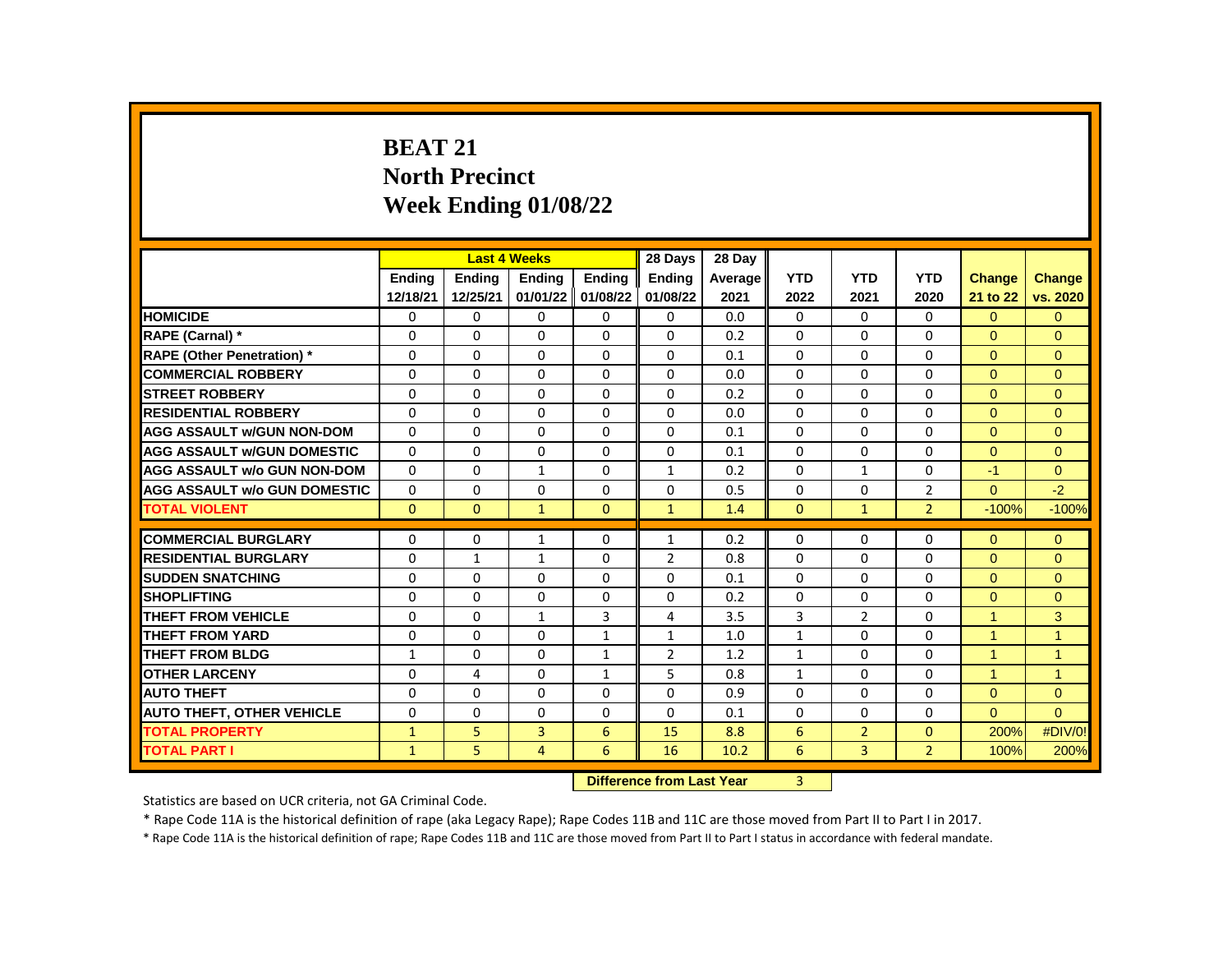# BEAT 21
## North Precinct
## Week Ending 01/08/22

| | Last 4 Weeks | | | | 28 Days | 28 Day | | | | | |
|---|---|---|---|---|---|---|---|---|---|---|---|
| | Ending 12/18/21 | Ending 12/25/21 | Ending 01/01/22 | Ending 01/08/22 | Ending 01/08/22 | Average 2021 | YTD 2022 | YTD 2021 | YTD 2020 | Change 21 to 22 | Change vs. 2020 |
| HOMICIDE | 0 | 0 | 0 | 0 | 0 | 0.0 | 0 | 0 | 0 | 0 | 0 |
| RAPE (Carnal) * | 0 | 0 | 0 | 0 | 0 | 0.2 | 0 | 0 | 0 | 0 | 0 |
| RAPE (Other Penetration) * | 0 | 0 | 0 | 0 | 0 | 0.1 | 0 | 0 | 0 | 0 | 0 |
| COMMERCIAL ROBBERY | 0 | 0 | 0 | 0 | 0 | 0.0 | 0 | 0 | 0 | 0 | 0 |
| STREET ROBBERY | 0 | 0 | 0 | 0 | 0 | 0.2 | 0 | 0 | 0 | 0 | 0 |
| RESIDENTIAL ROBBERY | 0 | 0 | 0 | 0 | 0 | 0.0 | 0 | 0 | 0 | 0 | 0 |
| AGG ASSAULT w/GUN NON-DOM | 0 | 0 | 0 | 0 | 0 | 0.1 | 0 | 0 | 0 | 0 | 0 |
| AGG ASSAULT w/GUN DOMESTIC | 0 | 0 | 0 | 0 | 0 | 0.1 | 0 | 0 | 0 | 0 | 0 |
| AGG ASSAULT w/o GUN NON-DOM | 0 | 0 | 1 | 0 | 1 | 0.2 | 0 | 1 | 0 | -1 | 0 |
| AGG ASSAULT w/o GUN DOMESTIC | 0 | 0 | 0 | 0 | 0 | 0.5 | 0 | 0 | 2 | 0 | -2 |
| TOTAL VIOLENT | 0 | 0 | 1 | 0 | 1 | 1.4 | 0 | 1 | 2 | -100% | -100% |
| COMMERCIAL BURGLARY | 0 | 0 | 1 | 0 | 1 | 0.2 | 0 | 0 | 0 | 0 | 0 |
| RESIDENTIAL BURGLARY | 0 | 1 | 1 | 0 | 2 | 0.8 | 0 | 0 | 0 | 0 | 0 |
| SUDDEN SNATCHING | 0 | 0 | 0 | 0 | 0 | 0.1 | 0 | 0 | 0 | 0 | 0 |
| SHOPLIFTING | 0 | 0 | 0 | 0 | 0 | 0.2 | 0 | 0 | 0 | 0 | 0 |
| THEFT FROM VEHICLE | 0 | 0 | 1 | 3 | 4 | 3.5 | 3 | 2 | 0 | 1 | 3 |
| THEFT FROM YARD | 0 | 0 | 0 | 1 | 1 | 1.0 | 1 | 0 | 0 | 1 | 1 |
| THEFT FROM BLDG | 1 | 0 | 0 | 1 | 2 | 1.2 | 1 | 0 | 0 | 1 | 1 |
| OTHER LARCENY | 0 | 4 | 0 | 1 | 5 | 0.8 | 1 | 0 | 0 | 1 | 1 |
| AUTO THEFT | 0 | 0 | 0 | 0 | 0 | 0.9 | 0 | 0 | 0 | 0 | 0 |
| AUTO THEFT, OTHER VEHICLE | 0 | 0 | 0 | 0 | 0 | 0.1 | 0 | 0 | 0 | 0 | 0 |
| TOTAL PROPERTY | 1 | 5 | 3 | 6 | 15 | 8.8 | 6 | 2 | 0 | 200% | #DIV/0! |
| TOTAL PART I | 1 | 5 | 4 | 6 | 16 | 10.2 | 6 | 3 | 2 | 100% | 200% |

**Difference from Last Year** 3

Statistics are based on UCR criteria, not GA Criminal Code.

* Rape Code 11A is the historical definition of rape (aka Legacy Rape); Rape Codes 11B and 11C are those moved from Part II to Part I in 2017.

* Rape Code 11A is the historical definition of rape; Rape Codes 11B and 11C are those moved from Part II to Part I status in accordance with federal mandate.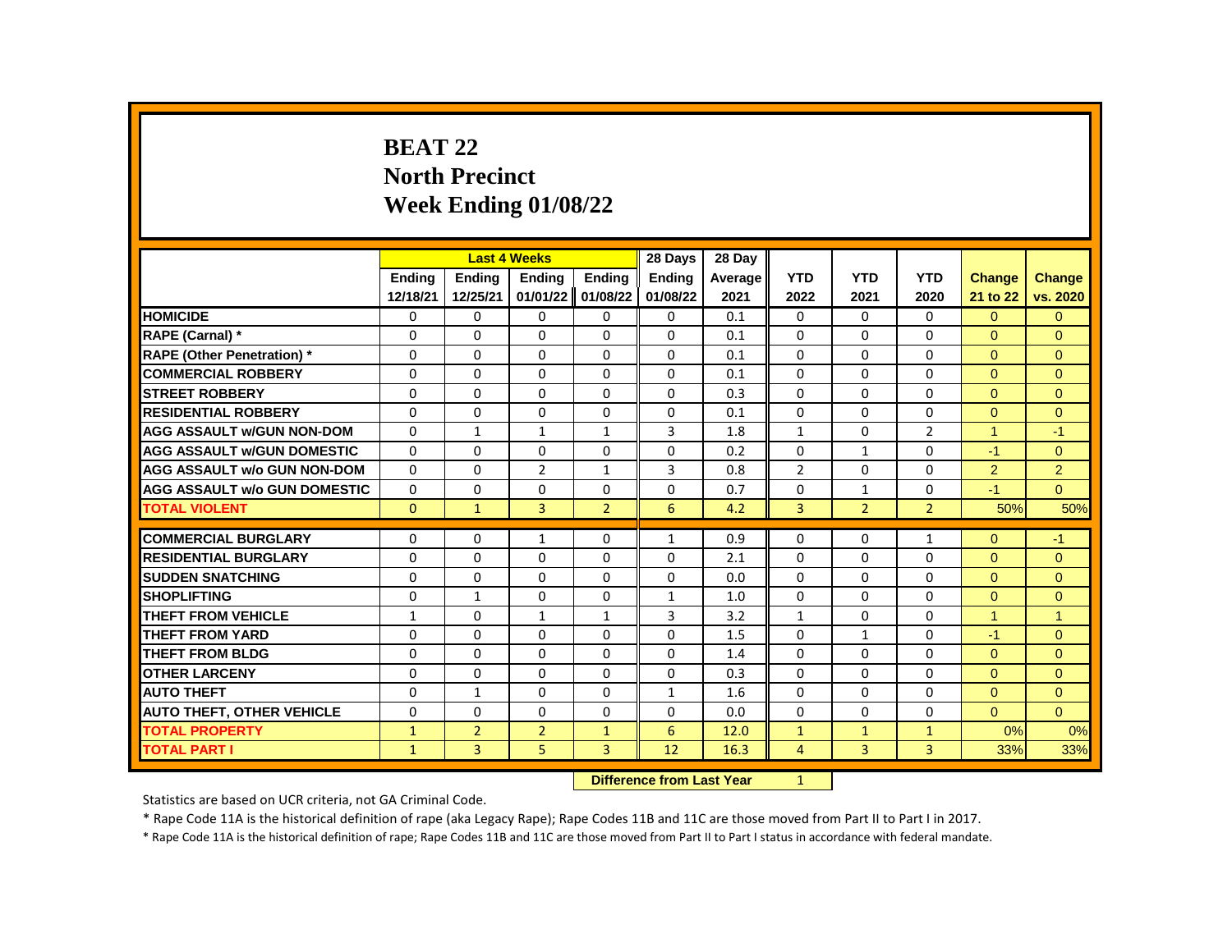# BEAT 22
# North Precinct
# Week Ending 01/08/22

| | Last 4 Weeks | | | | 28 Days | 28 Day | | | | | |
|---|---|---|---|---|---|---|---|---|---|---|---|
| | Ending 12/18/21 | Ending 12/25/21 | Ending 01/01/22 | Ending 01/08/22 | Ending 01/08/22 | Average 2021 | YTD 2022 | YTD 2021 | YTD 2020 | Change 21 to 22 | Change vs. 2020 |
| HOMICIDE | 0 | 0 | 0 | 0 | 0 | 0.1 | 0 | 0 | 0 | 0 | 0 |
| RAPE (Carnal) * | 0 | 0 | 0 | 0 | 0 | 0.1 | 0 | 0 | 0 | 0 | 0 |
| RAPE (Other Penetration) * | 0 | 0 | 0 | 0 | 0 | 0.1 | 0 | 0 | 0 | 0 | 0 |
| COMMERCIAL ROBBERY | 0 | 0 | 0 | 0 | 0 | 0.1 | 0 | 0 | 0 | 0 | 0 |
| STREET ROBBERY | 0 | 0 | 0 | 0 | 0 | 0.3 | 0 | 0 | 0 | 0 | 0 |
| RESIDENTIAL ROBBERY | 0 | 0 | 0 | 0 | 0 | 0.1 | 0 | 0 | 0 | 0 | 0 |
| AGG ASSAULT w/GUN NON-DOM | 0 | 1 | 1 | 1 | 3 | 1.8 | 1 | 0 | 2 | 1 | -1 |
| AGG ASSAULT w/GUN DOMESTIC | 0 | 0 | 0 | 0 | 0 | 0.2 | 0 | 1 | 0 | -1 | 0 |
| AGG ASSAULT w/o GUN NON-DOM | 0 | 0 | 2 | 1 | 3 | 0.8 | 2 | 0 | 0 | 2 | 2 |
| AGG ASSAULT w/o GUN DOMESTIC | 0 | 0 | 0 | 0 | 0 | 0.7 | 0 | 1 | 0 | -1 | 0 |
| TOTAL VIOLENT | 0 | 1 | 3 | 2 | 6 | 4.2 | 3 | 2 | 2 | 50% | 50% |
| COMMERCIAL BURGLARY | 0 | 0 | 1 | 0 | 1 | 0.9 | 0 | 0 | 1 | 0 | -1 |
| RESIDENTIAL BURGLARY | 0 | 0 | 0 | 0 | 0 | 2.1 | 0 | 0 | 0 | 0 | 0 |
| SUDDEN SNATCHING | 0 | 0 | 0 | 0 | 0 | 0.0 | 0 | 0 | 0 | 0 | 0 |
| SHOPLIFTING | 0 | 1 | 0 | 0 | 1 | 1.0 | 0 | 0 | 0 | 0 | 0 |
| THEFT FROM VEHICLE | 1 | 0 | 1 | 1 | 3 | 3.2 | 1 | 0 | 0 | 1 | 1 |
| THEFT FROM YARD | 0 | 0 | 0 | 0 | 0 | 1.5 | 0 | 1 | 0 | -1 | 0 |
| THEFT FROM BLDG | 0 | 0 | 0 | 0 | 0 | 1.4 | 0 | 0 | 0 | 0 | 0 |
| OTHER LARCENY | 0 | 0 | 0 | 0 | 0 | 0.3 | 0 | 0 | 0 | 0 | 0 |
| AUTO THEFT | 0 | 1 | 0 | 0 | 1 | 1.6 | 0 | 0 | 0 | 0 | 0 |
| AUTO THEFT, OTHER VEHICLE | 0 | 0 | 0 | 0 | 0 | 0.0 | 0 | 0 | 0 | 0 | 0 |
| TOTAL PROPERTY | 1 | 2 | 2 | 1 | 6 | 12.0 | 1 | 1 | 1 | 0% | 0% |
| TOTAL PART I | 1 | 3 | 5 | 3 | 12 | 16.3 | 4 | 3 | 3 | 33% | 33% |

**Difference from Last Year** 1

Statistics are based on UCR criteria, not GA Criminal Code.

* Rape Code 11A is the historical definition of rape (aka Legacy Rape); Rape Codes 11B and 11C are those moved from Part II to Part I in 2017.

* Rape Code 11A is the historical definition of rape; Rape Codes 11B and 11C are those moved from Part II to Part I status in accordance with federal mandate.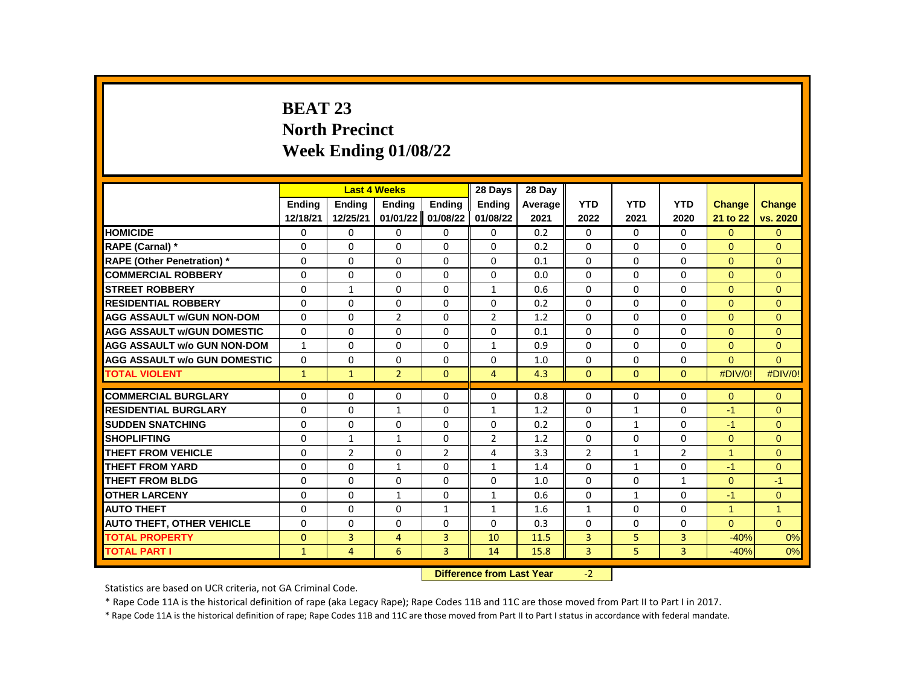# BEAT 23
# North Precinct
# Week Ending 01/08/22

| | Last 4 Weeks | | | | 28 Days | 28 Day | | | | | |
|---|---|---|---|---|---|---|---|---|---|---|---|
| | Ending 12/18/21 | Ending 12/25/21 | Ending 01/01/22 | Ending 01/08/22 | Ending 01/08/22 | Average 2021 | YTD 2022 | YTD 2021 | YTD 2020 | Change 21 to 22 | Change vs. 2020 |
| HOMICIDE | 0 | 0 | 0 | 0 | 0 | 0.2 | 0 | 0 | 0 | 0 | 0 |
| RAPE (Carnal) * | 0 | 0 | 0 | 0 | 0 | 0.2 | 0 | 0 | 0 | 0 | 0 |
| RAPE (Other Penetration) * | 0 | 0 | 0 | 0 | 0 | 0.1 | 0 | 0 | 0 | 0 | 0 |
| COMMERCIAL ROBBERY | 0 | 0 | 0 | 0 | 0 | 0.0 | 0 | 0 | 0 | 0 | 0 |
| STREET ROBBERY | 0 | 1 | 0 | 0 | 1 | 0.6 | 0 | 0 | 0 | 0 | 0 |
| RESIDENTIAL ROBBERY | 0 | 0 | 0 | 0 | 0 | 0.2 | 0 | 0 | 0 | 0 | 0 |
| AGG ASSAULT w/GUN NON-DOM | 0 | 0 | 2 | 0 | 2 | 1.2 | 0 | 0 | 0 | 0 | 0 |
| AGG ASSAULT w/GUN DOMESTIC | 0 | 0 | 0 | 0 | 0 | 0.1 | 0 | 0 | 0 | 0 | 0 |
| AGG ASSAULT w/o GUN NON-DOM | 1 | 0 | 0 | 0 | 1 | 0.9 | 0 | 0 | 0 | 0 | 0 |
| AGG ASSAULT w/o GUN DOMESTIC | 0 | 0 | 0 | 0 | 0 | 1.0 | 0 | 0 | 0 | 0 | 0 |
| TOTAL VIOLENT | 1 | 1 | 2 | 0 | 4 | 4.3 | 0 | 0 | 0 | #DIV/0! | #DIV/0! |
| COMMERCIAL BURGLARY | 0 | 0 | 0 | 0 | 0 | 0.8 | 0 | 0 | 0 | 0 | 0 |
| RESIDENTIAL BURGLARY | 0 | 0 | 1 | 0 | 1 | 1.2 | 0 | 1 | 0 | -1 | 0 |
| SUDDEN SNATCHING | 0 | 0 | 0 | 0 | 0 | 0.2 | 0 | 1 | 0 | -1 | 0 |
| SHOPLIFTING | 0 | 1 | 1 | 0 | 2 | 1.2 | 0 | 0 | 0 | 0 | 0 |
| THEFT FROM VEHICLE | 0 | 2 | 0 | 2 | 4 | 3.3 | 2 | 1 | 2 | 1 | 0 |
| THEFT FROM YARD | 0 | 0 | 1 | 0 | 1 | 1.4 | 0 | 1 | 0 | -1 | 0 |
| THEFT FROM BLDG | 0 | 0 | 0 | 0 | 0 | 1.0 | 0 | 0 | 1 | 0 | -1 |
| OTHER LARCENY | 0 | 0 | 1 | 0 | 1 | 0.6 | 0 | 1 | 0 | -1 | 0 |
| AUTO THEFT | 0 | 0 | 0 | 1 | 1 | 1.6 | 1 | 0 | 0 | 1 | 1 |
| AUTO THEFT, OTHER VEHICLE | 0 | 0 | 0 | 0 | 0 | 0.3 | 0 | 0 | 0 | 0 | 0 |
| TOTAL PROPERTY | 0 | 3 | 4 | 3 | 10 | 11.5 | 3 | 5 | 3 | -40% | 0% |
| TOTAL PART I | 1 | 4 | 6 | 3 | 14 | 15.8 | 3 | 5 | 3 | -40% | 0% |

**Difference from Last Year** -2

Statistics are based on UCR criteria, not GA Criminal Code.

* Rape Code 11A is the historical definition of rape (aka Legacy Rape); Rape Codes 11B and 11C are those moved from Part II to Part I in 2017.

* Rape Code 11A is the historical definition of rape; Rape Codes 11B and 11C are those moved from Part II to Part I status in accordance with federal mandate.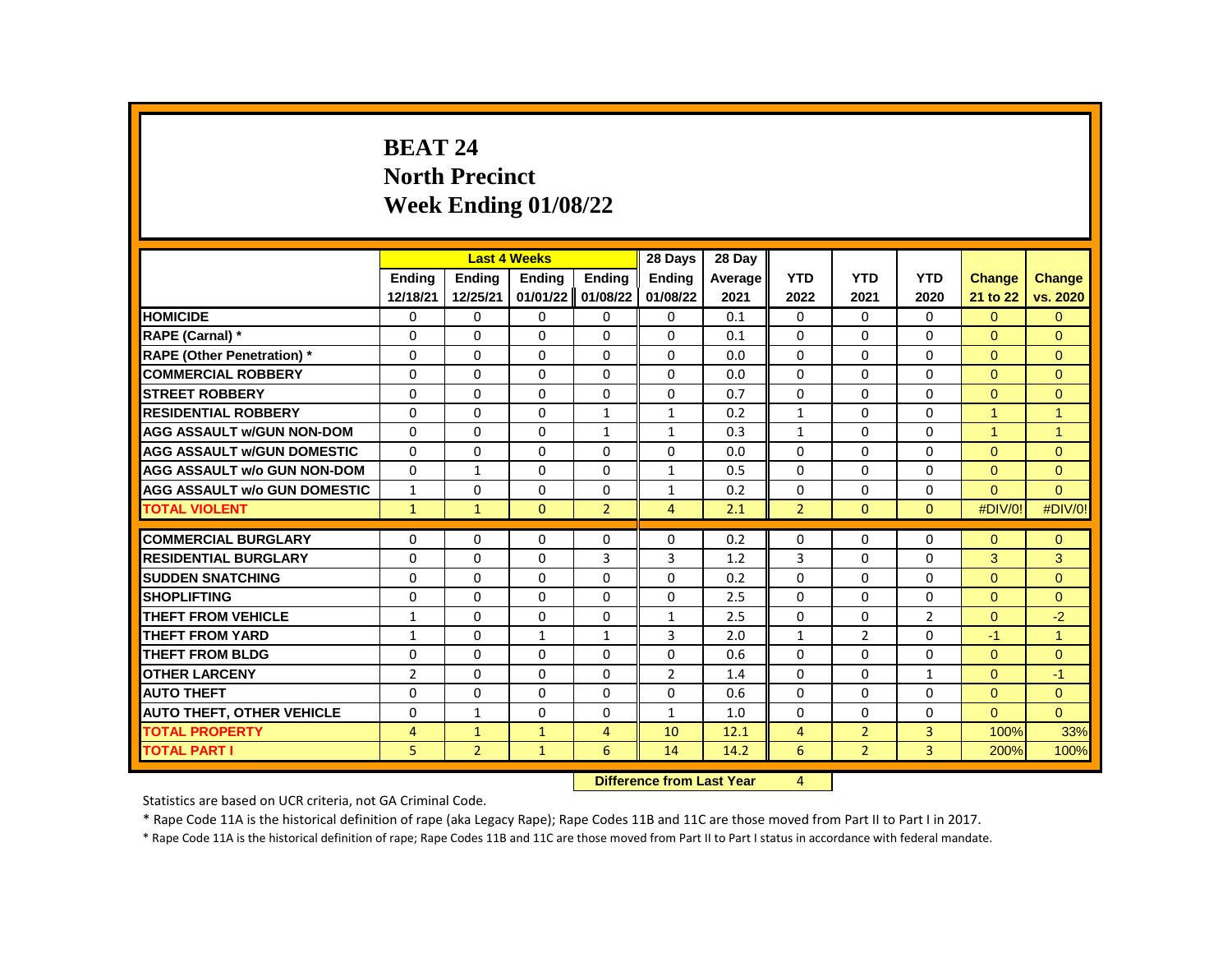# BEAT 24
# North Precinct
# Week Ending 01/08/22

| | Last 4 Weeks | | | | 28 Days | 28 Day | | | | | |
|---|---|---|---|---|---|---|---|---|---|---|---|
| | Ending 12/18/21 | Ending 12/25/21 | Ending 01/01/22 | Ending 01/08/22 | Ending 01/08/22 | Average 2021 | YTD 2022 | YTD 2021 | YTD 2020 | Change 21 to 22 | Change vs. 2020 |
| HOMICIDE | 0 | 0 | 0 | 0 | 0 | 0.1 | 0 | 0 | 0 | 0 | 0 |
| RAPE (Carnal) * | 0 | 0 | 0 | 0 | 0 | 0.1 | 0 | 0 | 0 | 0 | 0 |
| RAPE (Other Penetration) * | 0 | 0 | 0 | 0 | 0 | 0.0 | 0 | 0 | 0 | 0 | 0 |
| COMMERCIAL ROBBERY | 0 | 0 | 0 | 0 | 0 | 0.0 | 0 | 0 | 0 | 0 | 0 |
| STREET ROBBERY | 0 | 0 | 0 | 0 | 0 | 0.7 | 0 | 0 | 0 | 0 | 0 |
| RESIDENTIAL ROBBERY | 0 | 0 | 0 | 1 | 1 | 0.2 | 1 | 0 | 0 | 1 | 1 |
| AGG ASSAULT w/GUN NON-DOM | 0 | 0 | 0 | 1 | 1 | 0.3 | 1 | 0 | 0 | 1 | 1 |
| AGG ASSAULT w/GUN DOMESTIC | 0 | 0 | 0 | 0 | 0 | 0.0 | 0 | 0 | 0 | 0 | 0 |
| AGG ASSAULT w/o GUN NON-DOM | 0 | 1 | 0 | 0 | 1 | 0.5 | 0 | 0 | 0 | 0 | 0 |
| AGG ASSAULT w/o GUN DOMESTIC | 1 | 0 | 0 | 0 | 1 | 0.2 | 0 | 0 | 0 | 0 | 0 |
| TOTAL VIOLENT | 1 | 1 | 0 | 2 | 4 | 2.1 | 2 | 0 | 0 | #DIV/0! | #DIV/0! |
| COMMERCIAL BURGLARY | 0 | 0 | 0 | 0 | 0 | 0.2 | 0 | 0 | 0 | 0 | 0 |
| RESIDENTIAL BURGLARY | 0 | 0 | 0 | 3 | 3 | 1.2 | 3 | 0 | 0 | 3 | 3 |
| SUDDEN SNATCHING | 0 | 0 | 0 | 0 | 0 | 0.2 | 0 | 0 | 0 | 0 | 0 |
| SHOPLIFTING | 0 | 0 | 0 | 0 | 0 | 2.5 | 0 | 0 | 0 | 0 | 0 |
| THEFT FROM VEHICLE | 1 | 0 | 0 | 0 | 1 | 2.5 | 0 | 0 | 2 | 0 | -2 |
| THEFT FROM YARD | 1 | 0 | 1 | 1 | 3 | 2.0 | 1 | 2 | 0 | -1 | 1 |
| THEFT FROM BLDG | 0 | 0 | 0 | 0 | 0 | 0.6 | 0 | 0 | 0 | 0 | 0 |
| OTHER LARCENY | 2 | 0 | 0 | 0 | 2 | 1.4 | 0 | 0 | 1 | 0 | -1 |
| AUTO THEFT | 0 | 0 | 0 | 0 | 0 | 0.6 | 0 | 0 | 0 | 0 | 0 |
| AUTO THEFT, OTHER VEHICLE | 0 | 1 | 0 | 0 | 1 | 1.0 | 0 | 0 | 0 | 0 | 0 |
| TOTAL PROPERTY | 4 | 1 | 1 | 4 | 10 | 12.1 | 4 | 2 | 3 | 100% | 33% |
| TOTAL PART I | 5 | 2 | 1 | 6 | 14 | 14.2 | 6 | 2 | 3 | 200% | 100% |

**Difference from Last Year** 4

Statistics are based on UCR criteria, not GA Criminal Code.

* Rape Code 11A is the historical definition of rape (aka Legacy Rape); Rape Codes 11B and 11C are those moved from Part II to Part I in 2017.

* Rape Code 11A is the historical definition of rape; Rape Codes 11B and 11C are those moved from Part II to Part I status in accordance with federal mandate.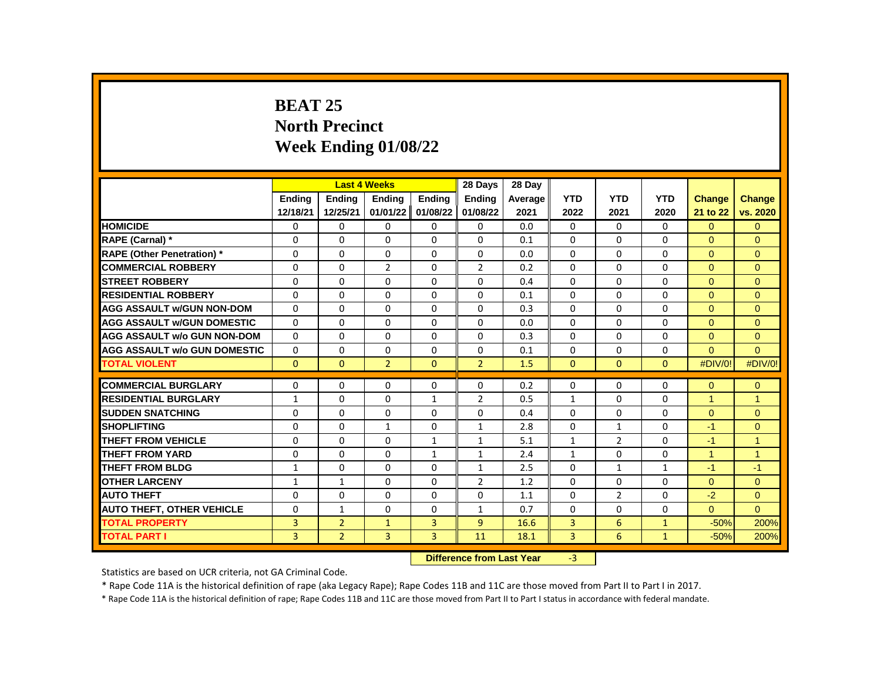# BEAT 25
# North Precinct
# Week Ending 01/08/22

| | Last 4 Weeks | | | | 28 Days | 28 Day | | | | | |
|---|---|---|---|---|---|---|---|---|---|---|---|
| | Ending 12/18/21 | Ending 12/25/21 | Ending 01/01/22 | Ending 01/08/22 | Ending 01/08/22 | Average 2021 | YTD 2022 | YTD 2021 | YTD 2020 | Change 21 to 22 | Change vs. 2020 |
| **HOMICIDE** | 0 | 0 | 0 | 0 | 0 | 0.0 | 0 | 0 | 0 | 0 | 0 |
| **RAPE (Carnal) *** | 0 | 0 | 0 | 0 | 0 | 0.1 | 0 | 0 | 0 | 0 | 0 |
| **RAPE (Other Penetration) *** | 0 | 0 | 0 | 0 | 0 | 0.0 | 0 | 0 | 0 | 0 | 0 |
| **COMMERCIAL ROBBERY** | 0 | 0 | 2 | 0 | 2 | 0.2 | 0 | 0 | 0 | 0 | 0 |
| **STREET ROBBERY** | 0 | 0 | 0 | 0 | 0 | 0.4 | 0 | 0 | 0 | 0 | 0 |
| **RESIDENTIAL ROBBERY** | 0 | 0 | 0 | 0 | 0 | 0.1 | 0 | 0 | 0 | 0 | 0 |
| **AGG ASSAULT w/GUN NON-DOM** | 0 | 0 | 0 | 0 | 0 | 0.3 | 0 | 0 | 0 | 0 | 0 |
| **AGG ASSAULT w/GUN DOMESTIC** | 0 | 0 | 0 | 0 | 0 | 0.0 | 0 | 0 | 0 | 0 | 0 |
| **AGG ASSAULT w/o GUN NON-DOM** | 0 | 0 | 0 | 0 | 0 | 0.3 | 0 | 0 | 0 | 0 | 0 |
| **AGG ASSAULT w/o GUN DOMESTIC** | 0 | 0 | 0 | 0 | 0 | 0.1 | 0 | 0 | 0 | 0 | 0 |
| **TOTAL VIOLENT** | 0 | 0 | 2 | 0 | 2 | 1.5 | 0 | 0 | 0 | #DIV/0! | #DIV/0! |
| **COMMERCIAL BURGLARY** | 0 | 0 | 0 | 0 | 0 | 0.2 | 0 | 0 | 0 | 0 | 0 |
| **RESIDENTIAL BURGLARY** | 1 | 0 | 0 | 1 | 2 | 0.5 | 1 | 0 | 0 | 1 | 1 |
| **SUDDEN SNATCHING** | 0 | 0 | 0 | 0 | 0 | 0.4 | 0 | 0 | 0 | 0 | 0 |
| **SHOPLIFTING** | 0 | 0 | 1 | 0 | 1 | 2.8 | 0 | 1 | 0 | -1 | 0 |
| **THEFT FROM VEHICLE** | 0 | 0 | 0 | 1 | 1 | 5.1 | 1 | 2 | 0 | -1 | 1 |
| **THEFT FROM YARD** | 0 | 0 | 0 | 1 | 1 | 2.4 | 1 | 0 | 0 | 1 | 1 |
| **THEFT FROM BLDG** | 1 | 0 | 0 | 0 | 1 | 2.5 | 0 | 1 | 1 | -1 | -1 |
| **OTHER LARCENY** | 1 | 1 | 0 | 0 | 2 | 1.2 | 0 | 0 | 0 | 0 | 0 |
| **AUTO THEFT** | 0 | 0 | 0 | 0 | 0 | 1.1 | 0 | 2 | 0 | -2 | 0 |
| **AUTO THEFT, OTHER VEHICLE** | 0 | 1 | 0 | 0 | 1 | 0.7 | 0 | 0 | 0 | 0 | 0 |
| **TOTAL PROPERTY** | 3 | 2 | 1 | 3 | 9 | 16.6 | 3 | 6 | 1 | -50% | 200% |
| **TOTAL PART I** | 3 | 2 | 3 | 3 | 11 | 18.1 | 3 | 6 | 1 | -50% | 200% |

**Difference from Last Year** -3

Statistics are based on UCR criteria, not GA Criminal Code.

* Rape Code 11A is the historical definition of rape (aka Legacy Rape); Rape Codes 11B and 11C are those moved from Part II to Part I in 2017.

* Rape Code 11A is the historical definition of rape; Rape Codes 11B and 11C are those moved from Part II to Part I status in accordance with federal mandate.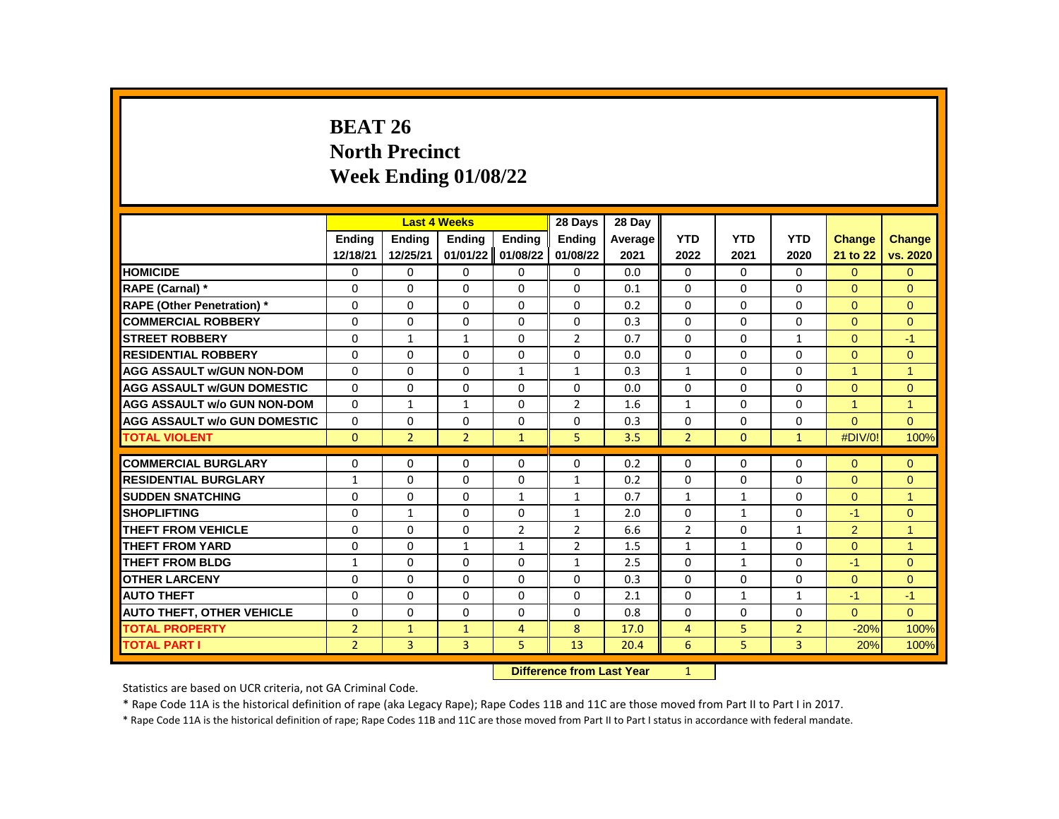# BEAT 26
# North Precinct
# Week Ending 01/08/22

| | Last 4 Weeks | | | | 28 Days | 28 Day | | | | | |
|---|---|---|---|---|---|---|---|---|---|---|---|
| | Ending 12/18/21 | Ending 12/25/21 | Ending 01/01/22 | Ending 01/08/22 | Ending 01/08/22 | Average 2021 | YTD 2022 | YTD 2021 | YTD 2020 | Change 21 to 22 | Change vs. 2020 |
| HOMICIDE | 0 | 0 | 0 | 0 | 0 | 0.0 | 0 | 0 | 0 | 0 | 0 |
| RAPE (Carnal) * | 0 | 0 | 0 | 0 | 0 | 0.1 | 0 | 0 | 0 | 0 | 0 |
| RAPE (Other Penetration) * | 0 | 0 | 0 | 0 | 0 | 0.2 | 0 | 0 | 0 | 0 | 0 |
| COMMERCIAL ROBBERY | 0 | 0 | 0 | 0 | 0 | 0.3 | 0 | 0 | 0 | 0 | 0 |
| STREET ROBBERY | 0 | 1 | 1 | 0 | 2 | 0.7 | 0 | 0 | 1 | 0 | -1 |
| RESIDENTIAL ROBBERY | 0 | 0 | 0 | 0 | 0 | 0.0 | 0 | 0 | 0 | 0 | 0 |
| AGG ASSAULT w/GUN NON-DOM | 0 | 0 | 0 | 1 | 1 | 0.3 | 1 | 0 | 0 | 1 | 1 |
| AGG ASSAULT w/GUN DOMESTIC | 0 | 0 | 0 | 0 | 0 | 0.0 | 0 | 0 | 0 | 0 | 0 |
| AGG ASSAULT w/o GUN NON-DOM | 0 | 1 | 1 | 0 | 2 | 1.6 | 1 | 0 | 0 | 1 | 1 |
| AGG ASSAULT w/o GUN DOMESTIC | 0 | 0 | 0 | 0 | 0 | 0.3 | 0 | 0 | 0 | 0 | 0 |
| TOTAL VIOLENT | 0 | 2 | 2 | 1 | 5 | 3.5 | 2 | 0 | 1 | #DIV/0! | 100% |
| COMMERCIAL BURGLARY | 0 | 0 | 0 | 0 | 0 | 0.2 | 0 | 0 | 0 | 0 | 0 |
| RESIDENTIAL BURGLARY | 1 | 0 | 0 | 0 | 1 | 0.2 | 0 | 0 | 0 | 0 | 0 |
| SUDDEN SNATCHING | 0 | 0 | 0 | 1 | 1 | 0.7 | 1 | 1 | 0 | 0 | 1 |
| SHOPLIFTING | 0 | 1 | 0 | 0 | 1 | 2.0 | 0 | 1 | 0 | -1 | 0 |
| THEFT FROM VEHICLE | 0 | 0 | 0 | 2 | 2 | 6.6 | 2 | 0 | 1 | 2 | 1 |
| THEFT FROM YARD | 0 | 0 | 1 | 1 | 2 | 1.5 | 1 | 1 | 0 | 0 | 1 |
| THEFT FROM BLDG | 1 | 0 | 0 | 0 | 1 | 2.5 | 0 | 1 | 0 | -1 | 0 |
| OTHER LARCENY | 0 | 0 | 0 | 0 | 0 | 0.3 | 0 | 0 | 0 | 0 | 0 |
| AUTO THEFT | 0 | 0 | 0 | 0 | 0 | 2.1 | 0 | 1 | 1 | -1 | -1 |
| AUTO THEFT, OTHER VEHICLE | 0 | 0 | 0 | 0 | 0 | 0.8 | 0 | 0 | 0 | 0 | 0 |
| TOTAL PROPERTY | 2 | 1 | 1 | 4 | 8 | 17.0 | 4 | 5 | 2 | -20% | 100% |
| TOTAL PART I | 2 | 3 | 3 | 5 | 13 | 20.4 | 6 | 5 | 3 | 20% | 100% |

**Difference from Last Year** 1

Statistics are based on UCR criteria, not GA Criminal Code.

* Rape Code 11A is the historical definition of rape (aka Legacy Rape); Rape Codes 11B and 11C are those moved from Part II to Part I in 2017.

* Rape Code 11A is the historical definition of rape; Rape Codes 11B and 11C are those moved from Part II to Part I status in accordance with federal mandate.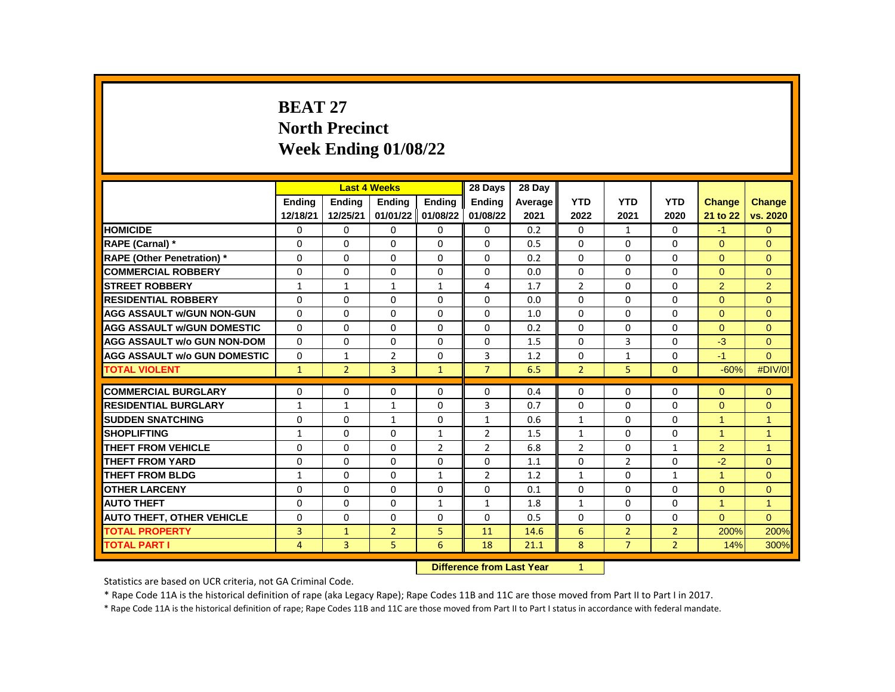# BEAT 27
# North Precinct
# Week Ending 01/08/22

| | Last 4 Weeks | | | | 28 Days | 28 Day | | | | | |
|---|---|---|---|---|---|---|---|---|---|---|---|
| | Ending 12/18/21 | Ending 12/25/21 | Ending 01/01/22 | Ending 01/08/22 | Ending 01/08/22 | Average 2021 | YTD 2022 | YTD 2021 | YTD 2020 | Change 21 to 22 | Change vs. 2020 |
| HOMICIDE | 0 | 0 | 0 | 0 | 0 | 0.2 | 0 | 1 | 0 | -1 | 0 |
| RAPE (Carnal) * | 0 | 0 | 0 | 0 | 0 | 0.5 | 0 | 0 | 0 | 0 | 0 |
| RAPE (Other Penetration) * | 0 | 0 | 0 | 0 | 0 | 0.2 | 0 | 0 | 0 | 0 | 0 |
| COMMERCIAL ROBBERY | 0 | 0 | 0 | 0 | 0 | 0.0 | 0 | 0 | 0 | 0 | 0 |
| STREET ROBBERY | 1 | 1 | 1 | 1 | 4 | 1.7 | 2 | 0 | 0 | 2 | 2 |
| RESIDENTIAL ROBBERY | 0 | 0 | 0 | 0 | 0 | 0.0 | 0 | 0 | 0 | 0 | 0 |
| AGG ASSAULT w/GUN NON-GUN | 0 | 0 | 0 | 0 | 0 | 1.0 | 0 | 0 | 0 | 0 | 0 |
| AGG ASSAULT w/GUN DOMESTIC | 0 | 0 | 0 | 0 | 0 | 0.2 | 0 | 0 | 0 | 0 | 0 |
| AGG ASSAULT w/o GUN NON-DOM | 0 | 0 | 0 | 0 | 0 | 1.5 | 0 | 3 | 0 | -3 | 0 |
| AGG ASSAULT w/o GUN DOMESTIC | 0 | 1 | 2 | 0 | 3 | 1.2 | 0 | 1 | 0 | -1 | 0 |
| TOTAL VIOLENT | 1 | 2 | 3 | 1 | 7 | 6.5 | 2 | 5 | 0 | -60% | #DIV/0! |
| COMMERCIAL BURGLARY | 0 | 0 | 0 | 0 | 0 | 0.4 | 0 | 0 | 0 | 0 | 0 |
| RESIDENTIAL BURGLARY | 1 | 1 | 1 | 0 | 3 | 0.7 | 0 | 0 | 0 | 0 | 0 |
| SUDDEN SNATCHING | 0 | 0 | 1 | 0 | 1 | 0.6 | 1 | 0 | 0 | 1 | 1 |
| SHOPLIFTING | 1 | 0 | 0 | 1 | 2 | 1.5 | 1 | 0 | 0 | 1 | 1 |
| THEFT FROM VEHICLE | 0 | 0 | 0 | 2 | 2 | 6.8 | 2 | 0 | 1 | 2 | 1 |
| THEFT FROM YARD | 0 | 0 | 0 | 0 | 0 | 1.1 | 0 | 2 | 0 | -2 | 0 |
| THEFT FROM BLDG | 1 | 0 | 0 | 1 | 2 | 1.2 | 1 | 0 | 1 | 1 | 0 |
| OTHER LARCENY | 0 | 0 | 0 | 0 | 0 | 0.1 | 0 | 0 | 0 | 0 | 0 |
| AUTO THEFT | 0 | 0 | 0 | 1 | 1 | 1.8 | 1 | 0 | 0 | 1 | 1 |
| AUTO THEFT, OTHER VEHICLE | 0 | 0 | 0 | 0 | 0 | 0.5 | 0 | 0 | 0 | 0 | 0 |
| TOTAL PROPERTY | 3 | 1 | 2 | 5 | 11 | 14.6 | 6 | 2 | 2 | 200% | 200% |
| TOTAL PART I | 4 | 3 | 5 | 6 | 18 | 21.1 | 8 | 7 | 2 | 14% | 300% |

**Difference from Last Year** 1

Statistics are based on UCR criteria, not GA Criminal Code.

* Rape Code 11A is the historical definition of rape (aka Legacy Rape); Rape Codes 11B and 11C are those moved from Part II to Part I in 2017.

* Rape Code 11A is the historical definition of rape; Rape Codes 11B and 11C are those moved from Part II to Part I status in accordance with federal mandate.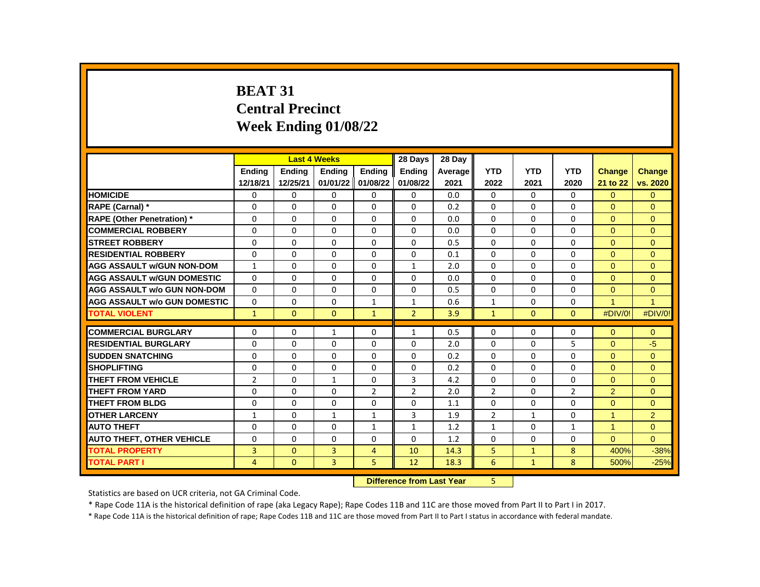# BEAT 31
# Central Precinct
# Week Ending 01/08/22

| | Last 4 Weeks | | | | 28 Days | 28 Day | | | | | |
|---|---|---|---|---|---|---|---|---|---|---|---|
| | Ending 12/18/21 | Ending 12/25/21 | Ending 01/01/22 | Ending 01/08/22 | Ending 01/08/22 | Average 2021 | YTD 2022 | YTD 2021 | YTD 2020 | Change 21 to 22 | Change vs. 2020 |
| HOMICIDE | 0 | 0 | 0 | 0 | 0 | 0.0 | 0 | 0 | 0 | 0 | 0 |
| RAPE (Carnal) * | 0 | 0 | 0 | 0 | 0 | 0.2 | 0 | 0 | 0 | 0 | 0 |
| RAPE (Other Penetration) * | 0 | 0 | 0 | 0 | 0 | 0.0 | 0 | 0 | 0 | 0 | 0 |
| COMMERCIAL ROBBERY | 0 | 0 | 0 | 0 | 0 | 0.0 | 0 | 0 | 0 | 0 | 0 |
| STREET ROBBERY | 0 | 0 | 0 | 0 | 0 | 0.5 | 0 | 0 | 0 | 0 | 0 |
| RESIDENTIAL ROBBERY | 0 | 0 | 0 | 0 | 0 | 0.1 | 0 | 0 | 0 | 0 | 0 |
| AGG ASSAULT w/GUN NON-DOM | 1 | 0 | 0 | 0 | 1 | 2.0 | 0 | 0 | 0 | 0 | 0 |
| AGG ASSAULT w/GUN DOMESTIC | 0 | 0 | 0 | 0 | 0 | 0.0 | 0 | 0 | 0 | 0 | 0 |
| AGG ASSAULT w/o GUN NON-DOM | 0 | 0 | 0 | 0 | 0 | 0.5 | 0 | 0 | 0 | 0 | 0 |
| AGG ASSAULT w/o GUN DOMESTIC | 0 | 0 | 0 | 1 | 1 | 0.6 | 1 | 0 | 0 | 1 | 1 |
| TOTAL VIOLENT | 1 | 0 | 0 | 1 | 2 | 3.9 | 1 | 0 | 0 | #DIV/0! | #DIV/0! |
| COMMERCIAL BURGLARY | 0 | 0 | 1 | 0 | 1 | 0.5 | 0 | 0 | 0 | 0 | 0 |
| RESIDENTIAL BURGLARY | 0 | 0 | 0 | 0 | 0 | 2.0 | 0 | 0 | 5 | 0 | -5 |
| SUDDEN SNATCHING | 0 | 0 | 0 | 0 | 0 | 0.2 | 0 | 0 | 0 | 0 | 0 |
| SHOPLIFTING | 0 | 0 | 0 | 0 | 0 | 0.2 | 0 | 0 | 0 | 0 | 0 |
| THEFT FROM VEHICLE | 2 | 0 | 1 | 0 | 3 | 4.2 | 0 | 0 | 0 | 0 | 0 |
| THEFT FROM YARD | 0 | 0 | 0 | 2 | 2 | 2.0 | 2 | 0 | 2 | 2 | 0 |
| THEFT FROM BLDG | 0 | 0 | 0 | 0 | 0 | 1.1 | 0 | 0 | 0 | 0 | 0 |
| OTHER LARCENY | 1 | 0 | 1 | 1 | 3 | 1.9 | 2 | 1 | 0 | 1 | 2 |
| AUTO THEFT | 0 | 0 | 0 | 1 | 1 | 1.2 | 1 | 0 | 1 | 1 | 0 |
| AUTO THEFT, OTHER VEHICLE | 0 | 0 | 0 | 0 | 0 | 1.2 | 0 | 0 | 0 | 0 | 0 |
| TOTAL PROPERTY | 3 | 0 | 3 | 4 | 10 | 14.3 | 5 | 1 | 8 | 400% | -38% |
| TOTAL PART I | 4 | 0 | 3 | 5 | 12 | 18.3 | 6 | 1 | 8 | 500% | -25% |

**Difference from Last Year** 5

Statistics are based on UCR criteria, not GA Criminal Code.

* Rape Code 11A is the historical definition of rape (aka Legacy Rape); Rape Codes 11B and 11C are those moved from Part II to Part I in 2017.

* Rape Code 11A is the historical definition of rape; Rape Codes 11B and 11C are those moved from Part II to Part I status in accordance with federal mandate.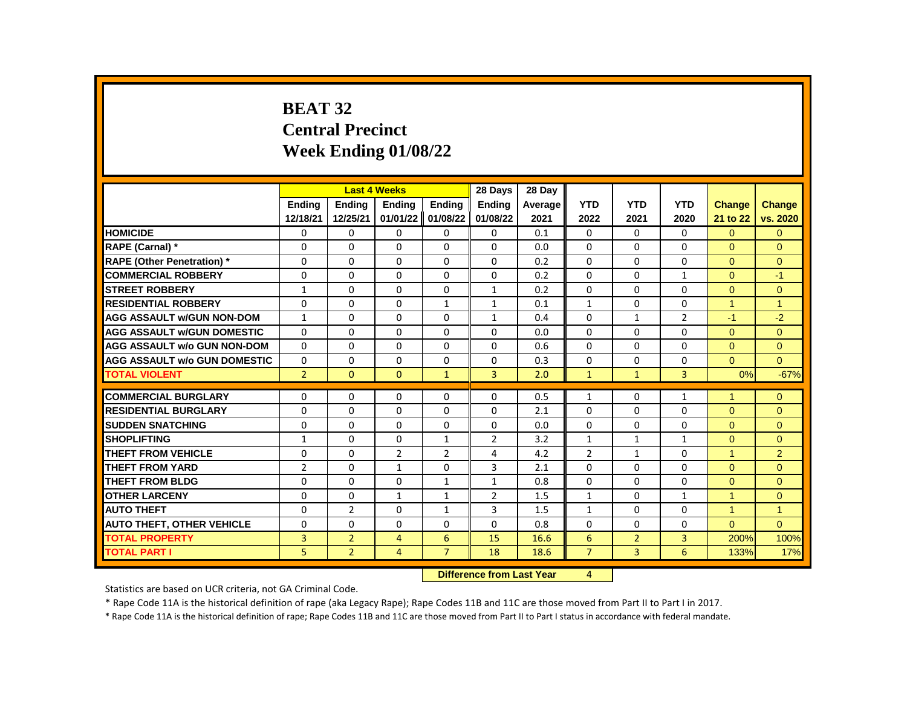# BEAT 32
# Central Precinct
# Week Ending 01/08/22

| | Last 4 Weeks | | | | 28 Days | 28 Day | | | | | |
|---|---|---|---|---|---|---|---|---|---|---|---|
| | Ending 12/18/21 | Ending 12/25/21 | Ending 01/01/22 | Ending 01/08/22 | Ending 01/08/22 | Average 2021 | YTD 2022 | YTD 2021 | YTD 2020 | Change 21 to 22 | Change vs. 2020 |
| **HOMICIDE** | 0 | 0 | 0 | 0 | 0 | 0.1 | 0 | 0 | 0 | 0 | 0 |
| **RAPE (Carnal) *** | 0 | 0 | 0 | 0 | 0 | 0.0 | 0 | 0 | 0 | 0 | 0 |
| **RAPE (Other Penetration) *** | 0 | 0 | 0 | 0 | 0 | 0.2 | 0 | 0 | 0 | 0 | 0 |
| **COMMERCIAL ROBBERY** | 0 | 0 | 0 | 0 | 0 | 0.2 | 0 | 0 | 1 | 0 | -1 |
| **STREET ROBBERY** | 1 | 0 | 0 | 0 | 1 | 0.2 | 0 | 0 | 0 | 0 | 0 |
| **RESIDENTIAL ROBBERY** | 0 | 0 | 0 | 1 | 1 | 0.1 | 1 | 0 | 0 | 1 | 1 |
| **AGG ASSAULT w/GUN NON-DOM** | 1 | 0 | 0 | 0 | 1 | 0.4 | 0 | 1 | 2 | -1 | -2 |
| **AGG ASSAULT w/GUN DOMESTIC** | 0 | 0 | 0 | 0 | 0 | 0.0 | 0 | 0 | 0 | 0 | 0 |
| **AGG ASSAULT w/o GUN NON-DOM** | 0 | 0 | 0 | 0 | 0 | 0.6 | 0 | 0 | 0 | 0 | 0 |
| **AGG ASSAULT w/o GUN DOMESTIC** | 0 | 0 | 0 | 0 | 0 | 0.3 | 0 | 0 | 0 | 0 | 0 |
| **TOTAL VIOLENT** | 2 | 0 | 0 | 1 | 3 | 2.0 | 1 | 1 | 3 | 0% | -67% |
| **COMMERCIAL BURGLARY** | 0 | 0 | 0 | 0 | 0 | 0.5 | 1 | 0 | 1 | 1 | 0 |
| **RESIDENTIAL BURGLARY** | 0 | 0 | 0 | 0 | 0 | 2.1 | 0 | 0 | 0 | 0 | 0 |
| **SUDDEN SNATCHING** | 0 | 0 | 0 | 0 | 0 | 0.0 | 0 | 0 | 0 | 0 | 0 |
| **SHOPLIFTING** | 1 | 0 | 0 | 1 | 2 | 3.2 | 1 | 1 | 1 | 0 | 0 |
| **THEFT FROM VEHICLE** | 0 | 0 | 2 | 2 | 4 | 4.2 | 2 | 1 | 0 | 1 | 2 |
| **THEFT FROM YARD** | 2 | 0 | 1 | 0 | 3 | 2.1 | 0 | 0 | 0 | 0 | 0 |
| **THEFT FROM BLDG** | 0 | 0 | 0 | 1 | 1 | 0.8 | 0 | 0 | 0 | 0 | 0 |
| **OTHER LARCENY** | 0 | 0 | 1 | 1 | 2 | 1.5 | 1 | 0 | 1 | 1 | 0 |
| **AUTO THEFT** | 0 | 2 | 0 | 1 | 3 | 1.5 | 1 | 0 | 0 | 1 | 1 |
| **AUTO THEFT, OTHER VEHICLE** | 0 | 0 | 0 | 0 | 0 | 0.8 | 0 | 0 | 0 | 0 | 0 |
| **TOTAL PROPERTY** | 3 | 2 | 4 | 6 | 15 | 16.6 | 6 | 2 | 3 | 200% | 100% |
| **TOTAL PART I** | 5 | 2 | 4 | 7 | 18 | 18.6 | 7 | 3 | 6 | 133% | 17% |

**Difference from Last Year** 4

Statistics are based on UCR criteria, not GA Criminal Code.

* Rape Code 11A is the historical definition of rape (aka Legacy Rape); Rape Codes 11B and 11C are those moved from Part II to Part I in 2017.

* Rape Code 11A is the historical definition of rape; Rape Codes 11B and 11C are those moved from Part II to Part I status in accordance with federal mandate.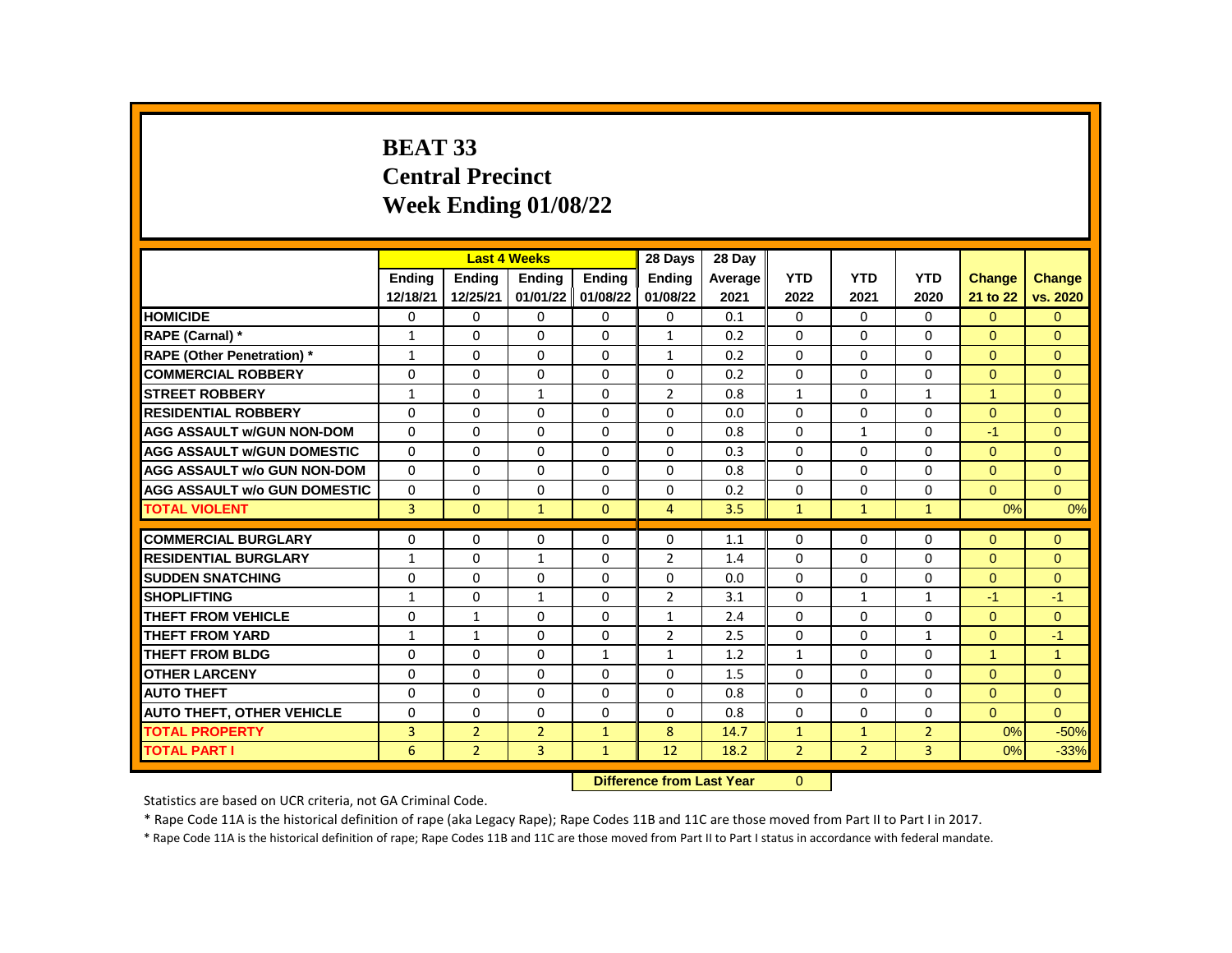# BEAT 33
# Central Precinct
# Week Ending 01/08/22

| | Last 4 Weeks | | | | 28 Days | 28 Day | | | | | |
|---|---|---|---|---|---|---|---|---|---|---|---|
| | Ending 12/18/21 | Ending 12/25/21 | Ending 01/01/22 | Ending 01/08/22 | Ending 01/08/22 | Average 2021 | YTD 2022 | YTD 2021 | YTD 2020 | Change 21 to 22 | Change vs. 2020 |
| HOMICIDE | 0 | 0 | 0 | 0 | 0 | 0.1 | 0 | 0 | 0 | 0 | 0 |
| RAPE (Carnal) * | 1 | 0 | 0 | 0 | 1 | 0.2 | 0 | 0 | 0 | 0 | 0 |
| RAPE (Other Penetration) * | 1 | 0 | 0 | 0 | 1 | 0.2 | 0 | 0 | 0 | 0 | 0 |
| COMMERCIAL ROBBERY | 0 | 0 | 0 | 0 | 0 | 0.2 | 0 | 0 | 0 | 0 | 0 |
| STREET ROBBERY | 1 | 0 | 1 | 0 | 2 | 0.8 | 1 | 0 | 1 | 1 | 0 |
| RESIDENTIAL ROBBERY | 0 | 0 | 0 | 0 | 0 | 0.0 | 0 | 0 | 0 | 0 | 0 |
| AGG ASSAULT w/GUN NON-DOM | 0 | 0 | 0 | 0 | 0 | 0.8 | 0 | 1 | 0 | -1 | 0 |
| AGG ASSAULT w/GUN DOMESTIC | 0 | 0 | 0 | 0 | 0 | 0.3 | 0 | 0 | 0 | 0 | 0 |
| AGG ASSAULT w/o GUN NON-DOM | 0 | 0 | 0 | 0 | 0 | 0.8 | 0 | 0 | 0 | 0 | 0 |
| AGG ASSAULT w/o GUN DOMESTIC | 0 | 0 | 0 | 0 | 0 | 0.2 | 0 | 0 | 0 | 0 | 0 |
| TOTAL VIOLENT | 3 | 0 | 1 | 0 | 4 | 3.5 | 1 | 1 | 1 | 0% | 0% |
| COMMERCIAL BURGLARY | 0 | 0 | 0 | 0 | 0 | 1.1 | 0 | 0 | 0 | 0 | 0 |
| RESIDENTIAL BURGLARY | 1 | 0 | 1 | 0 | 2 | 1.4 | 0 | 0 | 0 | 0 | 0 |
| SUDDEN SNATCHING | 0 | 0 | 0 | 0 | 0 | 0.0 | 0 | 0 | 0 | 0 | 0 |
| SHOPLIFTING | 1 | 0 | 1 | 0 | 2 | 3.1 | 0 | 1 | 1 | -1 | -1 |
| THEFT FROM VEHICLE | 0 | 1 | 0 | 0 | 1 | 2.4 | 0 | 0 | 0 | 0 | 0 |
| THEFT FROM YARD | 1 | 1 | 0 | 0 | 2 | 2.5 | 0 | 0 | 1 | 0 | -1 |
| THEFT FROM BLDG | 0 | 0 | 0 | 1 | 1 | 1.2 | 1 | 0 | 0 | 1 | 1 |
| OTHER LARCENY | 0 | 0 | 0 | 0 | 0 | 1.5 | 0 | 0 | 0 | 0 | 0 |
| AUTO THEFT | 0 | 0 | 0 | 0 | 0 | 0.8 | 0 | 0 | 0 | 0 | 0 |
| AUTO THEFT, OTHER VEHICLE | 0 | 0 | 0 | 0 | 0 | 0.8 | 0 | 0 | 0 | 0 | 0 |
| TOTAL PROPERTY | 3 | 2 | 2 | 1 | 8 | 14.7 | 1 | 1 | 2 | 0% | -50% |
| TOTAL PART I | 6 | 2 | 3 | 1 | 12 | 18.2 | 2 | 2 | 3 | 0% | -33% |

**Difference from Last Year** 0

Statistics are based on UCR criteria, not GA Criminal Code.

* Rape Code 11A is the historical definition of rape (aka Legacy Rape); Rape Codes 11B and 11C are those moved from Part II to Part I in 2017.

* Rape Code 11A is the historical definition of rape; Rape Codes 11B and 11C are those moved from Part II to Part I status in accordance with federal mandate.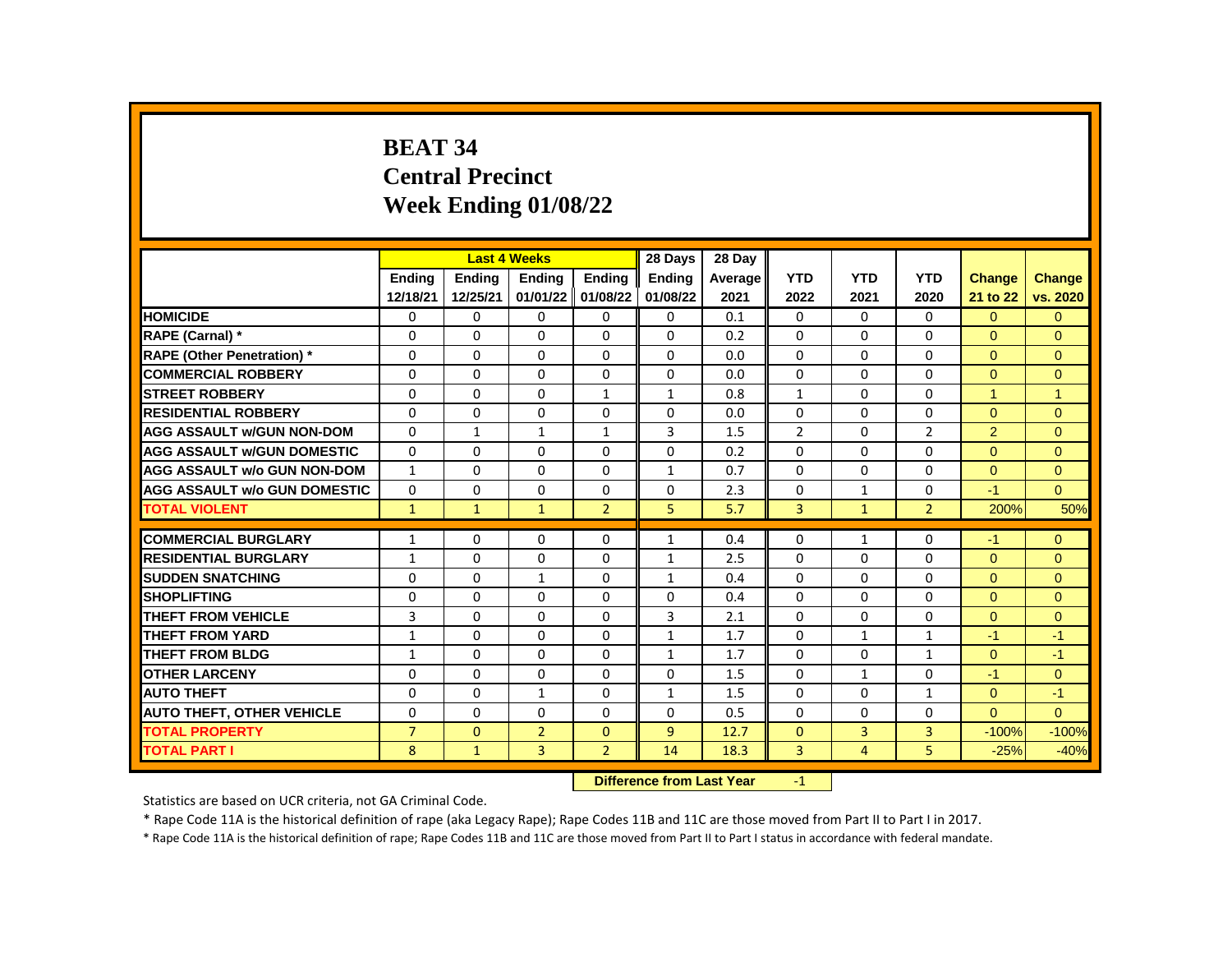# BEAT 34
# Central Precinct
# Week Ending 01/08/22

| | Last 4 Weeks | | | | 28 Days | 28 Day | | | | | |
|---|---|---|---|---|---|---|---|---|---|---|---|
| | Ending 12/18/21 | Ending 12/25/21 | Ending 01/01/22 | Ending 01/08/22 | Ending 01/08/22 | Average 2021 | YTD 2022 | YTD 2021 | YTD 2020 | Change 21 to 22 | Change vs. 2020 |
| HOMICIDE | 0 | 0 | 0 | 0 | 0 | 0.1 | 0 | 0 | 0 | 0 | 0 |
| RAPE (Carnal) * | 0 | 0 | 0 | 0 | 0 | 0.2 | 0 | 0 | 0 | 0 | 0 |
| RAPE (Other Penetration) * | 0 | 0 | 0 | 0 | 0 | 0.0 | 0 | 0 | 0 | 0 | 0 |
| COMMERCIAL ROBBERY | 0 | 0 | 0 | 0 | 0 | 0.0 | 0 | 0 | 0 | 0 | 0 |
| STREET ROBBERY | 0 | 0 | 0 | 1 | 1 | 0.8 | 1 | 0 | 0 | 1 | 1 |
| RESIDENTIAL ROBBERY | 0 | 0 | 0 | 0 | 0 | 0.0 | 0 | 0 | 0 | 0 | 0 |
| AGG ASSAULT w/GUN NON-DOM | 0 | 1 | 1 | 1 | 3 | 1.5 | 2 | 0 | 2 | 2 | 0 |
| AGG ASSAULT w/GUN DOMESTIC | 0 | 0 | 0 | 0 | 0 | 0.2 | 0 | 0 | 0 | 0 | 0 |
| AGG ASSAULT w/o GUN NON-DOM | 1 | 0 | 0 | 0 | 1 | 0.7 | 0 | 0 | 0 | 0 | 0 |
| AGG ASSAULT w/o GUN DOMESTIC | 0 | 0 | 0 | 0 | 0 | 2.3 | 0 | 1 | 0 | -1 | 0 |
| TOTAL VIOLENT | 1 | 1 | 1 | 2 | 5 | 5.7 | 3 | 1 | 2 | 200% | 50% |
| COMMERCIAL BURGLARY | 1 | 0 | 0 | 0 | 1 | 0.4 | 0 | 1 | 0 | -1 | 0 |
| RESIDENTIAL BURGLARY | 1 | 0 | 0 | 0 | 1 | 2.5 | 0 | 0 | 0 | 0 | 0 |
| SUDDEN SNATCHING | 0 | 0 | 1 | 0 | 1 | 0.4 | 0 | 0 | 0 | 0 | 0 |
| SHOPLIFTING | 0 | 0 | 0 | 0 | 0 | 0.4 | 0 | 0 | 0 | 0 | 0 |
| THEFT FROM VEHICLE | 3 | 0 | 0 | 0 | 3 | 2.1 | 0 | 0 | 0 | 0 | 0 |
| THEFT FROM YARD | 1 | 0 | 0 | 0 | 1 | 1.7 | 0 | 1 | 1 | -1 | -1 |
| THEFT FROM BLDG | 1 | 0 | 0 | 0 | 1 | 1.7 | 0 | 0 | 1 | 0 | -1 |
| OTHER LARCENY | 0 | 0 | 0 | 0 | 0 | 1.5 | 0 | 1 | 0 | -1 | 0 |
| AUTO THEFT | 0 | 0 | 1 | 0 | 1 | 1.5 | 0 | 0 | 1 | 0 | -1 |
| AUTO THEFT, OTHER VEHICLE | 0 | 0 | 0 | 0 | 0 | 0.5 | 0 | 0 | 0 | 0 | 0 |
| TOTAL PROPERTY | 7 | 0 | 2 | 0 | 9 | 12.7 | 0 | 3 | 3 | -100% | -100% |
| TOTAL PART I | 8 | 1 | 3 | 2 | 14 | 18.3 | 3 | 4 | 5 | -25% | -40% |

**Difference from Last Year** -1

Statistics are based on UCR criteria, not GA Criminal Code.

* Rape Code 11A is the historical definition of rape (aka Legacy Rape); Rape Codes 11B and 11C are those moved from Part II to Part I in 2017.

* Rape Code 11A is the historical definition of rape; Rape Codes 11B and 11C are those moved from Part II to Part I status in accordance with federal mandate.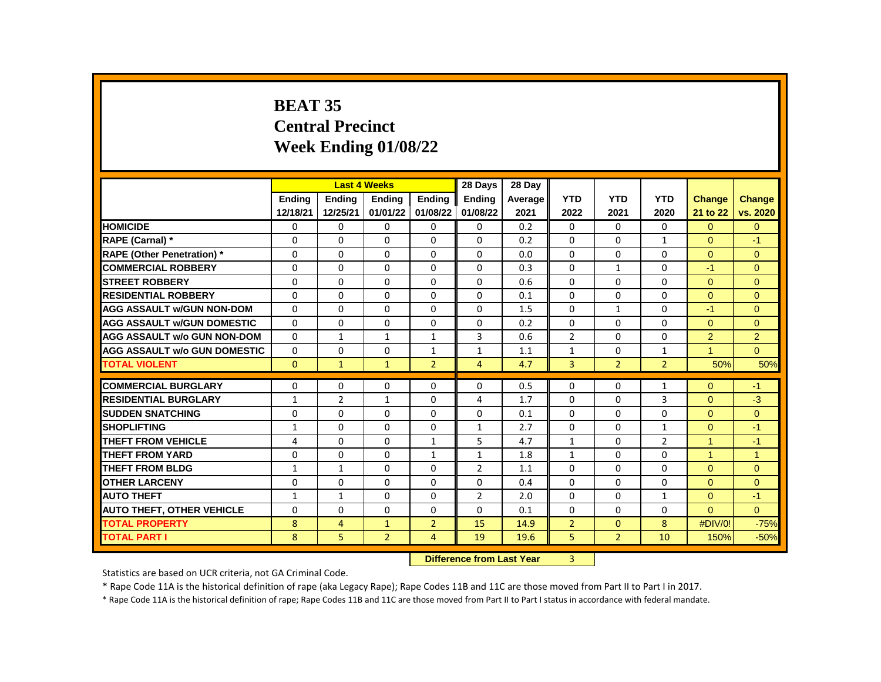# BEAT 35
# Central Precinct
# Week Ending 01/08/22

| | Last 4 Weeks | | | | 28 Days | 28 Day | | | | | |
|---|---|---|---|---|---|---|---|---|---|---|---|
| | Ending 12/18/21 | Ending 12/25/21 | Ending 01/01/22 | Ending 01/08/22 | Ending 01/08/22 | Average 2021 | YTD 2022 | YTD 2021 | YTD 2020 | Change 21 to 22 | Change vs. 2020 |
| HOMICIDE | 0 | 0 | 0 | 0 | 0 | 0.2 | 0 | 0 | 0 | 0 | 0 |
| RAPE (Carnal) * | 0 | 0 | 0 | 0 | 0 | 0.2 | 0 | 0 | 1 | 0 | -1 |
| RAPE (Other Penetration) * | 0 | 0 | 0 | 0 | 0 | 0.0 | 0 | 0 | 0 | 0 | 0 |
| COMMERCIAL ROBBERY | 0 | 0 | 0 | 0 | 0 | 0.3 | 0 | 1 | 0 | -1 | 0 |
| STREET ROBBERY | 0 | 0 | 0 | 0 | 0 | 0.6 | 0 | 0 | 0 | 0 | 0 |
| RESIDENTIAL ROBBERY | 0 | 0 | 0 | 0 | 0 | 0.1 | 0 | 0 | 0 | 0 | 0 |
| AGG ASSAULT w/GUN NON-DOM | 0 | 0 | 0 | 0 | 0 | 1.5 | 0 | 1 | 0 | -1 | 0 |
| AGG ASSAULT w/GUN DOMESTIC | 0 | 0 | 0 | 0 | 0 | 0.2 | 0 | 0 | 0 | 0 | 0 |
| AGG ASSAULT w/o GUN NON-DOM | 0 | 1 | 1 | 1 | 3 | 0.6 | 2 | 0 | 0 | 2 | 2 |
| AGG ASSAULT w/o GUN DOMESTIC | 0 | 0 | 0 | 1 | 1 | 1.1 | 1 | 0 | 1 | 1 | 0 |
| TOTAL VIOLENT | 0 | 1 | 1 | 2 | 4 | 4.7 | 3 | 2 | 2 | 50% | 50% |
| COMMERCIAL BURGLARY | 0 | 0 | 0 | 0 | 0 | 0.5 | 0 | 0 | 1 | 0 | -1 |
| RESIDENTIAL BURGLARY | 1 | 2 | 1 | 0 | 4 | 1.7 | 0 | 0 | 3 | 0 | -3 |
| SUDDEN SNATCHING | 0 | 0 | 0 | 0 | 0 | 0.1 | 0 | 0 | 0 | 0 | 0 |
| SHOPLIFTING | 1 | 0 | 0 | 0 | 1 | 2.7 | 0 | 0 | 1 | 0 | -1 |
| THEFT FROM VEHICLE | 4 | 0 | 0 | 1 | 5 | 4.7 | 1 | 0 | 2 | 1 | -1 |
| THEFT FROM YARD | 0 | 0 | 0 | 1 | 1 | 1.8 | 1 | 0 | 0 | 1 | 1 |
| THEFT FROM BLDG | 1 | 1 | 0 | 0 | 2 | 1.1 | 0 | 0 | 0 | 0 | 0 |
| OTHER LARCENY | 0 | 0 | 0 | 0 | 0 | 0.4 | 0 | 0 | 0 | 0 | 0 |
| AUTO THEFT | 1 | 1 | 0 | 0 | 2 | 2.0 | 0 | 0 | 1 | 0 | -1 |
| AUTO THEFT, OTHER VEHICLE | 0 | 0 | 0 | 0 | 0 | 0.1 | 0 | 0 | 0 | 0 | 0 |
| TOTAL PROPERTY | 8 | 4 | 1 | 2 | 15 | 14.9 | 2 | 0 | 8 | #DIV/0! | -75% |
| TOTAL PART I | 8 | 5 | 2 | 4 | 19 | 19.6 | 5 | 2 | 10 | 150% | -50% |

**Difference from Last Year** 3

Statistics are based on UCR criteria, not GA Criminal Code.

* Rape Code 11A is the historical definition of rape (aka Legacy Rape); Rape Codes 11B and 11C are those moved from Part II to Part I in 2017.

* Rape Code 11A is the historical definition of rape; Rape Codes 11B and 11C are those moved from Part II to Part I status in accordance with federal mandate.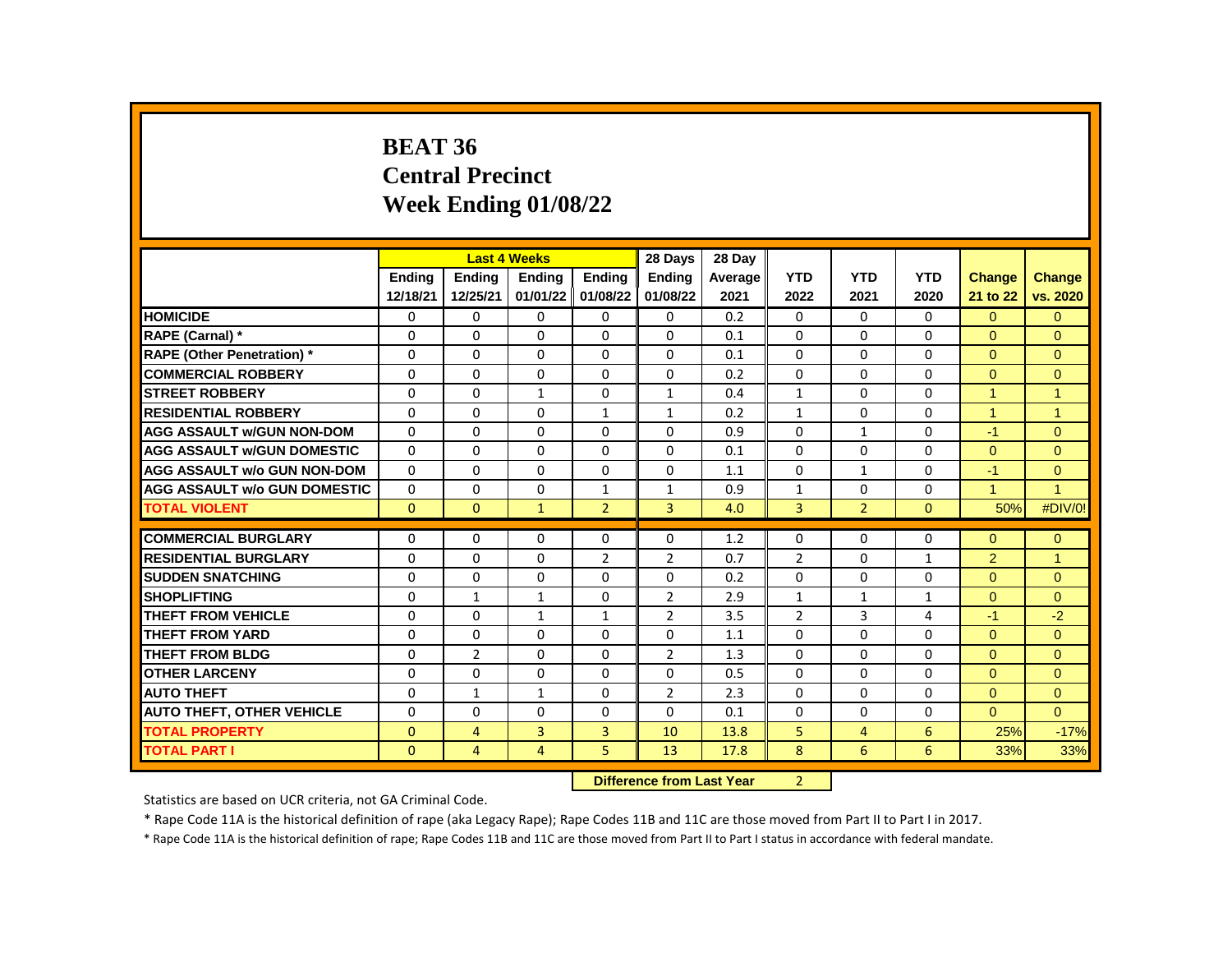# BEAT 36
# Central Precinct
# Week Ending 01/08/22

| | Last 4 Weeks | | | | 28 Days | 28 Day | | | | | |
|---|---|---|---|---|---|---|---|---|---|---|---|
| | Ending 12/18/21 | Ending 12/25/21 | Ending 01/01/22 | Ending 01/08/22 | Ending 01/08/22 | Average 2021 | YTD 2022 | YTD 2021 | YTD 2020 | Change 21 to 22 | Change vs. 2020 |
| HOMICIDE | 0 | 0 | 0 | 0 | 0 | 0.2 | 0 | 0 | 0 | 0 | 0 |
| RAPE (Carnal) * | 0 | 0 | 0 | 0 | 0 | 0.1 | 0 | 0 | 0 | 0 | 0 |
| RAPE (Other Penetration) * | 0 | 0 | 0 | 0 | 0 | 0.1 | 0 | 0 | 0 | 0 | 0 |
| COMMERCIAL ROBBERY | 0 | 0 | 0 | 0 | 0 | 0.2 | 0 | 0 | 0 | 0 | 0 |
| STREET ROBBERY | 0 | 0 | 1 | 0 | 1 | 0.4 | 1 | 0 | 0 | 1 | 1 |
| RESIDENTIAL ROBBERY | 0 | 0 | 0 | 1 | 1 | 0.2 | 1 | 0 | 0 | 1 | 1 |
| AGG ASSAULT w/GUN NON-DOM | 0 | 0 | 0 | 0 | 0 | 0.9 | 0 | 1 | 0 | -1 | 0 |
| AGG ASSAULT w/GUN DOMESTIC | 0 | 0 | 0 | 0 | 0 | 0.1 | 0 | 0 | 0 | 0 | 0 |
| AGG ASSAULT w/o GUN NON-DOM | 0 | 0 | 0 | 0 | 0 | 1.1 | 0 | 1 | 0 | -1 | 0 |
| AGG ASSAULT w/o GUN DOMESTIC | 0 | 0 | 0 | 1 | 1 | 0.9 | 1 | 0 | 0 | 1 | 1 |
| TOTAL VIOLENT | 0 | 0 | 1 | 2 | 3 | 4.0 | 3 | 2 | 0 | 50% | #DIV/0! |
| COMMERCIAL BURGLARY | 0 | 0 | 0 | 0 | 0 | 1.2 | 0 | 0 | 0 | 0 | 0 |
| RESIDENTIAL BURGLARY | 0 | 0 | 0 | 2 | 2 | 0.7 | 2 | 0 | 1 | 2 | 1 |
| SUDDEN SNATCHING | 0 | 0 | 0 | 0 | 0 | 0.2 | 0 | 0 | 0 | 0 | 0 |
| SHOPLIFTING | 0 | 1 | 1 | 0 | 2 | 2.9 | 1 | 1 | 1 | 0 | 0 |
| THEFT FROM VEHICLE | 0 | 0 | 1 | 1 | 2 | 3.5 | 2 | 3 | 4 | -1 | -2 |
| THEFT FROM YARD | 0 | 0 | 0 | 0 | 0 | 1.1 | 0 | 0 | 0 | 0 | 0 |
| THEFT FROM BLDG | 0 | 2 | 0 | 0 | 2 | 1.3 | 0 | 0 | 0 | 0 | 0 |
| OTHER LARCENY | 0 | 0 | 0 | 0 | 0 | 0.5 | 0 | 0 | 0 | 0 | 0 |
| AUTO THEFT | 0 | 1 | 1 | 0 | 2 | 2.3 | 0 | 0 | 0 | 0 | 0 |
| AUTO THEFT, OTHER VEHICLE | 0 | 0 | 0 | 0 | 0 | 0.1 | 0 | 0 | 0 | 0 | 0 |
| TOTAL PROPERTY | 0 | 4 | 3 | 3 | 10 | 13.8 | 5 | 4 | 6 | 25% | -17% |
| TOTAL PART I | 0 | 4 | 4 | 5 | 13 | 17.8 | 8 | 6 | 6 | 33% | 33% |

**Difference from Last Year** 2

Statistics are based on UCR criteria, not GA Criminal Code.

* Rape Code 11A is the historical definition of rape (aka Legacy Rape); Rape Codes 11B and 11C are those moved from Part II to Part I in 2017.

* Rape Code 11A is the historical definition of rape; Rape Codes 11B and 11C are those moved from Part II to Part I status in accordance with federal mandate.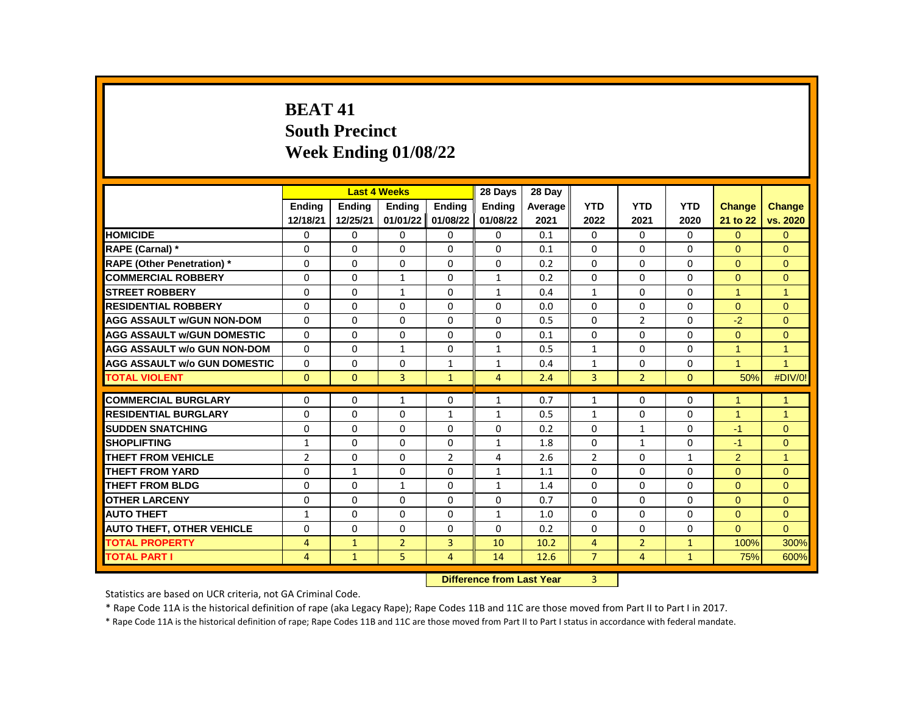# BEAT 41
# South Precinct
# Week Ending 01/08/22

| | Last 4 Weeks | | | | 28 Days | 28 Day | | | | | |
|---|---|---|---|---|---|---|---|---|---|---|---|
| | Ending 12/18/21 | Ending 12/25/21 | Ending 01/01/22 | Ending 01/08/22 | Ending 01/08/22 | Average 2021 | YTD 2022 | YTD 2021 | YTD 2020 | Change 21 to 22 | Change vs. 2020 |
| **HOMICIDE** | 0 | 0 | 0 | 0 | 0 | 0.1 | 0 | 0 | 0 | 0 | 0 |
| **RAPE (Carnal) *** | 0 | 0 | 0 | 0 | 0 | 0.1 | 0 | 0 | 0 | 0 | 0 |
| **RAPE (Other Penetration) *** | 0 | 0 | 0 | 0 | 0 | 0.2 | 0 | 0 | 0 | 0 | 0 |
| **COMMERCIAL ROBBERY** | 0 | 0 | 1 | 0 | 1 | 0.2 | 0 | 0 | 0 | 0 | 0 |
| **STREET ROBBERY** | 0 | 0 | 1 | 0 | 1 | 0.4 | 1 | 0 | 0 | 1 | 1 |
| **RESIDENTIAL ROBBERY** | 0 | 0 | 0 | 0 | 0 | 0.0 | 0 | 0 | 0 | 0 | 0 |
| **AGG ASSAULT w/GUN NON-DOM** | 0 | 0 | 0 | 0 | 0 | 0.5 | 0 | 2 | 0 | -2 | 0 |
| **AGG ASSAULT w/GUN DOMESTIC** | 0 | 0 | 0 | 0 | 0 | 0.1 | 0 | 0 | 0 | 0 | 0 |
| **AGG ASSAULT w/o GUN NON-DOM** | 0 | 0 | 1 | 0 | 1 | 0.5 | 1 | 0 | 0 | 1 | 1 |
| **AGG ASSAULT w/o GUN DOMESTIC** | 0 | 0 | 0 | 1 | 1 | 0.4 | 1 | 0 | 0 | 1 | 1 |
| **TOTAL VIOLENT** | 0 | 0 | 3 | 1 | 4 | 2.4 | 3 | 2 | 0 | 50% | #DIV/0! |
| **COMMERCIAL BURGLARY** | 0 | 0 | 1 | 0 | 1 | 0.7 | 1 | 0 | 0 | 1 | 1 |
| **RESIDENTIAL BURGLARY** | 0 | 0 | 0 | 1 | 1 | 0.5 | 1 | 0 | 0 | 1 | 1 |
| **SUDDEN SNATCHING** | 0 | 0 | 0 | 0 | 0 | 0.2 | 0 | 1 | 0 | -1 | 0 |
| **SHOPLIFTING** | 1 | 0 | 0 | 0 | 1 | 1.8 | 0 | 1 | 0 | -1 | 0 |
| **THEFT FROM VEHICLE** | 2 | 0 | 0 | 2 | 4 | 2.6 | 2 | 0 | 1 | 2 | 1 |
| **THEFT FROM YARD** | 0 | 1 | 0 | 0 | 1 | 1.1 | 0 | 0 | 0 | 0 | 0 |
| **THEFT FROM BLDG** | 0 | 0 | 1 | 0 | 1 | 1.4 | 0 | 0 | 0 | 0 | 0 |
| **OTHER LARCENY** | 0 | 0 | 0 | 0 | 0 | 0.7 | 0 | 0 | 0 | 0 | 0 |
| **AUTO THEFT** | 1 | 0 | 0 | 0 | 1 | 1.0 | 0 | 0 | 0 | 0 | 0 |
| **AUTO THEFT, OTHER VEHICLE** | 0 | 0 | 0 | 0 | 0 | 0.2 | 0 | 0 | 0 | 0 | 0 |
| **TOTAL PROPERTY** | 4 | 1 | 2 | 3 | 10 | 10.2 | 4 | 2 | 1 | 100% | 300% |
| **TOTAL PART I** | 4 | 1 | 5 | 4 | 14 | 12.6 | 7 | 4 | 1 | 75% | 600% |

**Difference from Last Year** 3

Statistics are based on UCR criteria, not GA Criminal Code.

* Rape Code 11A is the historical definition of rape (aka Legacy Rape); Rape Codes 11B and 11C are those moved from Part II to Part I in 2017.

* Rape Code 11A is the historical definition of rape; Rape Codes 11B and 11C are those moved from Part II to Part I status in accordance with federal mandate.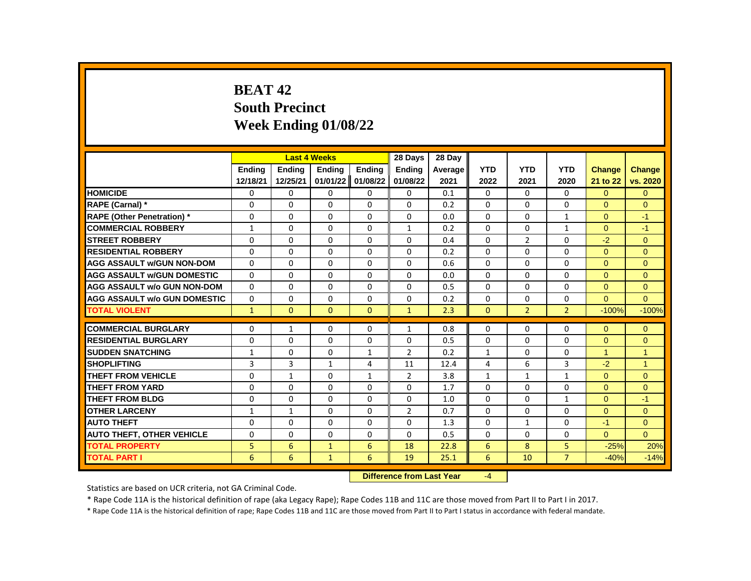# BEAT 42
# South Precinct
# Week Ending 01/08/22

| | Last 4 Weeks | | | | 28 Days | 28 Day | | | | | |
|---|---|---|---|---|---|---|---|---|---|---|---|
| | Ending 12/18/21 | Ending 12/25/21 | Ending 01/01/22 | Ending 01/08/22 | Ending 01/08/22 | Average 2021 | YTD 2022 | YTD 2021 | YTD 2020 | Change 21 to 22 | Change vs. 2020 |
| HOMICIDE | 0 | 0 | 0 | 0 | 0 | 0.1 | 0 | 0 | 0 | 0 | 0 |
| RAPE (Carnal) * | 0 | 0 | 0 | 0 | 0 | 0.2 | 0 | 0 | 0 | 0 | 0 |
| RAPE (Other Penetration) * | 0 | 0 | 0 | 0 | 0 | 0.0 | 0 | 0 | 1 | 0 | -1 |
| COMMERCIAL ROBBERY | 1 | 0 | 0 | 0 | 1 | 0.2 | 0 | 0 | 1 | 0 | -1 |
| STREET ROBBERY | 0 | 0 | 0 | 0 | 0 | 0.4 | 0 | 2 | 0 | -2 | 0 |
| RESIDENTIAL ROBBERY | 0 | 0 | 0 | 0 | 0 | 0.2 | 0 | 0 | 0 | 0 | 0 |
| AGG ASSAULT w/GUN NON-DOM | 0 | 0 | 0 | 0 | 0 | 0.6 | 0 | 0 | 0 | 0 | 0 |
| AGG ASSAULT w/GUN DOMESTIC | 0 | 0 | 0 | 0 | 0 | 0.0 | 0 | 0 | 0 | 0 | 0 |
| AGG ASSAULT w/o GUN NON-DOM | 0 | 0 | 0 | 0 | 0 | 0.5 | 0 | 0 | 0 | 0 | 0 |
| AGG ASSAULT w/o GUN DOMESTIC | 0 | 0 | 0 | 0 | 0 | 0.2 | 0 | 0 | 0 | 0 | 0 |
| TOTAL VIOLENT | 1 | 0 | 0 | 0 | 1 | 2.3 | 0 | 2 | 2 | -100% | -100% |
| COMMERCIAL BURGLARY | 0 | 1 | 0 | 0 | 1 | 0.8 | 0 | 0 | 0 | 0 | 0 |
| RESIDENTIAL BURGLARY | 0 | 0 | 0 | 0 | 0 | 0.5 | 0 | 0 | 0 | 0 | 0 |
| SUDDEN SNATCHING | 1 | 0 | 0 | 1 | 2 | 0.2 | 1 | 0 | 0 | 1 | 1 |
| SHOPLIFTING | 3 | 3 | 1 | 4 | 11 | 12.4 | 4 | 6 | 3 | -2 | 1 |
| THEFT FROM VEHICLE | 0 | 1 | 0 | 1 | 2 | 3.8 | 1 | 1 | 1 | 0 | 0 |
| THEFT FROM YARD | 0 | 0 | 0 | 0 | 0 | 1.7 | 0 | 0 | 0 | 0 | 0 |
| THEFT FROM BLDG | 0 | 0 | 0 | 0 | 0 | 1.0 | 0 | 0 | 1 | 0 | -1 |
| OTHER LARCENY | 1 | 1 | 0 | 0 | 2 | 0.7 | 0 | 0 | 0 | 0 | 0 |
| AUTO THEFT | 0 | 0 | 0 | 0 | 0 | 1.3 | 0 | 1 | 0 | -1 | 0 |
| AUTO THEFT, OTHER VEHICLE | 0 | 0 | 0 | 0 | 0 | 0.5 | 0 | 0 | 0 | 0 | 0 |
| TOTAL PROPERTY | 5 | 6 | 1 | 6 | 18 | 22.8 | 6 | 8 | 5 | -25% | 20% |
| TOTAL PART I | 6 | 6 | 1 | 6 | 19 | 25.1 | 6 | 10 | 7 | -40% | -14% |

**Difference from Last Year** -4

Statistics are based on UCR criteria, not GA Criminal Code.

* Rape Code 11A is the historical definition of rape (aka Legacy Rape); Rape Codes 11B and 11C are those moved from Part II to Part I in 2017.

* Rape Code 11A is the historical definition of rape; Rape Codes 11B and 11C are those moved from Part II to Part I status in accordance with federal mandate.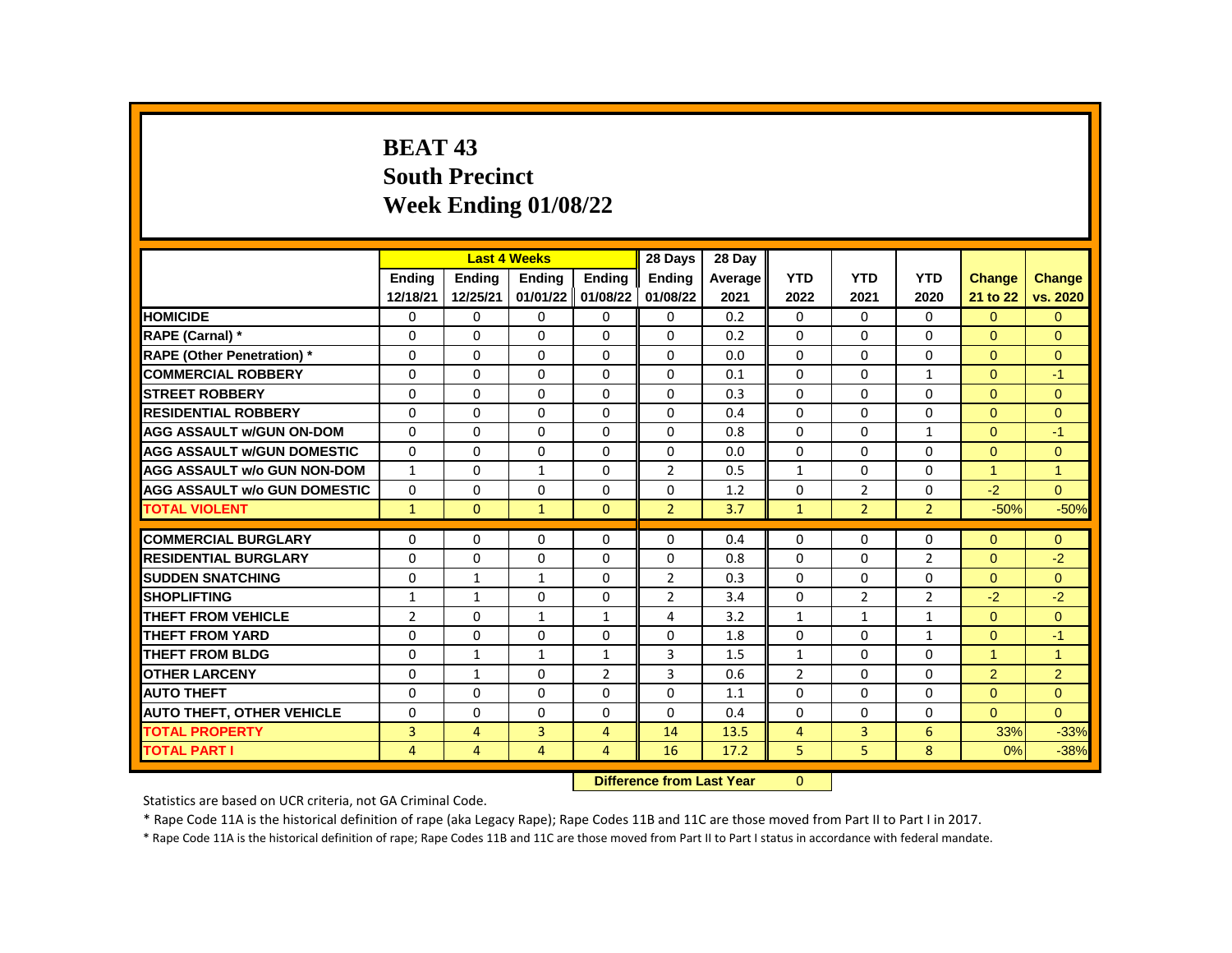# BEAT 43
# South Precinct
# Week Ending 01/08/22

| | Last 4 Weeks | | | | 28 Days | 28 Day | | | | | |
|---|---|---|---|---|---|---|---|---|---|---|---|
| | Ending 12/18/21 | Ending 12/25/21 | Ending 01/01/22 | Ending 01/08/22 | Ending 01/08/22 | Average 2021 | YTD 2022 | YTD 2021 | YTD 2020 | Change 21 to 22 | Change vs. 2020 |
| **HOMICIDE** | 0 | 0 | 0 | 0 | 0 | 0.2 | 0 | 0 | 0 | 0 | 0 |
| **RAPE (Carnal) *** | 0 | 0 | 0 | 0 | 0 | 0.2 | 0 | 0 | 0 | 0 | 0 |
| **RAPE (Other Penetration) *** | 0 | 0 | 0 | 0 | 0 | 0.0 | 0 | 0 | 0 | 0 | 0 |
| **COMMERCIAL ROBBERY** | 0 | 0 | 0 | 0 | 0 | 0.1 | 0 | 0 | 1 | 0 | -1 |
| **STREET ROBBERY** | 0 | 0 | 0 | 0 | 0 | 0.3 | 0 | 0 | 0 | 0 | 0 |
| **RESIDENTIAL ROBBERY** | 0 | 0 | 0 | 0 | 0 | 0.4 | 0 | 0 | 0 | 0 | 0 |
| **AGG ASSAULT w/GUN ON-DOM** | 0 | 0 | 0 | 0 | 0 | 0.8 | 0 | 0 | 1 | 0 | -1 |
| **AGG ASSAULT w/GUN DOMESTIC** | 0 | 0 | 0 | 0 | 0 | 0.0 | 0 | 0 | 0 | 0 | 0 |
| **AGG ASSAULT w/o GUN NON-DOM** | 1 | 0 | 1 | 0 | 2 | 0.5 | 1 | 0 | 0 | 1 | 1 |
| **AGG ASSAULT w/o GUN DOMESTIC** | 0 | 0 | 0 | 0 | 0 | 1.2 | 0 | 2 | 0 | -2 | 0 |
| **TOTAL VIOLENT** | 1 | 0 | 1 | 0 | 2 | 3.7 | 1 | 2 | 2 | -50% | -50% |
| **COMMERCIAL BURGLARY** | 0 | 0 | 0 | 0 | 0 | 0.4 | 0 | 0 | 0 | 0 | 0 |
| **RESIDENTIAL BURGLARY** | 0 | 0 | 0 | 0 | 0 | 0.8 | 0 | 0 | 2 | 0 | -2 |
| **SUDDEN SNATCHING** | 0 | 1 | 1 | 0 | 2 | 0.3 | 0 | 0 | 0 | 0 | 0 |
| **SHOPLIFTING** | 1 | 1 | 0 | 0 | 2 | 3.4 | 0 | 2 | 2 | -2 | -2 |
| **THEFT FROM VEHICLE** | 2 | 0 | 1 | 1 | 4 | 3.2 | 1 | 1 | 1 | 0 | 0 |
| **THEFT FROM YARD** | 0 | 0 | 0 | 0 | 0 | 1.8 | 0 | 0 | 1 | 0 | -1 |
| **THEFT FROM BLDG** | 0 | 1 | 1 | 1 | 3 | 1.5 | 1 | 0 | 0 | 1 | 1 |
| **OTHER LARCENY** | 0 | 1 | 0 | 2 | 3 | 0.6 | 2 | 0 | 0 | 2 | 2 |
| **AUTO THEFT** | 0 | 0 | 0 | 0 | 0 | 1.1 | 0 | 0 | 0 | 0 | 0 |
| **AUTO THEFT, OTHER VEHICLE** | 0 | 0 | 0 | 0 | 0 | 0.4 | 0 | 0 | 0 | 0 | 0 |
| **TOTAL PROPERTY** | 3 | 4 | 3 | 4 | 14 | 13.5 | 4 | 3 | 6 | 33% | -33% |
| **TOTAL PART I** | 4 | 4 | 4 | 4 | 16 | 17.2 | 5 | 5 | 8 | 0% | -38% |

**Difference from Last Year** 0

Statistics are based on UCR criteria, not GA Criminal Code.

* Rape Code 11A is the historical definition of rape (aka Legacy Rape); Rape Codes 11B and 11C are those moved from Part II to Part I in 2017.

* Rape Code 11A is the historical definition of rape; Rape Codes 11B and 11C are those moved from Part II to Part I status in accordance with federal mandate.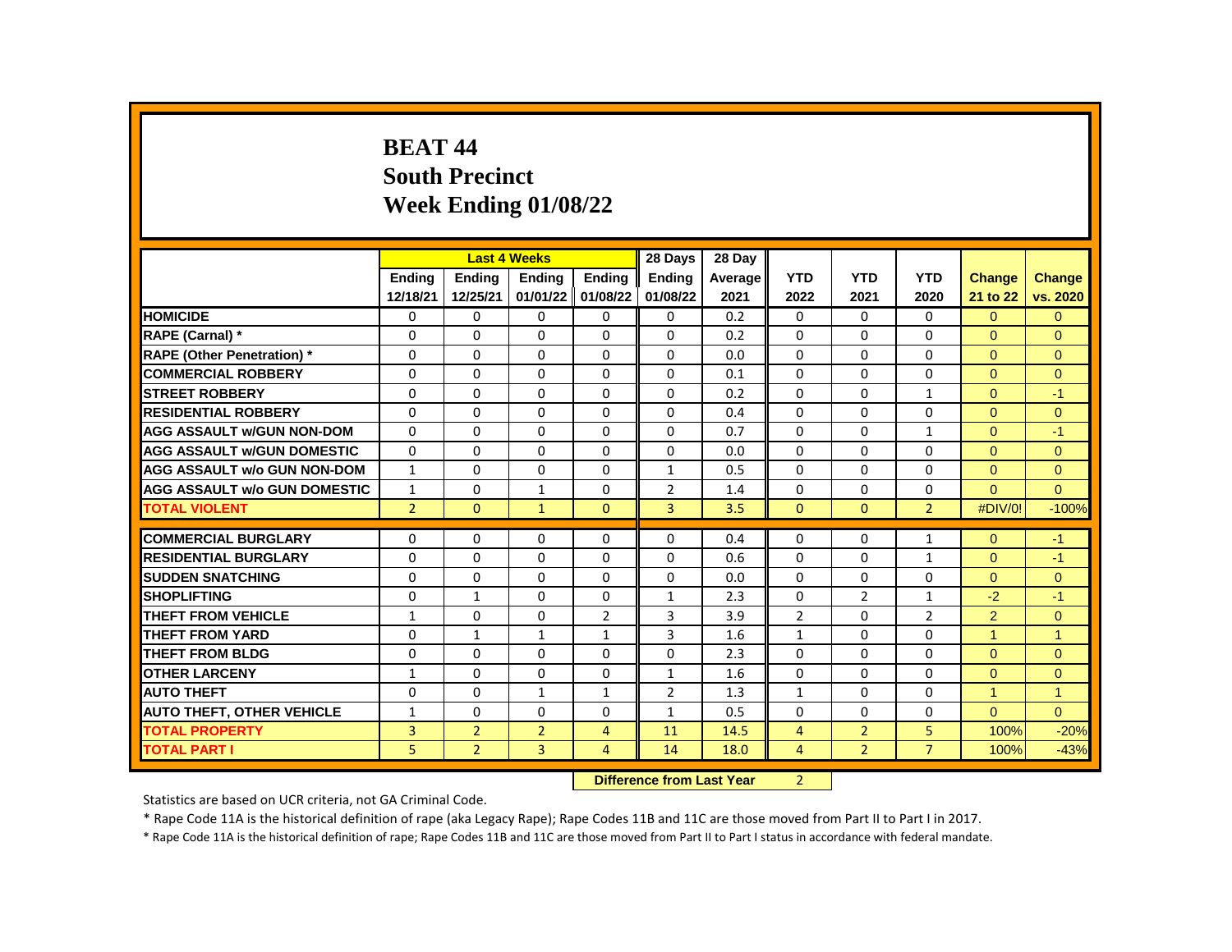# BEAT 44
## South Precinct
## Week Ending 01/08/22

| | Last 4 Weeks | | | | 28 Days | 28 Day | | | | | |
|---|---|---|---|---|---|---|---|---|---|---|---|
| | Ending 12/18/21 | Ending 12/25/21 | Ending 01/01/22 | Ending 01/08/22 | Ending 01/08/22 | Average 2021 | YTD 2022 | YTD 2021 | YTD 2020 | Change 21 to 22 | Change vs. 2020 |
| HOMICIDE | 0 | 0 | 0 | 0 | 0 | 0.2 | 0 | 0 | 0 | 0 | 0 |
| RAPE (Carnal) * | 0 | 0 | 0 | 0 | 0 | 0.2 | 0 | 0 | 0 | 0 | 0 |
| RAPE (Other Penetration) * | 0 | 0 | 0 | 0 | 0 | 0.0 | 0 | 0 | 0 | 0 | 0 |
| COMMERCIAL ROBBERY | 0 | 0 | 0 | 0 | 0 | 0.1 | 0 | 0 | 0 | 0 | 0 |
| STREET ROBBERY | 0 | 0 | 0 | 0 | 0 | 0.2 | 0 | 0 | 1 | 0 | -1 |
| RESIDENTIAL ROBBERY | 0 | 0 | 0 | 0 | 0 | 0.4 | 0 | 0 | 0 | 0 | 0 |
| AGG ASSAULT w/GUN NON-DOM | 0 | 0 | 0 | 0 | 0 | 0.7 | 0 | 0 | 1 | 0 | -1 |
| AGG ASSAULT w/GUN DOMESTIC | 0 | 0 | 0 | 0 | 0 | 0.0 | 0 | 0 | 0 | 0 | 0 |
| AGG ASSAULT w/o GUN NON-DOM | 1 | 0 | 0 | 0 | 1 | 0.5 | 0 | 0 | 0 | 0 | 0 |
| AGG ASSAULT w/o GUN DOMESTIC | 1 | 0 | 1 | 0 | 2 | 1.4 | 0 | 0 | 0 | 0 | 0 |
| TOTAL VIOLENT | 2 | 0 | 1 | 0 | 3 | 3.5 | 0 | 0 | 2 | #DIV/0! | -100% |
| COMMERCIAL BURGLARY | 0 | 0 | 0 | 0 | 0 | 0.4 | 0 | 0 | 1 | 0 | -1 |
| RESIDENTIAL BURGLARY | 0 | 0 | 0 | 0 | 0 | 0.6 | 0 | 0 | 1 | 0 | -1 |
| SUDDEN SNATCHING | 0 | 0 | 0 | 0 | 0 | 0.0 | 0 | 0 | 0 | 0 | 0 |
| SHOPLIFTING | 0 | 1 | 0 | 0 | 1 | 2.3 | 0 | 2 | 1 | -2 | -1 |
| THEFT FROM VEHICLE | 1 | 0 | 0 | 2 | 3 | 3.9 | 2 | 0 | 2 | 2 | 0 |
| THEFT FROM YARD | 0 | 1 | 1 | 1 | 3 | 1.6 | 1 | 0 | 0 | 1 | 1 |
| THEFT FROM BLDG | 0 | 0 | 0 | 0 | 0 | 2.3 | 0 | 0 | 0 | 0 | 0 |
| OTHER LARCENY | 1 | 0 | 0 | 0 | 1 | 1.6 | 0 | 0 | 0 | 0 | 0 |
| AUTO THEFT | 0 | 0 | 1 | 1 | 2 | 1.3 | 1 | 0 | 0 | 1 | 1 |
| AUTO THEFT, OTHER VEHICLE | 1 | 0 | 0 | 0 | 1 | 0.5 | 0 | 0 | 0 | 0 | 0 |
| TOTAL PROPERTY | 3 | 2 | 2 | 4 | 11 | 14.5 | 4 | 2 | 5 | 100% | -20% |
| TOTAL PART I | 5 | 2 | 3 | 4 | 14 | 18.0 | 4 | 2 | 7 | 100% | -43% |

**Difference from Last Year** 2

Statistics are based on UCR criteria, not GA Criminal Code.

* Rape Code 11A is the historical definition of rape (aka Legacy Rape); Rape Codes 11B and 11C are those moved from Part II to Part I in 2017.

* Rape Code 11A is the historical definition of rape; Rape Codes 11B and 11C are those moved from Part II to Part I status in accordance with federal mandate.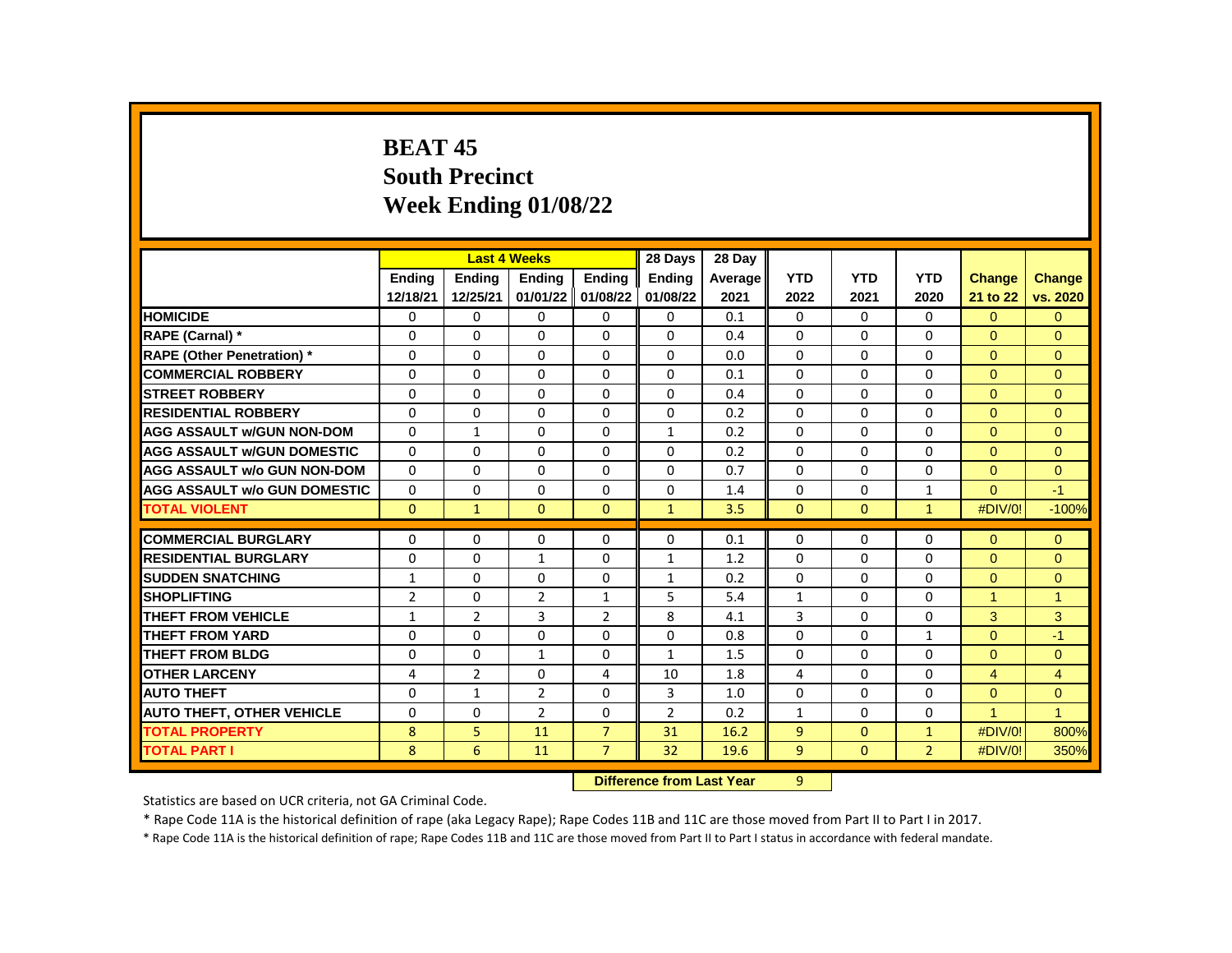# BEAT 45
# South Precinct
# Week Ending 01/08/22

| | Last 4 Weeks | | | | 28 Days | 28 Day | | | | | |
|---|---|---|---|---|---|---|---|---|---|---|---|
| | Ending 12/18/21 | Ending 12/25/21 | Ending 01/01/22 | Ending 01/08/22 | Ending 01/08/22 | Average 2021 | YTD 2022 | YTD 2021 | YTD 2020 | Change 21 to 22 | Change vs. 2020 |
| HOMICIDE | 0 | 0 | 0 | 0 | 0 | 0.1 | 0 | 0 | 0 | 0 | 0 |
| RAPE (Carnal) * | 0 | 0 | 0 | 0 | 0 | 0.4 | 0 | 0 | 0 | 0 | 0 |
| RAPE (Other Penetration) * | 0 | 0 | 0 | 0 | 0 | 0.0 | 0 | 0 | 0 | 0 | 0 |
| COMMERCIAL ROBBERY | 0 | 0 | 0 | 0 | 0 | 0.1 | 0 | 0 | 0 | 0 | 0 |
| STREET ROBBERY | 0 | 0 | 0 | 0 | 0 | 0.4 | 0 | 0 | 0 | 0 | 0 |
| RESIDENTIAL ROBBERY | 0 | 0 | 0 | 0 | 0 | 0.2 | 0 | 0 | 0 | 0 | 0 |
| AGG ASSAULT w/GUN NON-DOM | 0 | 1 | 0 | 0 | 1 | 0.2 | 0 | 0 | 0 | 0 | 0 |
| AGG ASSAULT w/GUN DOMESTIC | 0 | 0 | 0 | 0 | 0 | 0.2 | 0 | 0 | 0 | 0 | 0 |
| AGG ASSAULT w/o GUN NON-DOM | 0 | 0 | 0 | 0 | 0 | 0.7 | 0 | 0 | 0 | 0 | 0 |
| AGG ASSAULT w/o GUN DOMESTIC | 0 | 0 | 0 | 0 | 0 | 1.4 | 0 | 0 | 1 | 0 | -1 |
| TOTAL VIOLENT | 0 | 1 | 0 | 0 | 1 | 3.5 | 0 | 0 | 1 | #DIV/0! | -100% |
| COMMERCIAL BURGLARY | 0 | 0 | 0 | 0 | 0 | 0.1 | 0 | 0 | 0 | 0 | 0 |
| RESIDENTIAL BURGLARY | 0 | 0 | 1 | 0 | 1 | 1.2 | 0 | 0 | 0 | 0 | 0 |
| SUDDEN SNATCHING | 1 | 0 | 0 | 0 | 1 | 0.2 | 0 | 0 | 0 | 0 | 0 |
| SHOPLIFTING | 2 | 0 | 2 | 1 | 5 | 5.4 | 1 | 0 | 0 | 1 | 1 |
| THEFT FROM VEHICLE | 1 | 2 | 3 | 2 | 8 | 4.1 | 3 | 0 | 0 | 3 | 3 |
| THEFT FROM YARD | 0 | 0 | 0 | 0 | 0 | 0.8 | 0 | 0 | 1 | 0 | -1 |
| THEFT FROM BLDG | 0 | 0 | 1 | 0 | 1 | 1.5 | 0 | 0 | 0 | 0 | 0 |
| OTHER LARCENY | 4 | 2 | 0 | 4 | 10 | 1.8 | 4 | 0 | 0 | 4 | 4 |
| AUTO THEFT | 0 | 1 | 2 | 0 | 3 | 1.0 | 0 | 0 | 0 | 0 | 0 |
| AUTO THEFT, OTHER VEHICLE | 0 | 0 | 2 | 0 | 2 | 0.2 | 1 | 0 | 0 | 1 | 1 |
| TOTAL PROPERTY | 8 | 5 | 11 | 7 | 31 | 16.2 | 9 | 0 | 1 | #DIV/0! | 800% |
| TOTAL PART I | 8 | 6 | 11 | 7 | 32 | 19.6 | 9 | 0 | 2 | #DIV/0! | 350% |

**Difference from Last Year** 9

Statistics are based on UCR criteria, not GA Criminal Code.

* Rape Code 11A is the historical definition of rape (aka Legacy Rape); Rape Codes 11B and 11C are those moved from Part II to Part I in 2017.

* Rape Code 11A is the historical definition of rape; Rape Codes 11B and 11C are those moved from Part II to Part I status in accordance with federal mandate.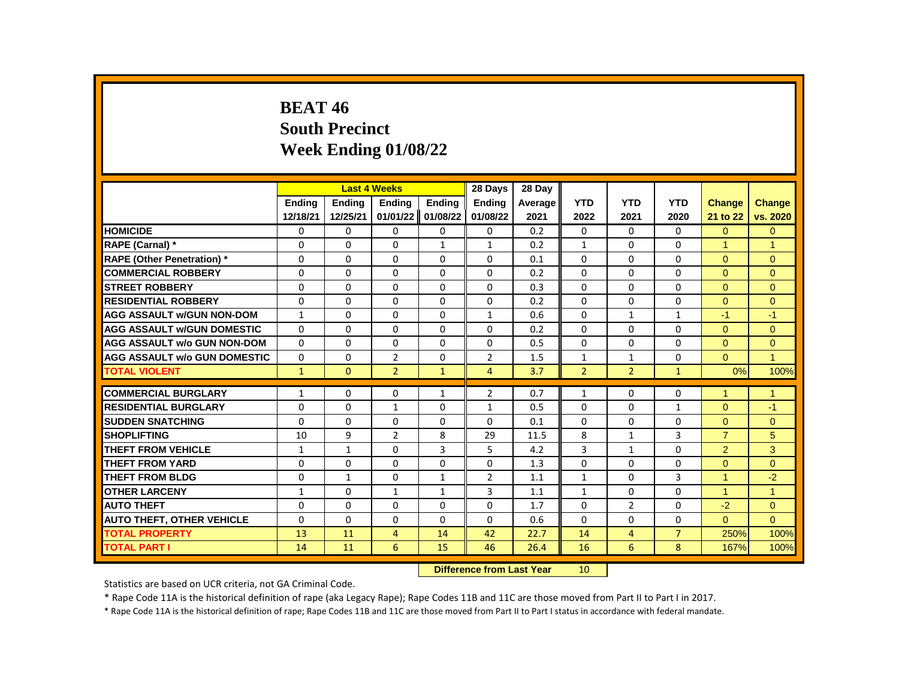# BEAT 46
# South Precinct
# Week Ending 01/08/22

| | Last 4 Weeks | | | | 28 Days | 28 Day | | | | | |
|---|---|---|---|---|---|---|---|---|---|---|---|
| | Ending 12/18/21 | Ending 12/25/21 | Ending 01/01/22 | Ending 01/08/22 | Ending 01/08/22 | Average 2021 | YTD 2022 | YTD 2021 | YTD 2020 | Change 21 to 22 | Change vs. 2020 |
| HOMICIDE | 0 | 0 | 0 | 0 | 0 | 0.2 | 0 | 0 | 0 | 0 | 0 |
| RAPE (Carnal) * | 0 | 0 | 0 | 1 | 1 | 0.2 | 1 | 0 | 0 | 1 | 1 |
| RAPE (Other Penetration) * | 0 | 0 | 0 | 0 | 0 | 0.1 | 0 | 0 | 0 | 0 | 0 |
| COMMERCIAL ROBBERY | 0 | 0 | 0 | 0 | 0 | 0.2 | 0 | 0 | 0 | 0 | 0 |
| STREET ROBBERY | 0 | 0 | 0 | 0 | 0 | 0.3 | 0 | 0 | 0 | 0 | 0 |
| RESIDENTIAL ROBBERY | 0 | 0 | 0 | 0 | 0 | 0.2 | 0 | 0 | 0 | 0 | 0 |
| AGG ASSAULT w/GUN NON-DOM | 1 | 0 | 0 | 0 | 1 | 0.6 | 0 | 1 | 1 | -1 | -1 |
| AGG ASSAULT w/GUN DOMESTIC | 0 | 0 | 0 | 0 | 0 | 0.2 | 0 | 0 | 0 | 0 | 0 |
| AGG ASSAULT w/o GUN NON-DOM | 0 | 0 | 0 | 0 | 0 | 0.5 | 0 | 0 | 0 | 0 | 0 |
| AGG ASSAULT w/o GUN DOMESTIC | 0 | 0 | 2 | 0 | 2 | 1.5 | 1 | 1 | 0 | 0 | 1 |
| TOTAL VIOLENT | 1 | 0 | 2 | 1 | 4 | 3.7 | 2 | 2 | 1 | 0% | 100% |
| COMMERCIAL BURGLARY | 1 | 0 | 0 | 1 | 2 | 0.7 | 1 | 0 | 0 | 1 | 1 |
| RESIDENTIAL BURGLARY | 0 | 0 | 1 | 0 | 1 | 0.5 | 0 | 0 | 1 | 0 | -1 |
| SUDDEN SNATCHING | 0 | 0 | 0 | 0 | 0 | 0.1 | 0 | 0 | 0 | 0 | 0 |
| SHOPLIFTING | 10 | 9 | 2 | 8 | 29 | 11.5 | 8 | 1 | 3 | 7 | 5 |
| THEFT FROM VEHICLE | 1 | 1 | 0 | 3 | 5 | 4.2 | 3 | 1 | 0 | 2 | 3 |
| THEFT FROM YARD | 0 | 0 | 0 | 0 | 0 | 1.3 | 0 | 0 | 0 | 0 | 0 |
| THEFT FROM BLDG | 0 | 1 | 0 | 1 | 2 | 1.1 | 1 | 0 | 3 | 1 | -2 |
| OTHER LARCENY | 1 | 0 | 1 | 1 | 3 | 1.1 | 1 | 0 | 0 | 1 | 1 |
| AUTO THEFT | 0 | 0 | 0 | 0 | 0 | 1.7 | 0 | 2 | 0 | -2 | 0 |
| AUTO THEFT, OTHER VEHICLE | 0 | 0 | 0 | 0 | 0 | 0.6 | 0 | 0 | 0 | 0 | 0 |
| TOTAL PROPERTY | 13 | 11 | 4 | 14 | 42 | 22.7 | 14 | 4 | 7 | 250% | 100% |
| TOTAL PART I | 14 | 11 | 6 | 15 | 46 | 26.4 | 16 | 6 | 8 | 167% | 100% |

**Difference from Last Year** 10

Statistics are based on UCR criteria, not GA Criminal Code.

* Rape Code 11A is the historical definition of rape (aka Legacy Rape); Rape Codes 11B and 11C are those moved from Part II to Part I in 2017.

* Rape Code 11A is the historical definition of rape; Rape Codes 11B and 11C are those moved from Part II to Part I status in accordance with federal mandate.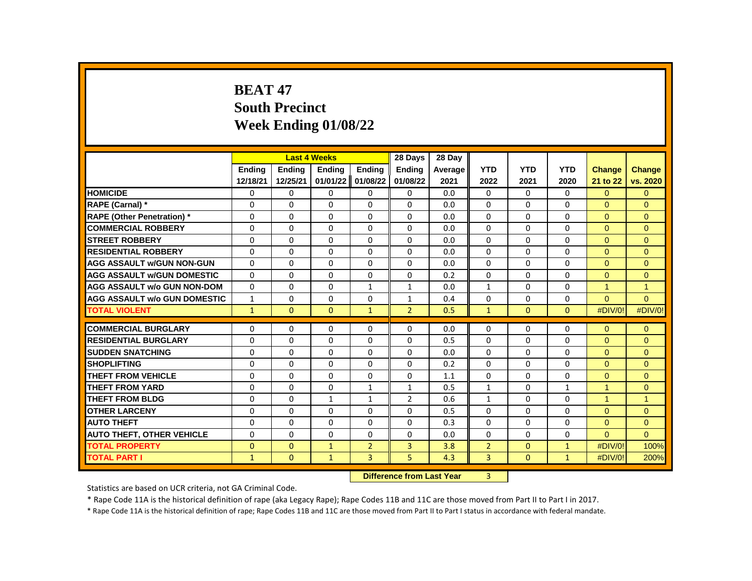# BEAT 47
# South Precinct
# Week Ending 01/08/22

| | Last 4 Weeks | | | | 28 Days | 28 Day | | | | | |
|---|---|---|---|---|---|---|---|---|---|---|---|
| | Ending 12/18/21 | Ending 12/25/21 | Ending 01/01/22 | Ending 01/08/22 | Ending 01/08/22 | Average 2021 | YTD 2022 | YTD 2021 | YTD 2020 | Change 21 to 22 | Change vs. 2020 |
| HOMICIDE | 0 | 0 | 0 | 0 | 0 | 0.0 | 0 | 0 | 0 | 0 | 0 |
| RAPE (Carnal) * | 0 | 0 | 0 | 0 | 0 | 0.0 | 0 | 0 | 0 | 0 | 0 |
| RAPE (Other Penetration) * | 0 | 0 | 0 | 0 | 0 | 0.0 | 0 | 0 | 0 | 0 | 0 |
| COMMERCIAL ROBBERY | 0 | 0 | 0 | 0 | 0 | 0.0 | 0 | 0 | 0 | 0 | 0 |
| STREET ROBBERY | 0 | 0 | 0 | 0 | 0 | 0.0 | 0 | 0 | 0 | 0 | 0 |
| RESIDENTIAL ROBBERY | 0 | 0 | 0 | 0 | 0 | 0.0 | 0 | 0 | 0 | 0 | 0 |
| AGG ASSAULT w/GUN NON-GUN | 0 | 0 | 0 | 0 | 0 | 0.0 | 0 | 0 | 0 | 0 | 0 |
| AGG ASSAULT w/GUN DOMESTIC | 0 | 0 | 0 | 0 | 0 | 0.2 | 0 | 0 | 0 | 0 | 0 |
| AGG ASSAULT w/o GUN NON-DOM | 0 | 0 | 0 | 1 | 1 | 0.0 | 1 | 0 | 0 | 1 | 1 |
| AGG ASSAULT w/o GUN DOMESTIC | 1 | 0 | 0 | 0 | 1 | 0.4 | 0 | 0 | 0 | 0 | 0 |
| TOTAL VIOLENT | 1 | 0 | 0 | 1 | 2 | 0.5 | 1 | 0 | 0 | #DIV/0! | #DIV/0! |
| COMMERCIAL BURGLARY | 0 | 0 | 0 | 0 | 0 | 0.0 | 0 | 0 | 0 | 0 | 0 |
| RESIDENTIAL BURGLARY | 0 | 0 | 0 | 0 | 0 | 0.5 | 0 | 0 | 0 | 0 | 0 |
| SUDDEN SNATCHING | 0 | 0 | 0 | 0 | 0 | 0.0 | 0 | 0 | 0 | 0 | 0 |
| SHOPLIFTING | 0 | 0 | 0 | 0 | 0 | 0.2 | 0 | 0 | 0 | 0 | 0 |
| THEFT FROM VEHICLE | 0 | 0 | 0 | 0 | 0 | 1.1 | 0 | 0 | 0 | 0 | 0 |
| THEFT FROM YARD | 0 | 0 | 0 | 1 | 1 | 0.5 | 1 | 0 | 1 | 1 | 0 |
| THEFT FROM BLDG | 0 | 0 | 1 | 1 | 2 | 0.6 | 1 | 0 | 0 | 1 | 1 |
| OTHER LARCENY | 0 | 0 | 0 | 0 | 0 | 0.5 | 0 | 0 | 0 | 0 | 0 |
| AUTO THEFT | 0 | 0 | 0 | 0 | 0 | 0.3 | 0 | 0 | 0 | 0 | 0 |
| AUTO THEFT, OTHER VEHICLE | 0 | 0 | 0 | 0 | 0 | 0.0 | 0 | 0 | 0 | 0 | 0 |
| TOTAL PROPERTY | 0 | 0 | 1 | 2 | 3 | 3.8 | 2 | 0 | 1 | #DIV/0! | 100% |
| TOTAL PART I | 1 | 0 | 1 | 3 | 5 | 4.3 | 3 | 0 | 1 | #DIV/0! | 200% |

**Difference from Last Year** 3

Statistics are based on UCR criteria, not GA Criminal Code.

* Rape Code 11A is the historical definition of rape (aka Legacy Rape); Rape Codes 11B and 11C are those moved from Part II to Part I in 2017.

* Rape Code 11A is the historical definition of rape; Rape Codes 11B and 11C are those moved from Part II to Part I status in accordance with federal mandate.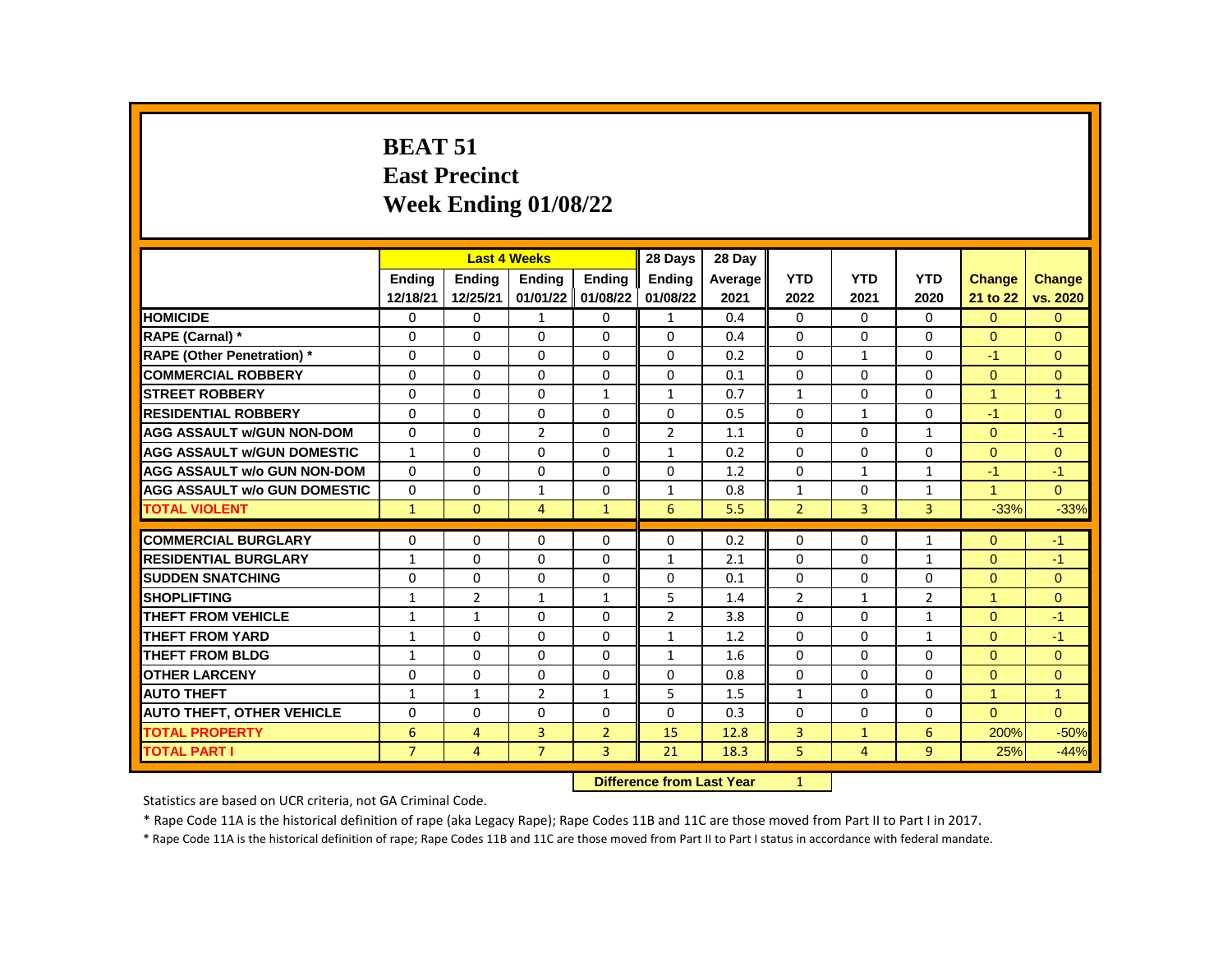# BEAT 51
# East Precinct
# Week Ending 01/08/22

| | Last 4 Weeks | | | | 28 Days | 28 Day | | | | | |
|---|---|---|---|---|---|---|---|---|---|---|---|
| | Ending 12/18/21 | Ending 12/25/21 | Ending 01/01/22 | Ending 01/08/22 | Ending 01/08/22 | Average 2021 | YTD 2022 | YTD 2021 | YTD 2020 | Change 21 to 22 | Change vs. 2020 |
| HOMICIDE | 0 | 0 | 1 | 0 | 1 | 0.4 | 0 | 0 | 0 | 0 | 0 |
| RAPE (Carnal) * | 0 | 0 | 0 | 0 | 0 | 0.4 | 0 | 0 | 0 | 0 | 0 |
| RAPE (Other Penetration) * | 0 | 0 | 0 | 0 | 0 | 0.2 | 0 | 1 | 0 | -1 | 0 |
| COMMERCIAL ROBBERY | 0 | 0 | 0 | 0 | 0 | 0.1 | 0 | 0 | 0 | 0 | 0 |
| STREET ROBBERY | 0 | 0 | 0 | 1 | 1 | 0.7 | 1 | 0 | 0 | 1 | 1 |
| RESIDENTIAL ROBBERY | 0 | 0 | 0 | 0 | 0 | 0.5 | 0 | 1 | 0 | -1 | 0 |
| AGG ASSAULT w/GUN NON-DOM | 0 | 0 | 2 | 0 | 2 | 1.1 | 0 | 0 | 1 | 0 | -1 |
| AGG ASSAULT w/GUN DOMESTIC | 1 | 0 | 0 | 0 | 1 | 0.2 | 0 | 0 | 0 | 0 | 0 |
| AGG ASSAULT w/o GUN NON-DOM | 0 | 0 | 0 | 0 | 0 | 1.2 | 0 | 1 | 1 | -1 | -1 |
| AGG ASSAULT w/o GUN DOMESTIC | 0 | 0 | 1 | 0 | 1 | 0.8 | 1 | 0 | 1 | 1 | 0 |
| TOTAL VIOLENT | 1 | 0 | 4 | 1 | 6 | 5.5 | 2 | 3 | 3 | -33% | -33% |
| COMMERCIAL BURGLARY | 0 | 0 | 0 | 0 | 0 | 0.2 | 0 | 0 | 1 | 0 | -1 |
| RESIDENTIAL BURGLARY | 1 | 0 | 0 | 0 | 1 | 2.1 | 0 | 0 | 1 | 0 | -1 |
| SUDDEN SNATCHING | 0 | 0 | 0 | 0 | 0 | 0.1 | 0 | 0 | 0 | 0 | 0 |
| SHOPLIFTING | 1 | 2 | 1 | 1 | 5 | 1.4 | 2 | 1 | 2 | 1 | 0 |
| THEFT FROM VEHICLE | 1 | 1 | 0 | 0 | 2 | 3.8 | 0 | 0 | 1 | 0 | -1 |
| THEFT FROM YARD | 1 | 0 | 0 | 0 | 1 | 1.2 | 0 | 0 | 1 | 0 | -1 |
| THEFT FROM BLDG | 1 | 0 | 0 | 0 | 1 | 1.6 | 0 | 0 | 0 | 0 | 0 |
| OTHER LARCENY | 0 | 0 | 0 | 0 | 0 | 0.8 | 0 | 0 | 0 | 0 | 0 |
| AUTO THEFT | 1 | 1 | 2 | 1 | 5 | 1.5 | 1 | 0 | 0 | 1 | 1 |
| AUTO THEFT, OTHER VEHICLE | 0 | 0 | 0 | 0 | 0 | 0.3 | 0 | 0 | 0 | 0 | 0 |
| TOTAL PROPERTY | 6 | 4 | 3 | 2 | 15 | 12.8 | 3 | 1 | 6 | 200% | -50% |
| TOTAL PART I | 7 | 4 | 7 | 3 | 21 | 18.3 | 5 | 4 | 9 | 25% | -44% |

**Difference from Last Year** 1

Statistics are based on UCR criteria, not GA Criminal Code.

* Rape Code 11A is the historical definition of rape (aka Legacy Rape); Rape Codes 11B and 11C are those moved from Part II to Part I in 2017.

* Rape Code 11A is the historical definition of rape; Rape Codes 11B and 11C are those moved from Part II to Part I status in accordance with federal mandate.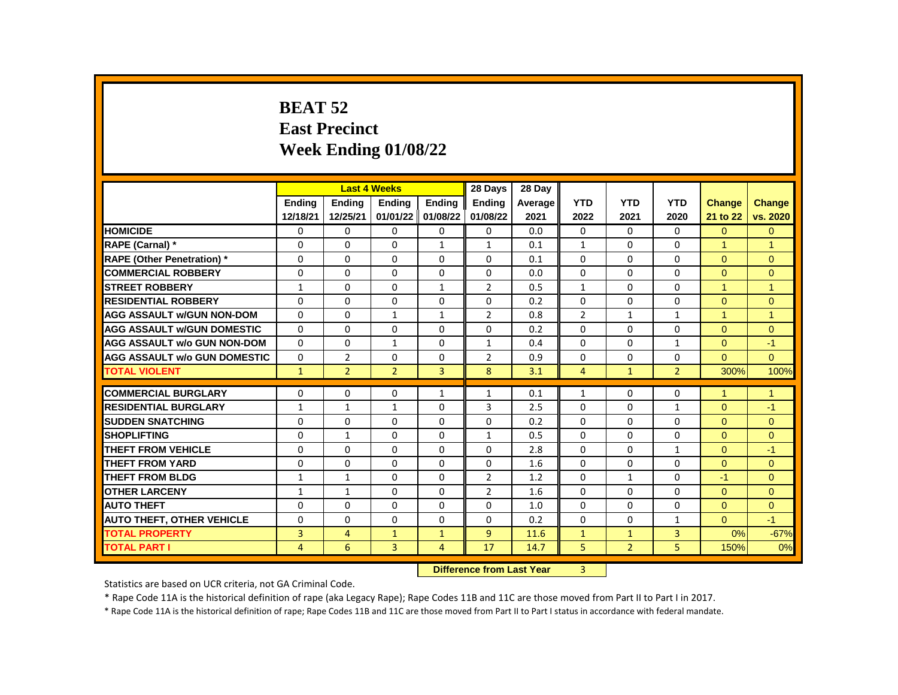# BEAT 52
# East Precinct
# Week Ending 01/08/22

| | Last 4 Weeks | | | | 28 Days | 28 Day | | | | | |
|---|---|---|---|---|---|---|---|---|---|---|---|
| | Ending 12/18/21 | Ending 12/25/21 | Ending 01/01/22 | Ending 01/08/22 | Ending 01/08/22 | Average 2021 | YTD 2022 | YTD 2021 | YTD 2020 | Change 21 to 22 | Change vs. 2020 |
| HOMICIDE | 0 | 0 | 0 | 0 | 0 | 0.0 | 0 | 0 | 0 | 0 | 0 |
| RAPE (Carnal) * | 0 | 0 | 0 | 1 | 1 | 0.1 | 1 | 0 | 0 | 1 | 1 |
| RAPE (Other Penetration) * | 0 | 0 | 0 | 0 | 0 | 0.1 | 0 | 0 | 0 | 0 | 0 |
| COMMERCIAL ROBBERY | 0 | 0 | 0 | 0 | 0 | 0.0 | 0 | 0 | 0 | 0 | 0 |
| STREET ROBBERY | 1 | 0 | 0 | 1 | 2 | 0.5 | 1 | 0 | 0 | 1 | 1 |
| RESIDENTIAL ROBBERY | 0 | 0 | 0 | 0 | 0 | 0.2 | 0 | 0 | 0 | 0 | 0 |
| AGG ASSAULT w/GUN NON-DOM | 0 | 0 | 1 | 1 | 2 | 0.8 | 2 | 1 | 1 | 1 | 1 |
| AGG ASSAULT w/GUN DOMESTIC | 0 | 0 | 0 | 0 | 0 | 0.2 | 0 | 0 | 0 | 0 | 0 |
| AGG ASSAULT w/o GUN NON-DOM | 0 | 0 | 1 | 0 | 1 | 0.4 | 0 | 0 | 1 | 0 | -1 |
| AGG ASSAULT w/o GUN DOMESTIC | 0 | 2 | 0 | 0 | 2 | 0.9 | 0 | 0 | 0 | 0 | 0 |
| TOTAL VIOLENT | 1 | 2 | 2 | 3 | 8 | 3.1 | 4 | 1 | 2 | 300% | 100% |
| COMMERCIAL BURGLARY | 0 | 0 | 0 | 1 | 1 | 0.1 | 1 | 0 | 0 | 1 | 1 |
| RESIDENTIAL BURGLARY | 1 | 1 | 1 | 0 | 3 | 2.5 | 0 | 0 | 1 | 0 | -1 |
| SUDDEN SNATCHING | 0 | 0 | 0 | 0 | 0 | 0.2 | 0 | 0 | 0 | 0 | 0 |
| SHOPLIFTING | 0 | 1 | 0 | 0 | 1 | 0.5 | 0 | 0 | 0 | 0 | 0 |
| THEFT FROM VEHICLE | 0 | 0 | 0 | 0 | 0 | 2.8 | 0 | 0 | 1 | 0 | -1 |
| THEFT FROM YARD | 0 | 0 | 0 | 0 | 0 | 1.6 | 0 | 0 | 0 | 0 | 0 |
| THEFT FROM BLDG | 1 | 1 | 0 | 0 | 2 | 1.2 | 0 | 1 | 0 | -1 | 0 |
| OTHER LARCENY | 1 | 1 | 0 | 0 | 2 | 1.6 | 0 | 0 | 0 | 0 | 0 |
| AUTO THEFT | 0 | 0 | 0 | 0 | 0 | 1.0 | 0 | 0 | 0 | 0 | 0 |
| AUTO THEFT, OTHER VEHICLE | 0 | 0 | 0 | 0 | 0 | 0.2 | 0 | 0 | 1 | 0 | -1 |
| TOTAL PROPERTY | 3 | 4 | 1 | 1 | 9 | 11.6 | 1 | 1 | 3 | 0% | -67% |
| TOTAL PART I | 4 | 6 | 3 | 4 | 17 | 14.7 | 5 | 2 | 5 | 150% | 0% |

**Difference from Last Year** 3

Statistics are based on UCR criteria, not GA Criminal Code.

* Rape Code 11A is the historical definition of rape (aka Legacy Rape); Rape Codes 11B and 11C are those moved from Part II to Part I in 2017.

* Rape Code 11A is the historical definition of rape; Rape Codes 11B and 11C are those moved from Part II to Part I status in accordance with federal mandate.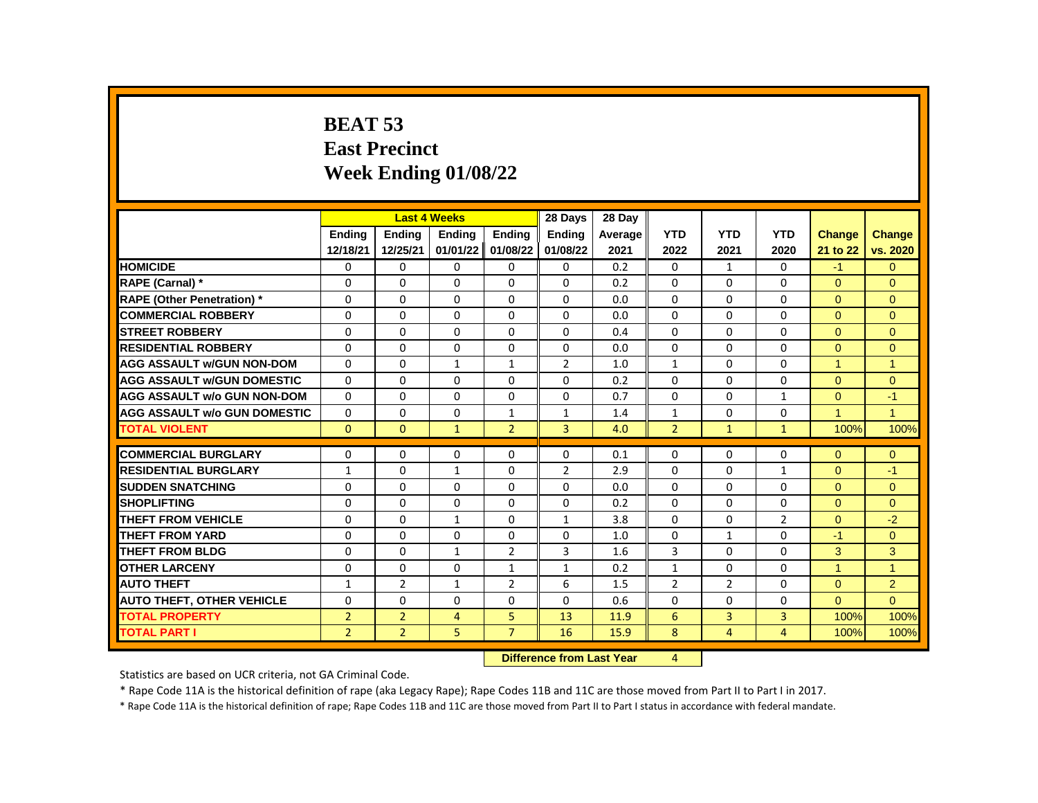# BEAT 53
# East Precinct
# Week Ending 01/08/22

| | Last 4 Weeks | | | | 28 Days | 28 Day | | | | | |
|---|---|---|---|---|---|---|---|---|---|---|---|
| | Ending 12/18/21 | Ending 12/25/21 | Ending 01/01/22 | Ending 01/08/22 | Ending 01/08/22 | Average 2021 | YTD 2022 | YTD 2021 | YTD 2020 | Change 21 to 22 | Change vs. 2020 |
| HOMICIDE | 0 | 0 | 0 | 0 | 0 | 0.2 | 0 | 1 | 0 | -1 | 0 |
| RAPE (Carnal) * | 0 | 0 | 0 | 0 | 0 | 0.2 | 0 | 0 | 0 | 0 | 0 |
| RAPE (Other Penetration) * | 0 | 0 | 0 | 0 | 0 | 0.0 | 0 | 0 | 0 | 0 | 0 |
| COMMERCIAL ROBBERY | 0 | 0 | 0 | 0 | 0 | 0.0 | 0 | 0 | 0 | 0 | 0 |
| STREET ROBBERY | 0 | 0 | 0 | 0 | 0 | 0.4 | 0 | 0 | 0 | 0 | 0 |
| RESIDENTIAL ROBBERY | 0 | 0 | 0 | 0 | 0 | 0.0 | 0 | 0 | 0 | 0 | 0 |
| AGG ASSAULT w/GUN NON-DOM | 0 | 0 | 1 | 1 | 2 | 1.0 | 1 | 0 | 0 | 1 | 1 |
| AGG ASSAULT w/GUN DOMESTIC | 0 | 0 | 0 | 0 | 0 | 0.2 | 0 | 0 | 0 | 0 | 0 |
| AGG ASSAULT w/o GUN NON-DOM | 0 | 0 | 0 | 0 | 0 | 0.7 | 0 | 0 | 1 | 0 | -1 |
| AGG ASSAULT w/o GUN DOMESTIC | 0 | 0 | 0 | 1 | 1 | 1.4 | 1 | 0 | 0 | 1 | 1 |
| TOTAL VIOLENT | 0 | 0 | 1 | 2 | 3 | 4.0 | 2 | 1 | 1 | 100% | 100% |
| COMMERCIAL BURGLARY | 0 | 0 | 0 | 0 | 0 | 0.1 | 0 | 0 | 0 | 0 | 0 |
| RESIDENTIAL BURGLARY | 1 | 0 | 1 | 0 | 2 | 2.9 | 0 | 0 | 1 | 0 | -1 |
| SUDDEN SNATCHING | 0 | 0 | 0 | 0 | 0 | 0.0 | 0 | 0 | 0 | 0 | 0 |
| SHOPLIFTING | 0 | 0 | 0 | 0 | 0 | 0.2 | 0 | 0 | 0 | 0 | 0 |
| THEFT FROM VEHICLE | 0 | 0 | 1 | 0 | 1 | 3.8 | 0 | 0 | 2 | 0 | -2 |
| THEFT FROM YARD | 0 | 0 | 0 | 0 | 0 | 1.0 | 0 | 1 | 0 | -1 | 0 |
| THEFT FROM BLDG | 0 | 0 | 1 | 2 | 3 | 1.6 | 3 | 0 | 0 | 3 | 3 |
| OTHER LARCENY | 0 | 0 | 0 | 1 | 1 | 0.2 | 1 | 0 | 0 | 1 | 1 |
| AUTO THEFT | 1 | 2 | 1 | 2 | 6 | 1.5 | 2 | 2 | 0 | 0 | 2 |
| AUTO THEFT, OTHER VEHICLE | 0 | 0 | 0 | 0 | 0 | 0.6 | 0 | 0 | 0 | 0 | 0 |
| TOTAL PROPERTY | 2 | 2 | 4 | 5 | 13 | 11.9 | 6 | 3 | 3 | 100% | 100% |
| TOTAL PART I | 2 | 2 | 5 | 7 | 16 | 15.9 | 8 | 4 | 4 | 100% | 100% |

**Difference from Last Year** 4

Statistics are based on UCR criteria, not GA Criminal Code.

* Rape Code 11A is the historical definition of rape (aka Legacy Rape); Rape Codes 11B and 11C are those moved from Part II to Part I in 2017.

* Rape Code 11A is the historical definition of rape; Rape Codes 11B and 11C are those moved from Part II to Part I status in accordance with federal mandate.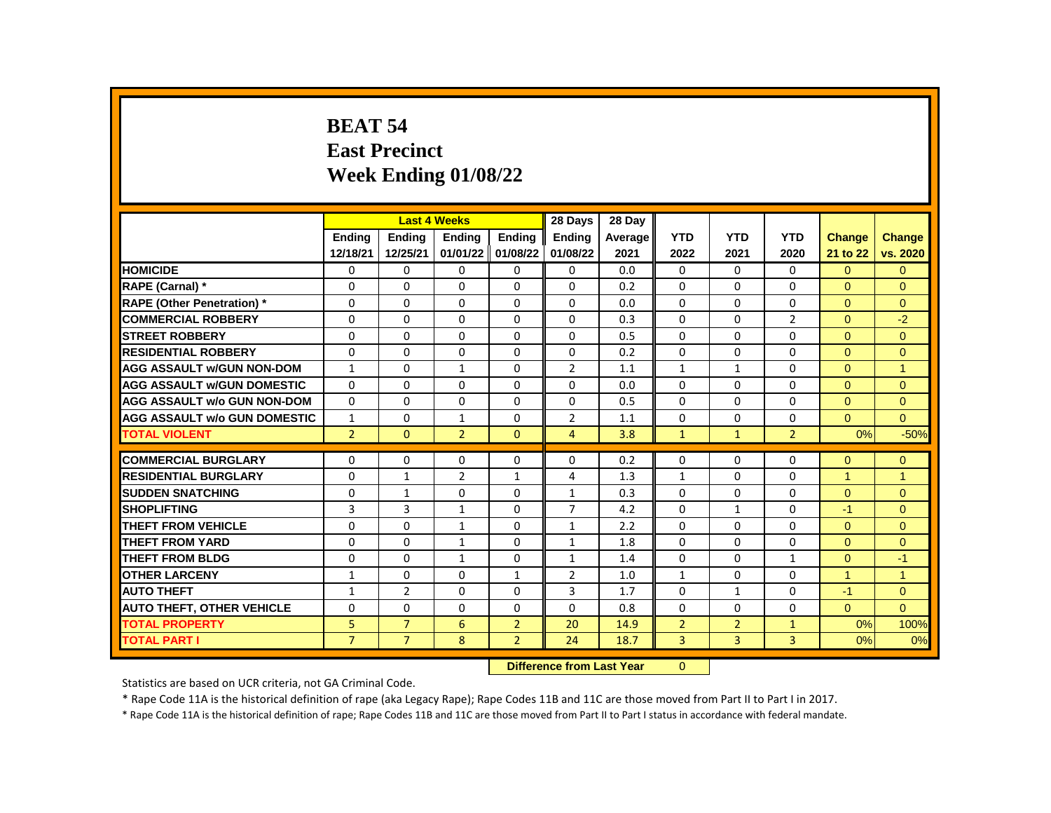# BEAT 54
# East Precinct
# Week Ending 01/08/22

| | Last 4 Weeks | | | | 28 Days | 28 Day | | | | | |
|---|---|---|---|---|---|---|---|---|---|---|---|
| | Ending 12/18/21 | Ending 12/25/21 | Ending 01/01/22 | Ending 01/08/22 | Ending 01/08/22 | Average 2021 | YTD 2022 | YTD 2021 | YTD 2020 | Change 21 to 22 | Change vs. 2020 |
| **HOMICIDE** | 0 | 0 | 0 | 0 | 0 | 0.0 | 0 | 0 | 0 | 0 | 0 |
| **RAPE (Carnal) *** | 0 | 0 | 0 | 0 | 0 | 0.2 | 0 | 0 | 0 | 0 | 0 |
| **RAPE (Other Penetration) *** | 0 | 0 | 0 | 0 | 0 | 0.0 | 0 | 0 | 0 | 0 | 0 |
| **COMMERCIAL ROBBERY** | 0 | 0 | 0 | 0 | 0 | 0.3 | 0 | 0 | 2 | 0 | -2 |
| **STREET ROBBERY** | 0 | 0 | 0 | 0 | 0 | 0.5 | 0 | 0 | 0 | 0 | 0 |
| **RESIDENTIAL ROBBERY** | 0 | 0 | 0 | 0 | 0 | 0.2 | 0 | 0 | 0 | 0 | 0 |
| **AGG ASSAULT w/GUN NON-DOM** | 1 | 0 | 1 | 0 | 2 | 1.1 | 1 | 1 | 0 | 0 | 1 |
| **AGG ASSAULT w/GUN DOMESTIC** | 0 | 0 | 0 | 0 | 0 | 0.0 | 0 | 0 | 0 | 0 | 0 |
| **AGG ASSAULT w/o GUN NON-DOM** | 0 | 0 | 0 | 0 | 0 | 0.5 | 0 | 0 | 0 | 0 | 0 |
| **AGG ASSAULT w/o GUN DOMESTIC** | 1 | 0 | 1 | 0 | 2 | 1.1 | 0 | 0 | 0 | 0 | 0 |
| **TOTAL VIOLENT** | 2 | 0 | 2 | 0 | 4 | 3.8 | 1 | 1 | 2 | 0% | -50% |
| **COMMERCIAL BURGLARY** | 0 | 0 | 0 | 0 | 0 | 0.2 | 0 | 0 | 0 | 0 | 0 |
| **RESIDENTIAL BURGLARY** | 0 | 1 | 2 | 1 | 4 | 1.3 | 1 | 0 | 0 | 1 | 1 |
| **SUDDEN SNATCHING** | 0 | 1 | 0 | 0 | 1 | 0.3 | 0 | 0 | 0 | 0 | 0 |
| **SHOPLIFTING** | 3 | 3 | 1 | 0 | 7 | 4.2 | 0 | 1 | 0 | -1 | 0 |
| **THEFT FROM VEHICLE** | 0 | 0 | 1 | 0 | 1 | 2.2 | 0 | 0 | 0 | 0 | 0 |
| **THEFT FROM YARD** | 0 | 0 | 1 | 0 | 1 | 1.8 | 0 | 0 | 0 | 0 | 0 |
| **THEFT FROM BLDG** | 0 | 0 | 1 | 0 | 1 | 1.4 | 0 | 0 | 1 | 0 | -1 |
| **OTHER LARCENY** | 1 | 0 | 0 | 1 | 2 | 1.0 | 1 | 0 | 0 | 1 | 1 |
| **AUTO THEFT** | 1 | 2 | 0 | 0 | 3 | 1.7 | 0 | 1 | 0 | -1 | 0 |
| **AUTO THEFT, OTHER VEHICLE** | 0 | 0 | 0 | 0 | 0 | 0.8 | 0 | 0 | 0 | 0 | 0 |
| **TOTAL PROPERTY** | 5 | 7 | 6 | 2 | 20 | 14.9 | 2 | 2 | 1 | 0% | 100% |
| **TOTAL PART I** | 7 | 7 | 8 | 2 | 24 | 18.7 | 3 | 3 | 3 | 0% | 0% |

**Difference from Last Year** 0

Statistics are based on UCR criteria, not GA Criminal Code.

* Rape Code 11A is the historical definition of rape (aka Legacy Rape); Rape Codes 11B and 11C are those moved from Part II to Part I in 2017.

* Rape Code 11A is the historical definition of rape; Rape Codes 11B and 11C are those moved from Part II to Part I status in accordance with federal mandate.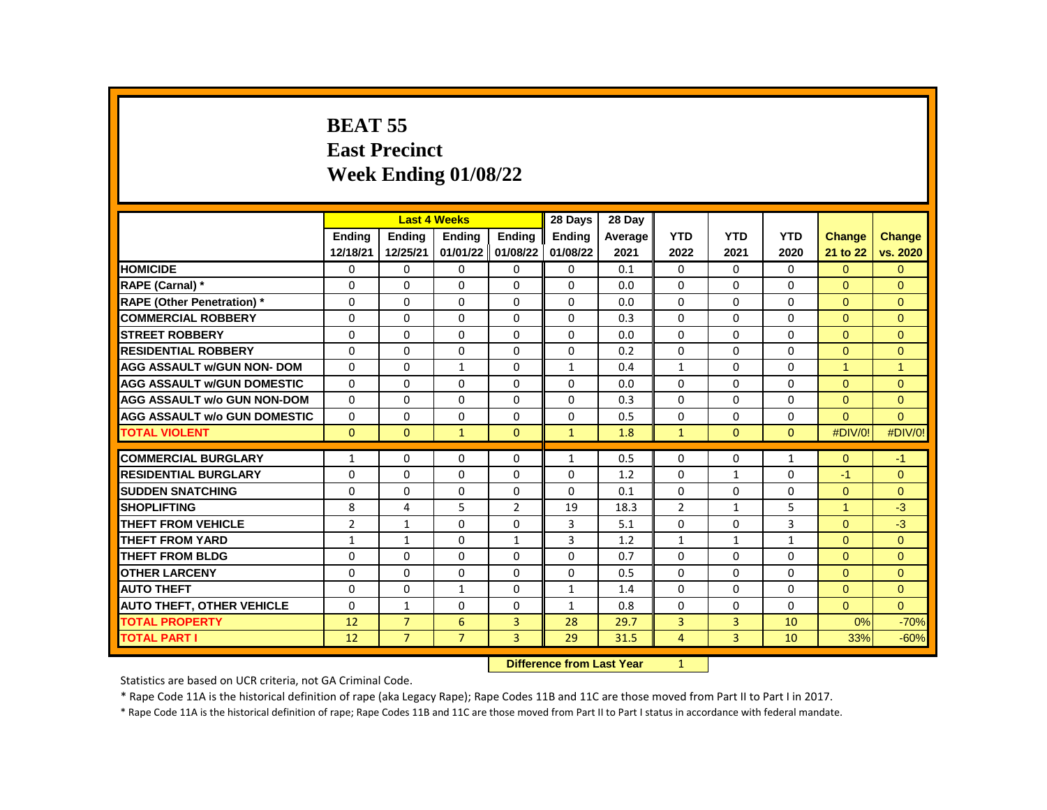# BEAT 55
# East Precinct
# Week Ending 01/08/22

| | Last 4 Weeks | | | | 28 Days | 28 Day | | | | | |
|---|---|---|---|---|---|---|---|---|---|---|---|
| | Ending 12/18/21 | Ending 12/25/21 | Ending 01/01/22 | Ending 01/08/22 | Ending 01/08/22 | Average 2021 | YTD 2022 | YTD 2021 | YTD 2020 | Change 21 to 22 | Change vs. 2020 |
| **HOMICIDE** | 0 | 0 | 0 | 0 | 0 | 0.1 | 0 | 0 | 0 | 0 | 0 |
| **RAPE (Carnal) *** | 0 | 0 | 0 | 0 | 0 | 0.0 | 0 | 0 | 0 | 0 | 0 |
| **RAPE (Other Penetration) *** | 0 | 0 | 0 | 0 | 0 | 0.0 | 0 | 0 | 0 | 0 | 0 |
| **COMMERCIAL ROBBERY** | 0 | 0 | 0 | 0 | 0 | 0.3 | 0 | 0 | 0 | 0 | 0 |
| **STREET ROBBERY** | 0 | 0 | 0 | 0 | 0 | 0.0 | 0 | 0 | 0 | 0 | 0 |
| **RESIDENTIAL ROBBERY** | 0 | 0 | 0 | 0 | 0 | 0.2 | 0 | 0 | 0 | 0 | 0 |
| **AGG ASSAULT w/GUN NON- DOM** | 0 | 0 | 1 | 0 | 1 | 0.4 | 1 | 0 | 0 | 1 | 1 |
| **AGG ASSAULT w/GUN DOMESTIC** | 0 | 0 | 0 | 0 | 0 | 0.0 | 0 | 0 | 0 | 0 | 0 |
| **AGG ASSAULT w/o GUN NON-DOM** | 0 | 0 | 0 | 0 | 0 | 0.3 | 0 | 0 | 0 | 0 | 0 |
| **AGG ASSAULT w/o GUN DOMESTIC** | 0 | 0 | 0 | 0 | 0 | 0.5 | 0 | 0 | 0 | 0 | 0 |
| **TOTAL VIOLENT** | 0 | 0 | 1 | 0 | 1 | 1.8 | 1 | 0 | 0 | #DIV/0! | #DIV/0! |
| **COMMERCIAL BURGLARY** | 1 | 0 | 0 | 0 | 1 | 0.5 | 0 | 0 | 1 | 0 | -1 |
| **RESIDENTIAL BURGLARY** | 0 | 0 | 0 | 0 | 0 | 1.2 | 0 | 1 | 0 | -1 | 0 |
| **SUDDEN SNATCHING** | 0 | 0 | 0 | 0 | 0 | 0.1 | 0 | 0 | 0 | 0 | 0 |
| **SHOPLIFTING** | 8 | 4 | 5 | 2 | 19 | 18.3 | 2 | 1 | 5 | 1 | -3 |
| **THEFT FROM VEHICLE** | 2 | 1 | 0 | 0 | 3 | 5.1 | 0 | 0 | 3 | 0 | -3 |
| **THEFT FROM YARD** | 1 | 1 | 0 | 1 | 3 | 1.2 | 1 | 1 | 1 | 0 | 0 |
| **THEFT FROM BLDG** | 0 | 0 | 0 | 0 | 0 | 0.7 | 0 | 0 | 0 | 0 | 0 |
| **OTHER LARCENY** | 0 | 0 | 0 | 0 | 0 | 0.5 | 0 | 0 | 0 | 0 | 0 |
| **AUTO THEFT** | 0 | 0 | 1 | 0 | 1 | 1.4 | 0 | 0 | 0 | 0 | 0 |
| **AUTO THEFT, OTHER VEHICLE** | 0 | 1 | 0 | 0 | 1 | 0.8 | 0 | 0 | 0 | 0 | 0 |
| **TOTAL PROPERTY** | 12 | 7 | 6 | 3 | 28 | 29.7 | 3 | 3 | 10 | 0% | -70% |
| **TOTAL PART I** | 12 | 7 | 7 | 3 | 29 | 31.5 | 4 | 3 | 10 | 33% | -60% |

**Difference from Last Year** 1

Statistics are based on UCR criteria, not GA Criminal Code.

* Rape Code 11A is the historical definition of rape (aka Legacy Rape); Rape Codes 11B and 11C are those moved from Part II to Part I in 2017.

* Rape Code 11A is the historical definition of rape; Rape Codes 11B and 11C are those moved from Part II to Part I status in accordance with federal mandate.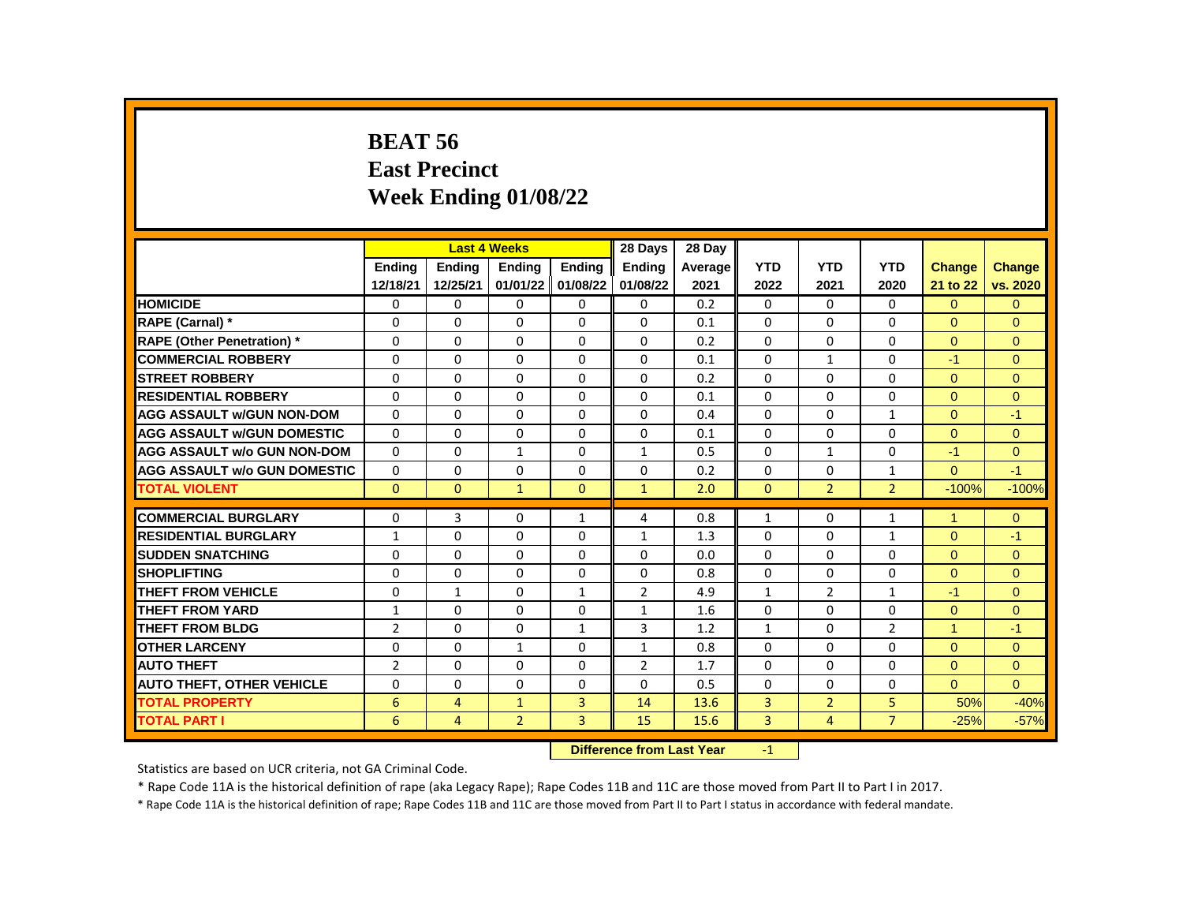# BEAT 56
# East Precinct
# Week Ending 01/08/22

| | Last 4 Weeks | | | | 28 Days | 28 Day | | | | | |
|---|---|---|---|---|---|---|---|---|---|---|---|
| | Ending 12/18/21 | Ending 12/25/21 | Ending 01/01/22 | Ending 01/08/22 | Ending 01/08/22 | Average 2021 | YTD 2022 | YTD 2021 | YTD 2020 | Change 21 to 22 | Change vs. 2020 |
| HOMICIDE | 0 | 0 | 0 | 0 | 0 | 0.2 | 0 | 0 | 0 | 0 | 0 |
| RAPE (Carnal) * | 0 | 0 | 0 | 0 | 0 | 0.1 | 0 | 0 | 0 | 0 | 0 |
| RAPE (Other Penetration) * | 0 | 0 | 0 | 0 | 0 | 0.2 | 0 | 0 | 0 | 0 | 0 |
| COMMERCIAL ROBBERY | 0 | 0 | 0 | 0 | 0 | 0.1 | 0 | 1 | 0 | -1 | 0 |
| STREET ROBBERY | 0 | 0 | 0 | 0 | 0 | 0.2 | 0 | 0 | 0 | 0 | 0 |
| RESIDENTIAL ROBBERY | 0 | 0 | 0 | 0 | 0 | 0.1 | 0 | 0 | 0 | 0 | 0 |
| AGG ASSAULT w/GUN NON-DOM | 0 | 0 | 0 | 0 | 0 | 0.4 | 0 | 0 | 1 | 0 | -1 |
| AGG ASSAULT w/GUN DOMESTIC | 0 | 0 | 0 | 0 | 0 | 0.1 | 0 | 0 | 0 | 0 | 0 |
| AGG ASSAULT w/o GUN NON-DOM | 0 | 0 | 1 | 0 | 1 | 0.5 | 0 | 1 | 0 | -1 | 0 |
| AGG ASSAULT w/o GUN DOMESTIC | 0 | 0 | 0 | 0 | 0 | 0.2 | 0 | 0 | 1 | 0 | -1 |
| TOTAL VIOLENT | 0 | 0 | 1 | 0 | 1 | 2.0 | 0 | 2 | 2 | -100% | -100% |
| COMMERCIAL BURGLARY | 0 | 3 | 0 | 1 | 4 | 0.8 | 1 | 0 | 1 | 1 | 0 |
| RESIDENTIAL BURGLARY | 1 | 0 | 0 | 0 | 1 | 1.3 | 0 | 0 | 1 | 0 | -1 |
| SUDDEN SNATCHING | 0 | 0 | 0 | 0 | 0 | 0.0 | 0 | 0 | 0 | 0 | 0 |
| SHOPLIFTING | 0 | 0 | 0 | 0 | 0 | 0.8 | 0 | 0 | 0 | 0 | 0 |
| THEFT FROM VEHICLE | 0 | 1 | 0 | 1 | 2 | 4.9 | 1 | 2 | 1 | -1 | 0 |
| THEFT FROM YARD | 1 | 0 | 0 | 0 | 1 | 1.6 | 0 | 0 | 0 | 0 | 0 |
| THEFT FROM BLDG | 2 | 0 | 0 | 1 | 3 | 1.2 | 1 | 0 | 2 | 1 | -1 |
| OTHER LARCENY | 0 | 0 | 1 | 0 | 1 | 0.8 | 0 | 0 | 0 | 0 | 0 |
| AUTO THEFT | 2 | 0 | 0 | 0 | 2 | 1.7 | 0 | 0 | 0 | 0 | 0 |
| AUTO THEFT, OTHER VEHICLE | 0 | 0 | 0 | 0 | 0 | 0.5 | 0 | 0 | 0 | 0 | 0 |
| TOTAL PROPERTY | 6 | 4 | 1 | 3 | 14 | 13.6 | 3 | 2 | 5 | 50% | -40% |
| TOTAL PART I | 6 | 4 | 2 | 3 | 15 | 15.6 | 3 | 4 | 7 | -25% | -57% |

**Difference from Last Year** -1

Statistics are based on UCR criteria, not GA Criminal Code.

* Rape Code 11A is the historical definition of rape (aka Legacy Rape); Rape Codes 11B and 11C are those moved from Part II to Part I in 2017.

* Rape Code 11A is the historical definition of rape; Rape Codes 11B and 11C are those moved from Part II to Part I status in accordance with federal mandate.